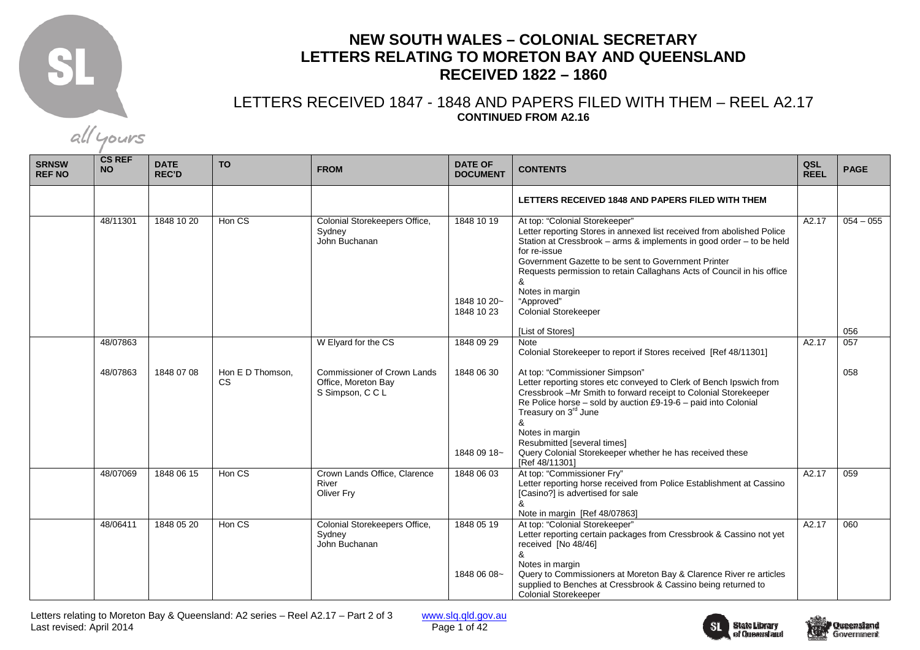# NEW SOUTH WALES – COLONIAL SECRETARY
# LETTERS RELATING TO MORETON BAY AND QUEENSLAND
# RECEIVED 1822 – 1860

## LETTERS RECEIVED 1847 - 1848 AND PAPERS FILED WITH THEM – REEL A2.17
**CONTINUED FROM A2.16**

| SRNSW REF NO | CS REF NO | DATE REC'D | TO | FROM | DATE OF DOCUMENT | CONTENTS | QSL REEL | PAGE |
|---|---|---|---|---|---|---|---|---|
| | | | | | | **LETTERS RECEIVED 1848 AND PAPERS FILED WITH THEM** | | |
| | 48/11301 | 1848 10 20 | Hon CS | Colonial Storekeepers Office, Sydney<br>John Buchanan | 1848 10 19<br><br><br><br><br><br><br>1848 10 20~<br>1848 10 23 | At top: "Colonial Storekeeper"<br>Letter reporting Stores in annexed list received from abolished Police Station at Cressbrook – arms & implements in good order – to be held for re-issue<br>Government Gazette to be sent to Government Printer<br>Requests permission to retain Callaghans Acts of Council in his office<br>&<br>Notes in margin<br>"Approved"<br>Colonial Storekeeper<br><br>[List of Stores] | A2.17 | 054 – 055<br><br><br><br><br><br><br><br><br><br>056 |
| | 48/07863 | | | W Elyard for the CS | 1848 09 29 | Note<br>Colonial Storekeeper to report if Stores received [Ref 48/11301] | A2.17 | 057 |
| | 48/07863 | 1848 07 08 | Hon E D Thomson, CS | Commissioner of Crown Lands Office, Moreton Bay<br>S Simpson, C C L | 1848 06 30<br><br><br><br><br><br><br><br>1848 09 18~ | At top: "Commissioner Simpson"<br>Letter reporting stores etc conveyed to Clerk of Bench Ipswich from Cressbrook –Mr Smith to forward receipt to Colonial Storekeeper<br>Re Police horse – sold by auction £9-19-6 – paid into Colonial Treasury on 3rd June<br>&<br>Notes in margin<br>Resubmitted [several times]<br>Query Colonial Storekeeper whether he has received these [Ref 48/11301] | | 058 |
| | 48/07069 | 1848 06 15 | Hon CS | Crown Lands Office, Clarence River<br>Oliver Fry | 1848 06 03 | At top: "Commissioner Fry"<br>Letter reporting horse received from Police Establishment at Cassino [Casino?] is advertised for sale<br>&<br>Note in margin [Ref 48/07863] | A2.17 | 059 |
| | 48/06411 | 1848 05 20 | Hon CS | Colonial Storekeepers Office, Sydney<br>John Buchanan | 1848 05 19<br><br><br><br><br>1848 06 08~ | At top: "Colonial Storekeeper"<br>Letter reporting certain packages from Cressbrook & Cassino not yet received [No 48/46]<br>&<br>Notes in margin<br>Query to Commissioners at Moreton Bay & Clarence River re articles supplied to Benches at Cressbrook & Cassino being returned to Colonial Storekeeper | A2.17 | 060 |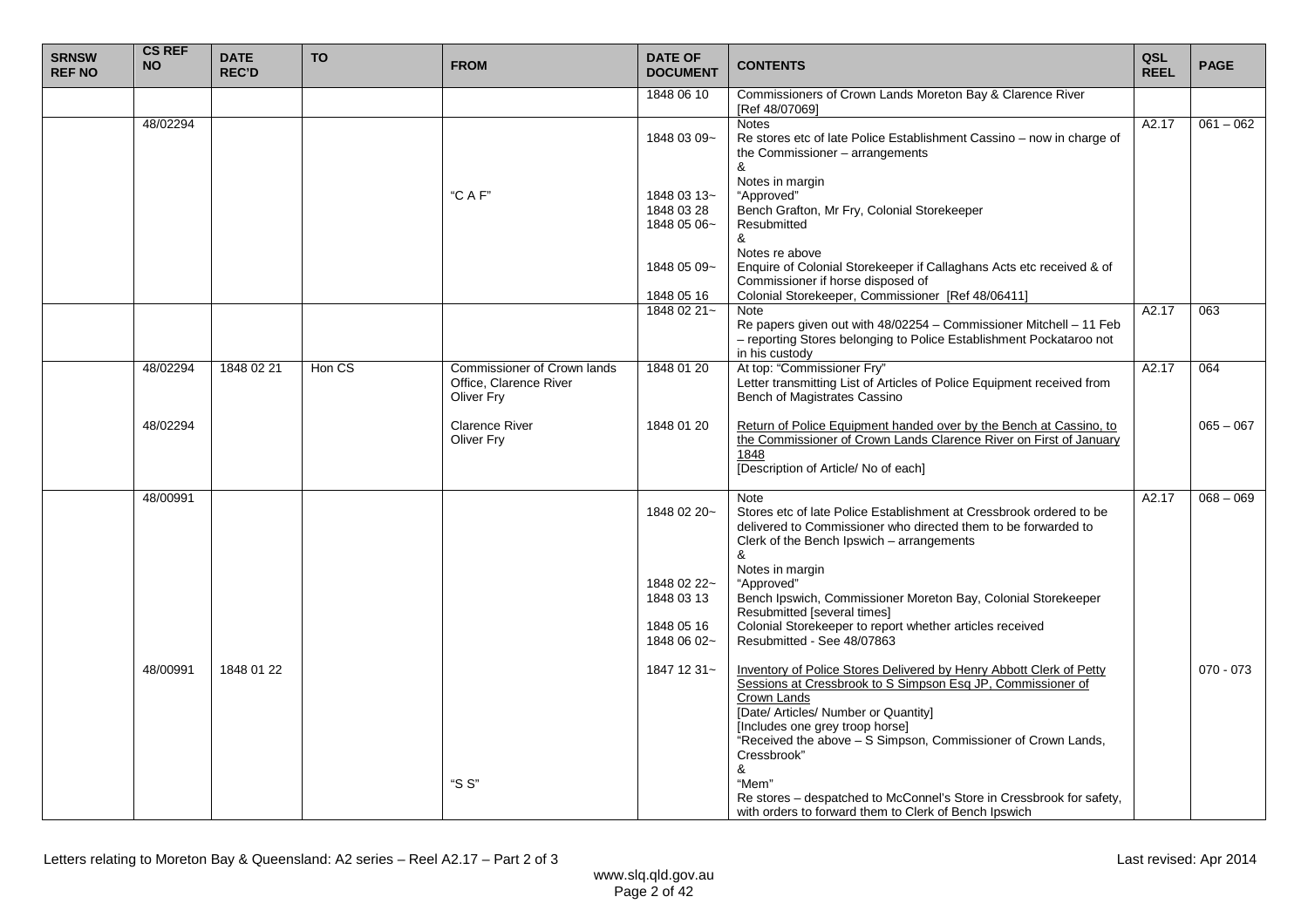| SRNSW REF NO | CS REF NO | DATE REC'D | TO | FROM | DATE OF DOCUMENT | CONTENTS | QSL REEL | PAGE |
|---|---|---|---|---|---|---|---|---|
| | | | | | 1848 06 10 | Commissioners of Crown Lands Moreton Bay & Clarence River [Ref 48/07069] | | |
| | 48/02294 | | | "C A F" | 1848 03 09~<br><br><br><br>1848 03 13~<br>1848 03 28<br>1848 05 06~<br><br><br>1848 05 09~<br><br>1848 05 16 | Notes<br>Re stores etc of late Police Establishment Cassino – now in charge of the Commissioner – arrangements<br>&<br>Notes in margin<br>"Approved"<br>Bench Grafton, Mr Fry, Colonial Storekeeper<br>Resubmitted<br>&<br>Notes re above<br>Enquire of Colonial Storekeeper if Callaghans Acts etc received & of Commissioner if horse disposed of<br>Colonial Storekeeper, Commissioner [Ref 48/06411] | A2.17 | 061 – 062 |
| | | | | | 1848 02 21~ | Note<br>Re papers given out with 48/02254 – Commissioner Mitchell – 11 Feb – reporting Stores belonging to Police Establishment Pockataroo not in his custody | A2.17 | 063 |
| | 48/02294 | 1848 02 21 | Hon CS | Commissioner of Crown lands Office, Clarence River<br>Oliver Fry | 1848 01 20 | At top: "Commissioner Fry"<br>Letter transmitting List of Articles of Police Equipment received from Bench of Magistrates Cassino | A2.17 | 064 |
| | 48/02294 | | | Clarence River<br>Oliver Fry | 1848 01 20 | Return of Police Equipment handed over by the Bench at Cassino, to the Commissioner of Crown Lands Clarence River on First of January 1848<br>[Description of Article/ No of each] | | 065 – 067 |
| | 48/00991 | | | | 1848 02 20~<br><br><br><br><br>1848 02 22~<br>1848 03 13<br><br>1848 05 16<br>1848 06 02~ | Note<br>Stores etc of late Police Establishment at Cressbrook ordered to be delivered to Commissioner who directed them to be forwarded to Clerk of the Bench Ipswich – arrangements<br>&<br>Notes in margin<br>"Approved"<br>Bench Ipswich, Commissioner Moreton Bay, Colonial Storekeeper<br>Resubmitted [several times]<br>Colonial Storekeeper to report whether articles received<br>Resubmitted - See 48/07863 | A2.17 | 068 – 069 |
| | 48/00991 | 1848 01 22 | | "S S" | 1847 12 31~ | Inventory of Police Stores Delivered by Henry Abbott Clerk of Petty Sessions at Cressbrook to S Simpson Esq JP, Commissioner of Crown Lands<br>[Date/ Articles/ Number or Quantity]<br>[Includes one grey troop horse]<br>"Received the above – S Simpson, Commissioner of Crown Lands, Cressbrook"<br>&<br>"Mem"<br>Re stores – despatched to McConnel's Store in Cressbrook for safety, with orders to forward them to Clerk of Bench Ipswich | | 070 - 073 |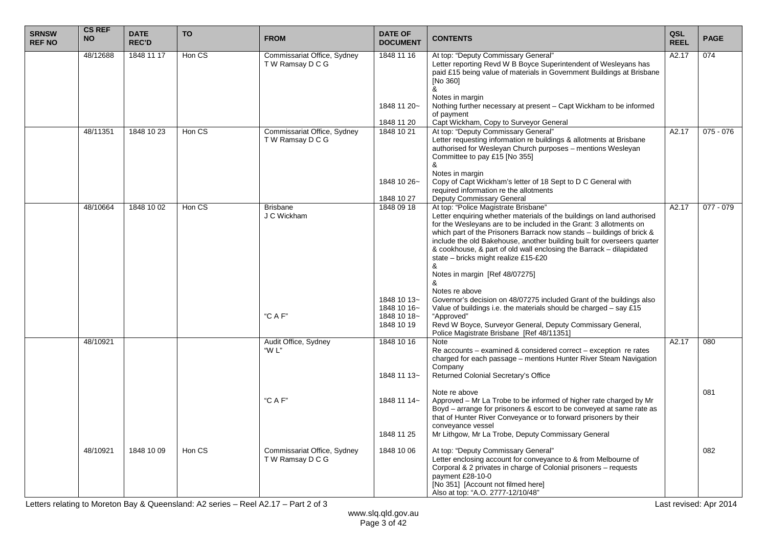| SRNSW REF NO | CS REF NO | DATE REC'D | TO | FROM | DATE OF DOCUMENT | CONTENTS | QSL REEL | PAGE |
|---|---|---|---|---|---|---|---|---|
| | 48/12688 | 1848 11 17 | Hon CS | Commissariat Office, Sydney<br>T W Ramsay D C G | 1848 11 16<br><br><br><br><br><br>1848 11 20~<br><br>1848 11 20 | At top: "Deputy Commissary General"<br>Letter reporting Revd W B Boyce Superintendent of Wesleyans has paid £15 being value of materials in Government Buildings at Brisbane [No 360]<br>&<br>Notes in margin<br>Nothing further necessary at present – Capt Wickham to be informed of payment<br>Capt Wickham, Copy to Surveyor General | A2.17 | 074 |
| | 48/11351 | 1848 10 23 | Hon CS | Commissariat Office, Sydney<br>T W Ramsay D C G | 1848 10 21<br><br><br><br><br><br>1848 10 26~<br><br>1848 10 27 | At top: "Deputy Commissary General"<br>Letter requesting information re buildings & allotments at Brisbane authorised for Wesleyan Church purposes – mentions Wesleyan Committee to pay £15 [No 355]<br>&<br>Notes in margin<br>Copy of Capt Wickham's letter of 18 Sept to D C General with required information re the allotments<br>Deputy Commissary General | A2.17 | 075 - 076 |
| | 48/10664 | 1848 10 02 | Hon CS | Brisbane<br>J C Wickham<br><br><br><br><br><br><br><br><br><br><br><br>"C A F" | 1848 09 18<br><br><br><br><br><br><br><br><br><br><br>1848 10 13~<br>1848 10 16~<br>1848 10 18~<br>1848 10 19 | At top: "Police Magistrate Brisbane"<br>Letter enquiring whether materials of the buildings on land authorised for the Wesleyans are to be included in the Grant: 3 allotments on which part of the Prisoners Barrack now stands – buildings of brick & include the old Bakehouse, another building built for overseers quarter & cookhouse, & part of old wall enclosing the Barrack – dilapidated state – bricks might realize £15-£20<br>&<br>Notes in margin [Ref 48/07275]<br>&<br>Notes re above<br>Governor's decision on 48/07275 included Grant of the buildings also<br>Value of buildings i.e. the materials should be charged – say £15<br>"Approved"<br>Revd W Boyce, Surveyor General, Deputy Commissary General, Police Magistrate Brisbane [Ref 48/11351] | A2.17 | 077 - 079 |
| | 48/10921 | | | Audit Office, Sydney<br>"W L"<br><br><br><br><br><br>"C A F" | 1848 10 16<br><br><br><br>1848 11 13~<br><br><br>1848 11 14~<br><br><br><br>1848 11 25 | Note<br>Re accounts – examined & considered correct – exception re rates charged for each passage – mentions Hunter River Steam Navigation Company<br>Returned Colonial Secretary's Office<br><br>Note re above<br>Approved – Mr La Trobe to be informed of higher rate charged by Mr Boyd – arrange for prisoners & escort to be conveyed at same rate as that of Hunter River Conveyance or to forward prisoners by their conveyance vessel<br>Mr Lithgow, Mr La Trobe, Deputy Commissary General | A2.17 | 080<br><br><br><br><br><br>081 |
| | 48/10921 | 1848 10 09 | Hon CS | Commissariat Office, Sydney<br>T W Ramsay D C G | 1848 10 06 | At top: "Deputy Commissary General"<br>Letter enclosing account for conveyance to & from Melbourne of Corporal & 2 privates in charge of Colonial prisoners – requests payment £28-10-0<br>[No 351] [Account not filmed here]<br>Also at top: "A.O. 2777-12/10/48" | | 082 |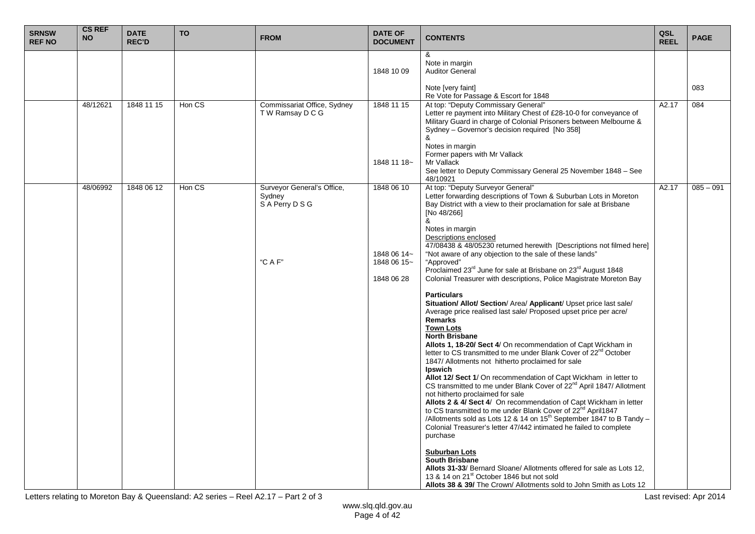| SRNSW REF NO | CS REF NO | DATE REC'D | TO | FROM | DATE OF DOCUMENT | CONTENTS | QSL REEL | PAGE |
|---|---|---|---|---|---|---|---|---|
| | | | | | 1848 10 09 | &<br>Note in margin<br>Auditor General<br><br>Note [very faint]<br>Re Vote for Passage & Escort for 1848 | | 083 |
| | 48/12621 | 1848 11 15 | Hon CS | Commissariat Office, Sydney<br>T W Ramsay D C G | 1848 11 15<br><br><br><br><br><br>1848 11 18~ | At top: "Deputy Commissary General"<br>Letter re payment into Military Chest of £28-10-0 for conveyance of Military Guard in charge of Colonial Prisoners between Melbourne & Sydney – Governor's decision required [No 358]<br>&<br>Notes in margin<br>Former papers with Mr Vallack<br>Mr Vallack<br>See letter to Deputy Commissary General 25 November 1848 – See 48/10921 | A2.17 | 084 |
| | 48/06992 | 1848 06 12 | Hon CS | Surveyor General's Office, Sydney<br>S A Perry D S G<br><br><br><br><br><br><br>"C A F" | 1848 06 10<br><br><br><br><br><br><br>1848 06 14~<br>1848 06 15~<br><br>1848 06 28 | At top: "Deputy Surveyor General"<br>Letter forwarding descriptions of Town & Suburban Lots in Moreton Bay District with a view to their proclamation for sale at Brisbane [No 48/266]<br>&<br>Notes in margin<br>Descriptions enclosed<br>47/08438 & 48/05230 returned herewith [Descriptions not filmed here]<br>"Not aware of any objection to the sale of these lands"<br>"Approved"<br>Proclaimed 23rd June for sale at Brisbane on 23rd August 1848<br>Colonial Treasurer with descriptions, Police Magistrate Moreton Bay<br><br>**Particulars**<br>**Situation/ Allot/ Section**/ Area/ **Applicant**/ Upset price last sale/ Average price realised last sale/ Proposed upset price per acre/ **Remarks**<br>**Town Lots**<br>**North Brisbane**<br>**Allots 1, 18-20/ Sect 4**/ On recommendation of Capt Wickham in letter to CS transmitted to me under Blank Cover of 22nd October 1847/ Allotments not hitherto proclaimed for sale<br>**Ipswich**<br>**Allot 12/ Sect 1**/ On recommendation of Capt Wickham in letter to CS transmitted to me under Blank Cover of 22nd April 1847/ Allotment not hitherto proclaimed for sale<br>**Allots 2 & 4/ Sect 4**/ On recommendation of Capt Wickham in letter to CS transmitted to me under Blank Cover of 22nd April1847 /Allotments sold as Lots 12 & 14 on 15th September 1847 to B Tandy – Colonial Treasurer's letter 47/442 intimated he failed to complete purchase<br><br>**Suburban Lots**<br>**South Brisbane**<br>**Allots 31-33**/ Bernard Sloane/ Allotments offered for sale as Lots 12, 13 & 14 on 21st October 1846 but not sold<br>**Allots 38 & 39/** The Crown/ Allotments sold to John Smith as Lots 12 | A2.17 | 085 – 091 |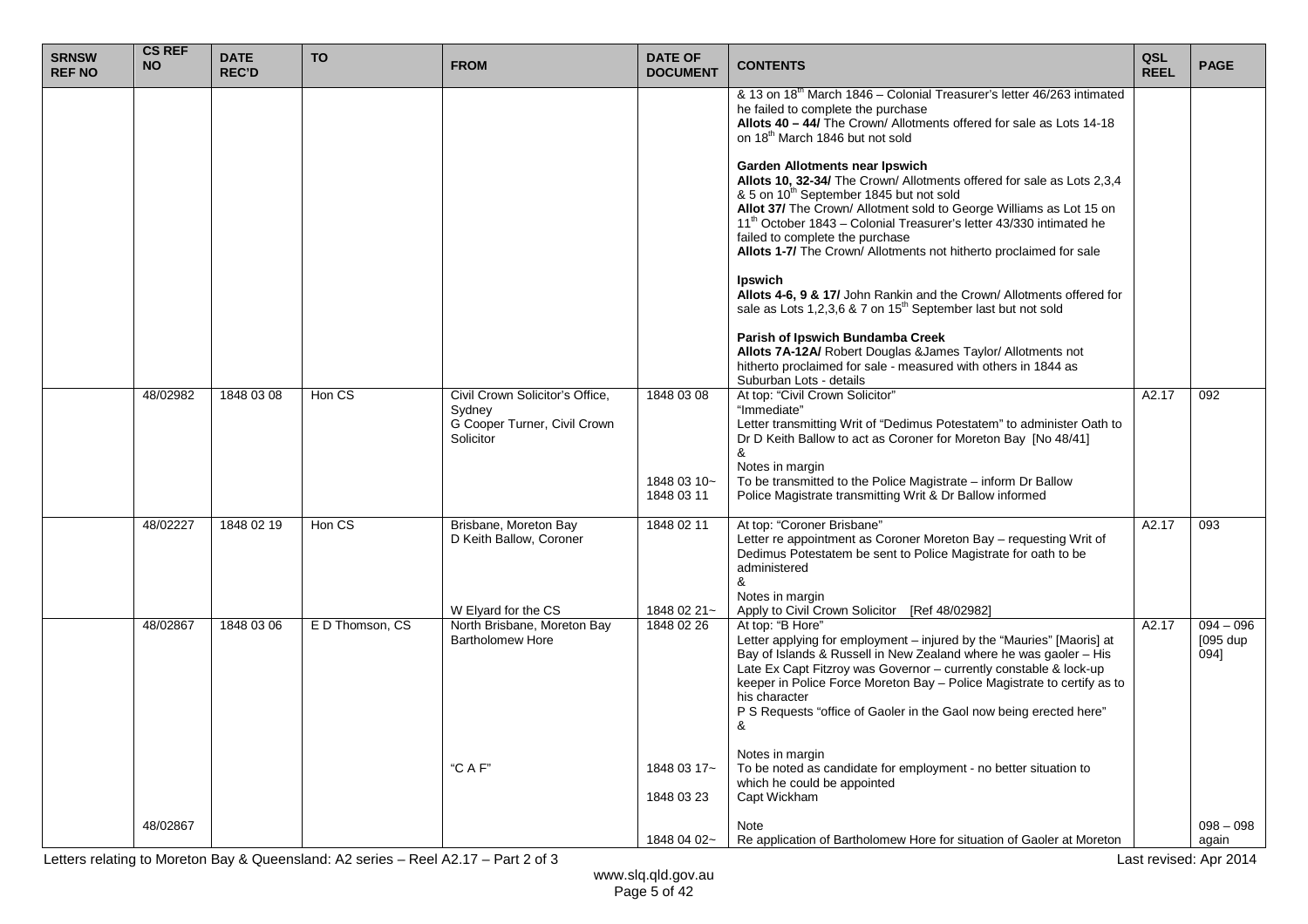| SRNSW REF NO | CS REF NO | DATE REC'D | TO | FROM | DATE OF DOCUMENT | CONTENTS | QSL REEL | PAGE |
|---|---|---|---|---|---|---|---|---|
| | | | | | | & 13 on 18th March 1846 – Colonial Treasurer's letter 46/263 intimated he failed to complete the purchase<br>**Allots 40 – 44/** The Crown/ Allotments offered for sale as Lots 14-18 on 18th March 1846 but not sold<br><br>**Garden Allotments near Ipswich**<br>**Allots 10, 32-34/** The Crown/ Allotments offered for sale as Lots 2,3,4 & 5 on 10th September 1845 but not sold<br>**Allot 37/** The Crown/ Allotment sold to George Williams as Lot 15 on 11th October 1843 – Colonial Treasurer's letter 43/330 intimated he failed to complete the purchase<br>**Allots 1-7/** The Crown/ Allotments not hitherto proclaimed for sale<br><br>**Ipswich**<br>**Allots 4-6, 9 & 17/** John Rankin and the Crown/ Allotments offered for sale as Lots 1,2,3,6 & 7 on 15th September last but not sold<br><br>**Parish of Ipswich Bundamba Creek**<br>**Allots 7A-12A/** Robert Douglas &James Taylor/ Allotments not hitherto proclaimed for sale - measured with others in 1844 as Suburban Lots - details | | |
| | 48/02982 | 1848 03 08 | Hon CS | Civil Crown Solicitor's Office, Sydney<br>G Cooper Turner, Civil Crown Solicitor | 1848 03 08<br><br><br><br><br>1848 03 10~<br>1848 03 11 | At top: "Civil Crown Solicitor"<br>"Immediate"<br>Letter transmitting Writ of "Dedimus Potestatem" to administer Oath to Dr D Keith Ballow to act as Coroner for Moreton Bay [No 48/41]<br>&<br>Notes in margin<br>To be transmitted to the Police Magistrate – inform Dr Ballow<br>Police Magistrate transmitting Writ & Dr Ballow informed | A2.17 | 092 |
| | 48/02227 | 1848 02 19 | Hon CS | Brisbane, Moreton Bay<br>D Keith Ballow, Coroner<br><br><br><br>W Elyard for the CS | 1848 02 11<br><br><br><br><br>1848 02 21~ | At top: "Coroner Brisbane"<br>Letter re appointment as Coroner Moreton Bay – requesting Writ of Dedimus Potestatem be sent to Police Magistrate for oath to be administered<br>&<br>Notes in margin<br>Apply to Civil Crown Solicitor [Ref 48/02982] | A2.17 | 093 |
| | 48/02867 | 1848 03 06 | E D Thomson, CS | North Brisbane, Moreton Bay<br>Bartholomew Hore<br><br><br><br><br><br><br>"C A F" | 1848 02 26<br><br><br><br><br><br><br><br>1848 03 17~<br><br>1848 03 23 | At top: "B Hore"<br>Letter applying for employment – injured by the "Mauries" [Maoris] at Bay of Islands & Russell in New Zealand where he was gaoler – His Late Ex Capt Fitzroy was Governor – currently constable & lock-up keeper in Police Force Moreton Bay – Police Magistrate to certify as to his character<br>P S Requests "office of Gaoler in the Gaol now being erected here"<br>&<br>Notes in margin<br>To be noted as candidate for employment - no better situation to which he could be appointed<br>Capt Wickham | A2.17 | 094 – 096 [095 dup 094] |
| | 48/02867 | | | | 1848 04 02~ | Note<br>Re application of Bartholomew Hore for situation of Gaoler at Moreton | | 098 – 098 again |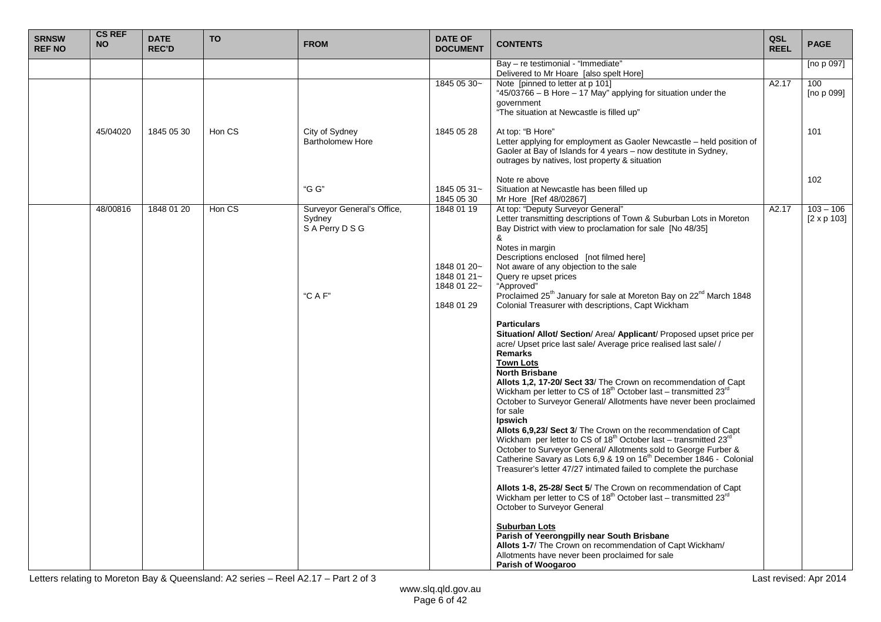| SRNSW REF NO | CS REF NO | DATE REC'D | TO | FROM | DATE OF DOCUMENT | CONTENTS | QSL REEL | PAGE |
|---|---|---|---|---|---|---|---|---|
| | | | | | | Bay – re testimonial - "Immediate"<br>Delivered to Mr Hoare [also spelt Hore] | | [no p 097] |
| | | | | | 1845 05 30~ | Note [pinned to letter at p 101]<br>"45/03766 – B Hore – 17 May" applying for situation under the government<br>"The situation at Newcastle is filled up" | A2.17 | 100<br>[no p 099] |
| | 45/04020 | 1845 05 30 | Hon CS | City of Sydney<br>Bartholomew Hore | 1845 05 28 | At top: "B Hore"<br>Letter applying for employment as Gaoler Newcastle – held position of Gaoler at Bay of Islands for 4 years – now destitute in Sydney, outrages by natives, lost property & situation | | 101 |
| | | | | "G G" | 1845 05 31~<br>1845 05 30 | Note re above<br>Situation at Newcastle has been filled up<br>Mr Hore [Ref 48/02867] | | 102 |
| | 48/00816 | 1848 01 20 | Hon CS | Surveyor General's Office, Sydney<br>S A Perry D S G<br><br><br><br><br><br>"C A F" | 1848 01 19<br><br><br><br><br>1848 01 20~<br>1848 01 21~<br>1848 01 22~<br><br>1848 01 29 | At top: "Deputy Surveyor General"<br>Letter transmitting descriptions of Town & Suburban Lots in Moreton Bay District with view to proclamation for sale [No 48/35]<br>&<br>Notes in margin<br>Descriptions enclosed [not filmed here]<br>Not aware of any objection to the sale<br>Query re upset prices<br>"Approved"<br>Proclaimed 25th January for sale at Moreton Bay on 22nd March 1848<br>Colonial Treasurer with descriptions, Capt Wickham<br><br>**Particulars**<br>**Situation/ Allot/ Section**/ Area/ **Applicant**/ Proposed upset price per acre/ Upset price last sale/ Average price realised last sale/ /<br>**Remarks**<br>**Town Lots**<br>**North Brisbane**<br>**Allots 1,2, 17-20/ Sect 33**/ The Crown on recommendation of Capt Wickham per letter to CS of 18th October last – transmitted 23rd October to Surveyor General/ Allotments have never been proclaimed for sale<br>**Ipswich**<br>**Allots 6,9,23/ Sect 3**/ The Crown on the recommendation of Capt Wickham per letter to CS of 18th October last – transmitted 23rd October to Surveyor General/ Allotments sold to George Furber & Catherine Savary as Lots 6,9 & 19 on 16th December 1846 - Colonial Treasurer's letter 47/27 intimated failed to complete the purchase<br><br>**Allots 1-8, 25-28/ Sect 5**/ The Crown on recommendation of Capt Wickham per letter to CS of 18th October last – transmitted 23rd October to Surveyor General<br><br>**Suburban Lots**<br>**Parish of Yeerongpilly near South Brisbane**<br>**Allots 1-7**/ The Crown on recommendation of Capt Wickham/ Allotments have never been proclaimed for sale<br>**Parish of Woogaroo** | A2.17 | 103 – 106<br>[2 x p 103] |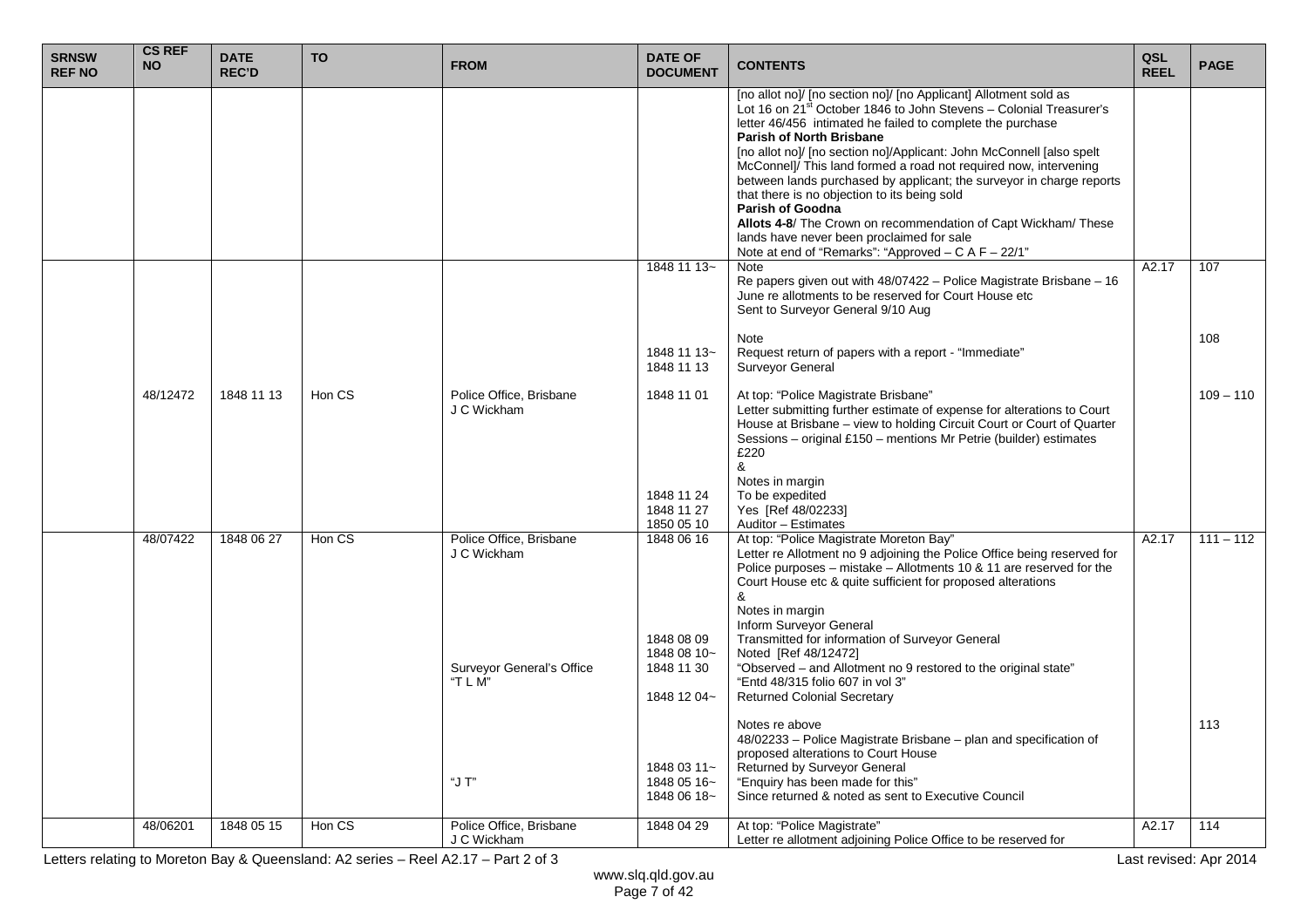| SRNSW REF NO | CS REF NO | DATE REC'D | TO | FROM | DATE OF DOCUMENT | CONTENTS | QSL REEL | PAGE |
|---|---|---|---|---|---|---|---|---|
| | | | | | | [no allot no]/ [no section no]/ [no Applicant] Allotment sold as Lot 16 on 21st October 1846 to John Stevens – Colonial Treasurer's letter 46/456 intimated he failed to complete the purchase<br>**Parish of North Brisbane**<br>[no allot no]/ [no section no]/Applicant: John McConnell [also spelt McConnel]/ This land formed a road not required now, intervening between lands purchased by applicant; the surveyor in charge reports that there is no objection to its being sold<br>**Parish of Goodna**<br>**Allots 4-8**/ The Crown on recommendation of Capt Wickham/ These lands have never been proclaimed for sale<br>Note at end of "Remarks": "Approved – C A F – 22/1" | | |
| | | | | | 1848 11 13~ | Note<br>Re papers given out with 48/07422 – Police Magistrate Brisbane – 16 June re allotments to be reserved for Court House etc<br>Sent to Surveyor General 9/10 Aug | A2.17 | 107 |
| | | | | | 1848 11 13~<br>1848 11 13 | Note<br>Request return of papers with a report - "Immediate"<br>Surveyor General | | 108 |
| | 48/12472 | 1848 11 13 | Hon CS | Police Office, Brisbane<br>J C Wickham | 1848 11 01<br><br><br><br><br><br>1848 11 24<br>1848 11 27<br>1850 05 10 | At top: "Police Magistrate Brisbane"<br>Letter submitting further estimate of expense for alterations to Court House at Brisbane – view to holding Circuit Court or Court of Quarter Sessions – original £150 – mentions Mr Petrie (builder) estimates £220<br>&<br>Notes in margin<br>To be expedited<br>Yes [Ref 48/02233]<br>Auditor – Estimates | | 109 – 110 |
| | 48/07422 | 1848 06 27 | Hon CS | Police Office, Brisbane<br>J C Wickham<br><br><br><br><br>Surveyor General's Office<br>"T L M" | 1848 06 16<br><br><br><br><br><br>1848 08 09<br>1848 08 10~<br>1848 11 30<br><br>1848 12 04~ | At top: "Police Magistrate Moreton Bay"<br>Letter re Allotment no 9 adjoining the Police Office being reserved for Police purposes – mistake – Allotments 10 & 11 are reserved for the Court House etc & quite sufficient for proposed alterations<br>&<br>Notes in margin<br>Inform Surveyor General<br>Transmitted for information of Surveyor General<br>Noted [Ref 48/12472]<br>"Observed – and Allotment no 9 restored to the original state"<br>"Entd 48/315 folio 607 in vol 3"<br>Returned Colonial Secretary | A2.17 | 111 – 112 |
| | | | | <br><br><br>"J T" | <br><br><br>1848 03 11~<br>1848 05 16~<br>1848 06 18~ | Notes re above<br>48/02233 – Police Magistrate Brisbane – plan and specification of proposed alterations to Court House<br>Returned by Surveyor General<br>"Enquiry has been made for this"<br>Since returned & noted as sent to Executive Council | | 113 |
| | 48/06201 | 1848 05 15 | Hon CS | Police Office, Brisbane<br>J C Wickham | 1848 04 29 | At top: "Police Magistrate"<br>Letter re allotment adjoining Police Office to be reserved for | A2.17 | 114 |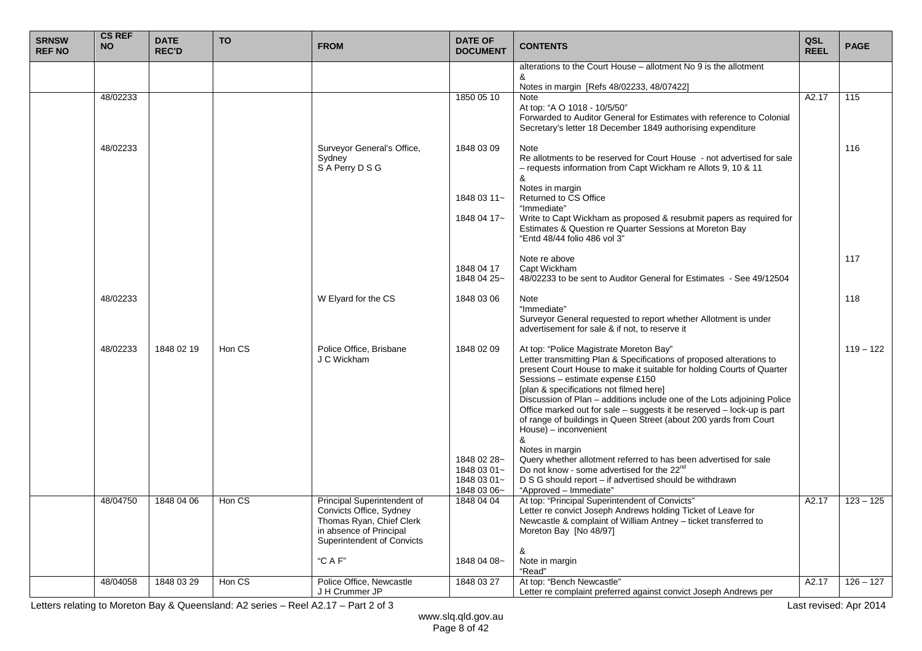| SRNSW REF NO | CS REF NO | DATE REC'D | TO | FROM | DATE OF DOCUMENT | CONTENTS | QSL REEL | PAGE |
|---|---|---|---|---|---|---|---|---|
| | | | | | | alterations to the Court House – allotment No 9 is the allotment<br>&<br>Notes in margin [Refs 48/02233, 48/07422] | | |
| | 48/02233 | | | | 1850 05 10 | Note<br>At top: "A O 1018 - 10/5/50"<br>Forwarded to Auditor General for Estimates with reference to Colonial Secretary's letter 18 December 1849 authorising expenditure | A2.17 | 115 |
| | 48/02233 | | | Surveyor General's Office, Sydney<br>S A Perry D S G | 1848 03 09<br><br><br><br><br>1848 03 11~<br><br>1848 04 17~ | Note<br>Re allotments to be reserved for Court House - not advertised for sale – requests information from Capt Wickham re Allots 9, 10 & 11<br>&<br>Notes in margin<br>Returned to CS Office<br>"Immediate"<br>Write to Capt Wickham as proposed & resubmit papers as required for Estimates & Question re Quarter Sessions at Moreton Bay<br>"Entd 48/44 folio 486 vol 3" | | 116 |
| | | | | | <br>1848 04 17<br>1848 04 25~ | Note re above<br>Capt Wickham<br>48/02233 to be sent to Auditor General for Estimates - See 49/12504 | | 117 |
| | 48/02233 | | | W Elyard for the CS | 1848 03 06 | Note<br>"Immediate"<br>Surveyor General requested to report whether Allotment is under advertisement for sale & if not, to reserve it | | 118 |
| | 48/02233 | 1848 02 19 | Hon CS | Police Office, Brisbane<br>J C Wickham | 1848 02 09<br><br><br><br><br><br><br><br><br><br><br><br>1848 02 28~<br>1848 03 01~<br>1848 03 01~<br>1848 03 06~ | At top: "Police Magistrate Moreton Bay"<br>Letter transmitting Plan & Specifications of proposed alterations to present Court House to make it suitable for holding Courts of Quarter Sessions – estimate expense £150<br>[plan & specifications not filmed here]<br>Discussion of Plan – additions include one of the Lots adjoining Police Office marked out for sale – suggests it be reserved – lock-up is part of range of buildings in Queen Street (about 200 yards from Court House) – inconvenient<br>&<br>Notes in margin<br>Query whether allotment referred to has been advertised for sale<br>Do not know - some advertised for the 22nd<br>D S G should report – if advertised should be withdrawn<br>"Approved – Immediate" | | 119 – 122 |
| | 48/04750 | 1848 04 06 | Hon CS | Principal Superintendent of Convicts Office, Sydney<br>Thomas Ryan, Chief Clerk in absence of Principal Superintendent of Convicts<br><br>"C A F" | 1848 04 04<br><br><br><br><br><br>1848 04 08~ | At top: "Principal Superintendent of Convicts"<br>Letter re convict Joseph Andrews holding Ticket of Leave for Newcastle & complaint of William Antney – ticket transferred to Moreton Bay [No 48/97]<br><br>&<br>Note in margin<br>"Read" | A2.17 | 123 – 125 |
| | 48/04058 | 1848 03 29 | Hon CS | Police Office, Newcastle<br>J H Crummer JP | 1848 03 27 | At top: "Bench Newcastle"<br>Letter re complaint preferred against convict Joseph Andrews per | A2.17 | 126 – 127 |

Letters relating to Moreton Bay & Queensland: A2 series – Reel A2.17 – Part 2 of 3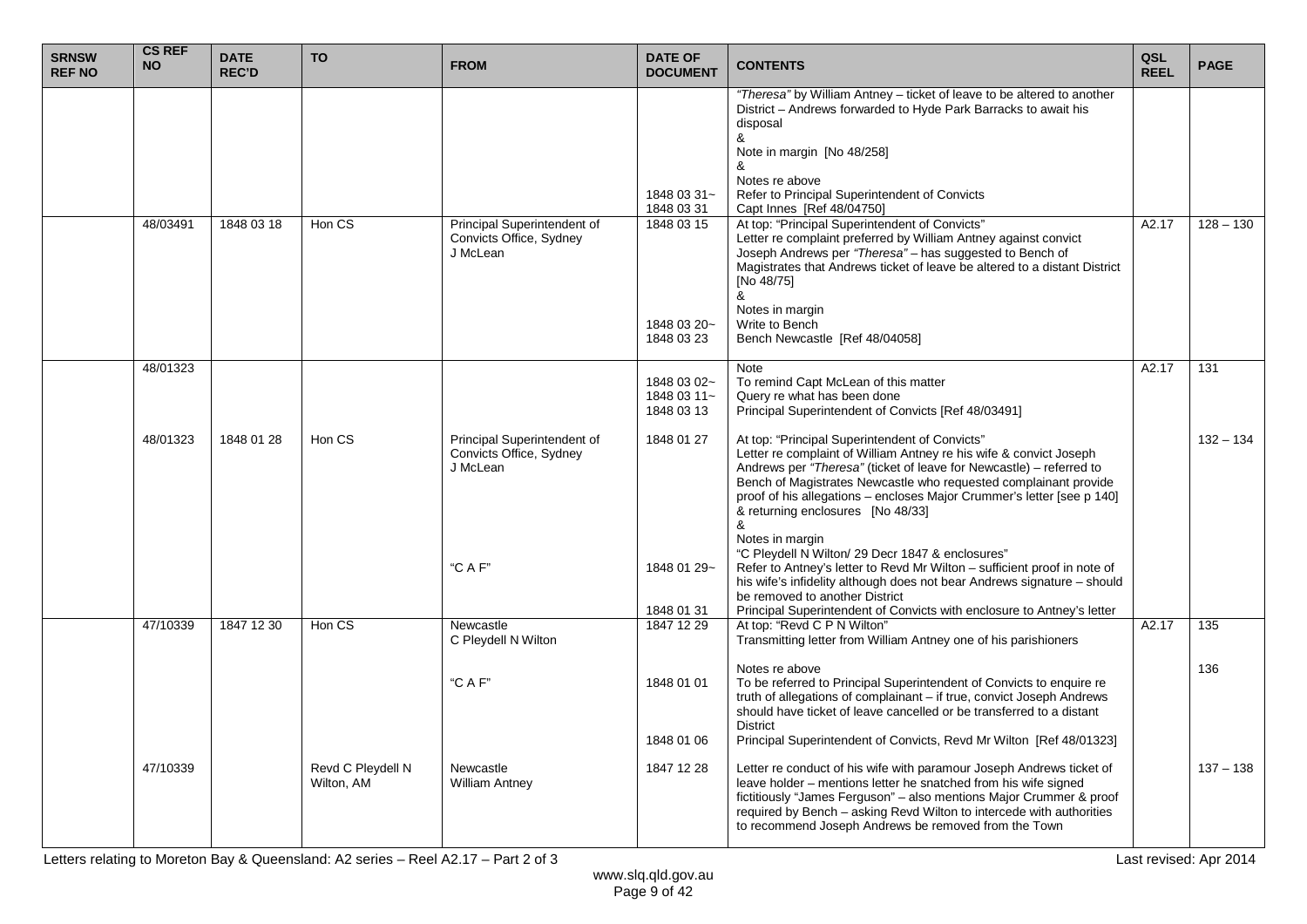| SRNSW REF NO | CS REF NO | DATE REC'D | TO | FROM | DATE OF DOCUMENT | CONTENTS | QSL REEL | PAGE |
|---|---|---|---|---|---|---|---|---|
| | | | | | 1848 03 31~<br>1848 03 31 | *"Theresa"* by William Antney – ticket of leave to be altered to another District – Andrews forwarded to Hyde Park Barracks to await his disposal<br>&<br>Note in margin [No 48/258]<br>&<br>Notes re above<br>Refer to Principal Superintendent of Convicts<br>Capt Innes [Ref 48/04750] | | |
| | 48/03491 | 1848 03 18 | Hon CS | Principal Superintendent of Convicts Office, Sydney<br>J McLean | 1848 03 15<br><br>1848 03 20~<br>1848 03 23 | At top: "Principal Superintendent of Convicts"<br>Letter re complaint preferred by William Antney against convict Joseph Andrews per *"Theresa"* – has suggested to Bench of Magistrates that Andrews ticket of leave be altered to a distant District [No 48/75]<br>&<br>Notes in margin<br>Write to Bench<br>Bench Newcastle [Ref 48/04058] | A2.17 | 128 – 130 |
| | 48/01323 | | | | 1848 03 02~<br>1848 03 11~<br>1848 03 13 | Note<br>To remind Capt McLean of this matter<br>Query re what has been done<br>Principal Superintendent of Convicts [Ref 48/03491] | A2.17 | 131 |
| | 48/01323 | 1848 01 28 | Hon CS | Principal Superintendent of Convicts Office, Sydney<br>J McLean<br><br>"C A F" | 1848 01 27<br><br>1848 01 29~<br>1848 01 31 | At top: "Principal Superintendent of Convicts"<br>Letter re complaint of William Antney re his wife & convict Joseph Andrews per *"Theresa"* (ticket of leave for Newcastle) – referred to Bench of Magistrates Newcastle who requested complainant provide proof of his allegations – encloses Major Crummer's letter [see p 140] & returning enclosures [No 48/33]<br>&<br>Notes in margin<br>"C Pleydell N Wilton/ 29 Decr 1847 & enclosures"<br>Refer to Antney's letter to Revd Mr Wilton – sufficient proof in note of his wife's infidelity although does not bear Andrews signature – should be removed to another District<br>Principal Superintendent of Convicts with enclosure to Antney's letter | | 132 – 134 |
| | 47/10339 | 1847 12 30 | Hon CS | Newcastle<br>C Pleydell N Wilton<br><br>"C A F" | 1847 12 29<br><br>1848 01 01<br><br>1848 01 06 | At top: "Revd C P N Wilton"<br>Transmitting letter from William Antney one of his parishioners<br><br>Notes re above<br>To be referred to Principal Superintendent of Convicts to enquire re truth of allegations of complainant – if true, convict Joseph Andrews should have ticket of leave cancelled or be transferred to a distant District<br>Principal Superintendent of Convicts, Revd Mr Wilton [Ref 48/01323] | A2.17 | 135<br><br>136 |
| | 47/10339 | | Revd C Pleydell N Wilton, AM | Newcastle<br>William Antney | 1847 12 28 | Letter re conduct of his wife with paramour Joseph Andrews ticket of leave holder – mentions letter he snatched from his wife signed fictitiously "James Ferguson" – also mentions Major Crummer & proof required by Bench – asking Revd Wilton to intercede with authorities to recommend Joseph Andrews be removed from the Town | | 137 – 138 |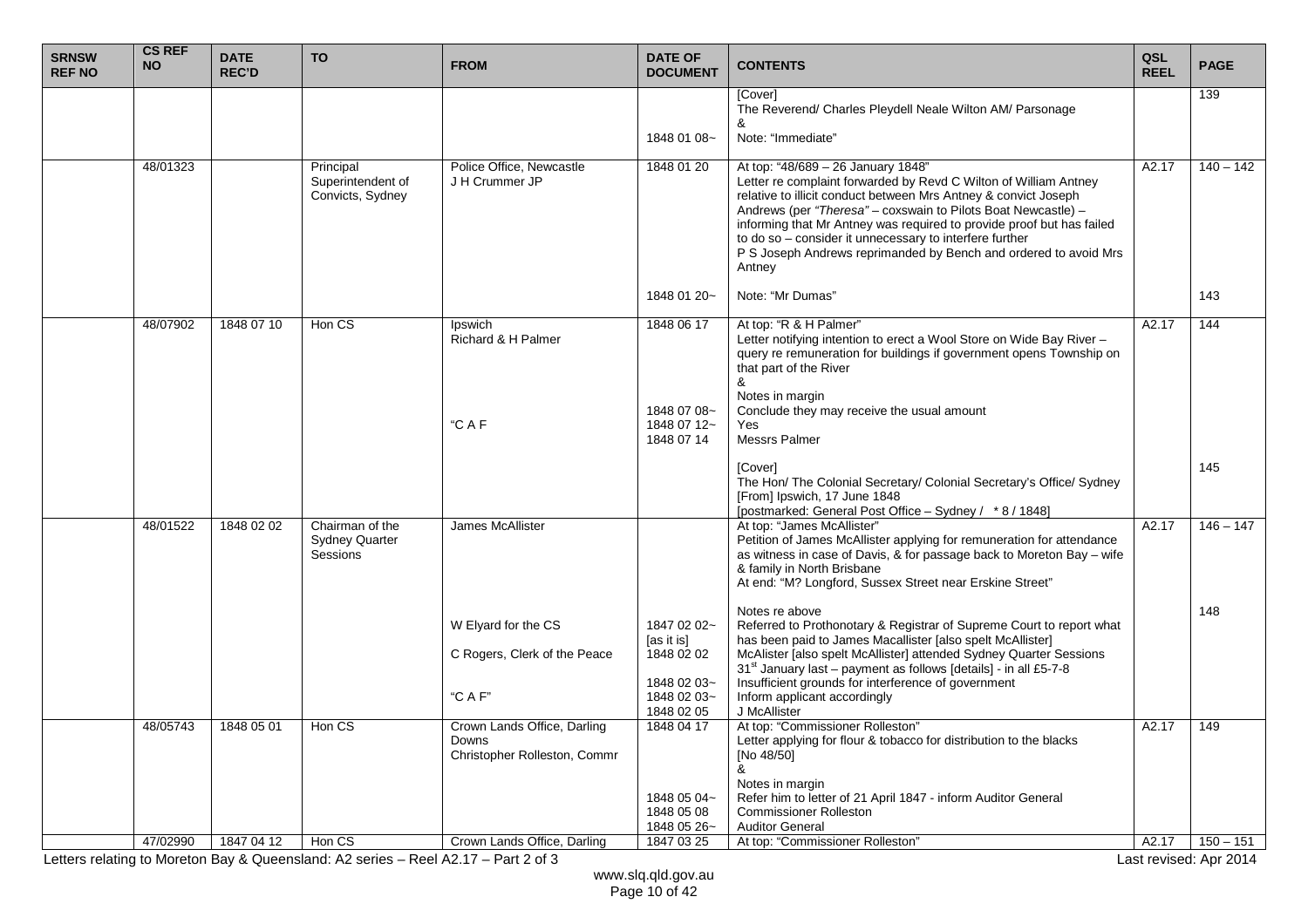| SRNSW REF NO | CS REF NO | DATE REC'D | TO | FROM | DATE OF DOCUMENT | CONTENTS | QSL REEL | PAGE |
|---|---|---|---|---|---|---|---|---|
| | | | | | 1848 01 08~ | [Cover]<br>The Reverend/ Charles Pleydell Neale Wilton AM/ Parsonage<br>&<br>Note: "Immediate" | | 139 |
| | 48/01323 | | Principal Superintendent of Convicts, Sydney | Police Office, Newcastle<br>J H Crummer JP | 1848 01 20 | At top: "48/689 – 26 January 1848"<br>Letter re complaint forwarded by Revd C Wilton of William Antney relative to illicit conduct between Mrs Antney & convict Joseph Andrews (per *"Theresa"* – coxswain to Pilots Boat Newcastle) – informing that Mr Antney was required to provide proof but has failed to do so – consider it unnecessary to interfere further<br>P S Joseph Andrews reprimanded by Bench and ordered to avoid Mrs Antney | A2.17 | 140 – 142 |
| | | | | | 1848 01 20~ | Note: "Mr Dumas" | | 143 |
| | 48/07902 | 1848 07 10 | Hon CS | Ipswich<br>Richard & H Palmer | 1848 06 17 | At top: "R & H Palmer"<br>Letter notifying intention to erect a Wool Store on Wide Bay River – query re remuneration for buildings if government opens Township on that part of the River<br>&<br>Notes in margin | A2.17 | 144 |
| | | | | | 1848 07 08~ | Conclude they may receive the usual amount | | |
| | | | | "C A F | 1848 07 12~ | Yes | | |
| | | | | | 1848 07 14 | Messrs Palmer | | |
| | | | | | | [Cover]<br>The Hon/ The Colonial Secretary/ Colonial Secretary's Office/ Sydney<br>[From] Ipswich, 17 June 1848<br>[postmarked: General Post Office – Sydney / * 8 / 1848] | | 145 |
| | 48/01522 | 1848 02 02 | Chairman of the Sydney Quarter Sessions | James McAllister | | At top: "James McAllister"<br>Petition of James McAllister applying for remuneration for attendance as witness in case of Davis, & for passage back to Moreton Bay – wife & family in North Brisbane<br>At end: "M? Longford, Sussex Street near Erskine Street" | A2.17 | 146 – 147 |
| | | | | | | Notes re above | | 148 |
| | | | | W Elyard for the CS | 1847 02 02~<br>[as it is] | Referred to Prothonotary & Registrar of Supreme Court to report what has been paid to James Macallister [also spelt McAllister] | | |
| | | | | C Rogers, Clerk of the Peace | 1848 02 02 | McAlister [also spelt McAllister] attended Sydney Quarter Sessions 31st January last – payment as follows [details] - in all £5-7-8 | | |
| | | | | | 1848 02 03~ | Insufficient grounds for interference of government | | |
| | | | | "C A F" | 1848 02 03~ | Inform applicant accordingly | | |
| | | | | | 1848 02 05 | J McAllister | | |
| | 48/05743 | 1848 05 01 | Hon CS | Crown Lands Office, Darling Downs<br>Christopher Rolleston, Commr | 1848 04 17 | At top: "Commissioner Rolleston"<br>Letter applying for flour & tobacco for distribution to the blacks<br>[No 48/50]<br>&<br>Notes in margin | A2.17 | 149 |
| | | | | | 1848 05 04~ | Refer him to letter of 21 April 1847 - inform Auditor General | | |
| | | | | | 1848 05 08 | Commissioner Rolleston | | |
| | | | | | 1848 05 26~ | Auditor General | | |
| | 47/02990 | 1847 04 12 | Hon CS | Crown Lands Office, Darling | 1847 03 25 | At top: "Commissioner Rolleston" | A2.17 | 150 – 151 |

Letters relating to Moreton Bay & Queensland: A2 series – Reel A2.17 – Part 2 of 3

Last revised: Apr 2014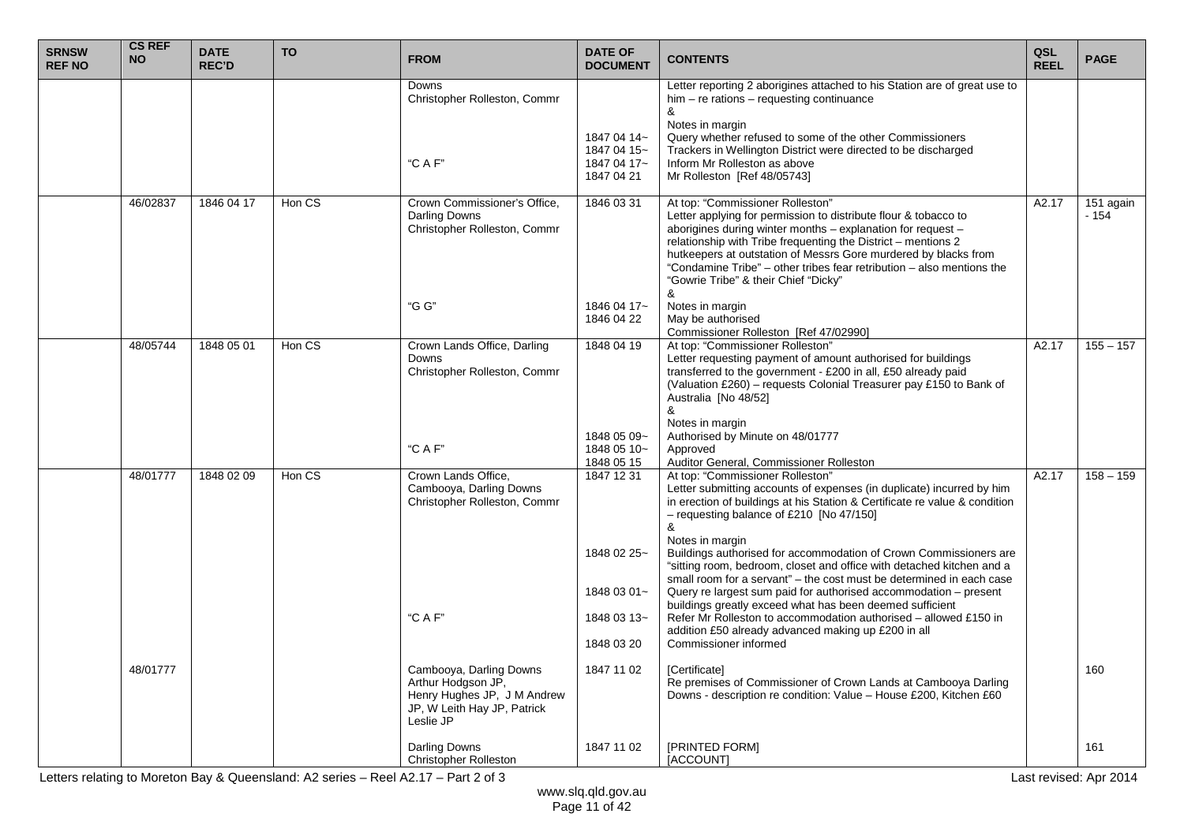| SRNSW REF NO | CS REF NO | DATE REC'D | TO | FROM | DATE OF DOCUMENT | CONTENTS | QSL REEL | PAGE |
|---|---|---|---|---|---|---|---|---|
| | | | | Downs<br>Christopher Rolleston, Commr<br><br><br><br>"C A F" | <br><br><br><br>1847 04 14~<br>1847 04 15~<br>1847 04 17~<br>1847 04 21 | Letter reporting 2 aborigines attached to his Station are of great use to him – re rations – requesting continuance<br>&<br>Notes in margin<br>Query whether refused to some of the other Commissioners<br>Trackers in Wellington District were directed to be discharged<br>Inform Mr Rolleston as above<br>Mr Rolleston [Ref 48/05743] | | |
| | 46/02837 | 1846 04 17 | Hon CS | Crown Commissioner's Office, Darling Downs<br>Christopher Rolleston, Commr<br><br><br><br><br><br>"G G" | 1846 03 31<br><br><br><br><br><br><br><br>1846 04 17~<br>1846 04 22 | At top: "Commissioner Rolleston"<br>Letter applying for permission to distribute flour & tobacco to aborigines during winter months – explanation for request – relationship with Tribe frequenting the District – mentions 2 hutkeepers at outstation of Messrs Gore murdered by blacks from "Condamine Tribe" – other tribes fear retribution – also mentions the "Gowrie Tribe" & their Chief "Dicky"<br>&<br>Notes in margin<br>May be authorised<br>Commissioner Rolleston [Ref 47/02990] | A2.17 | 151 again - 154 |
| | 48/05744 | 1848 05 01 | Hon CS | Crown Lands Office, Darling Downs<br>Christopher Rolleston, Commr<br><br><br><br><br>"C A F" | 1848 04 19<br><br><br><br><br><br>1848 05 09~<br>1848 05 10~<br>1848 05 15 | At top: "Commissioner Rolleston"<br>Letter requesting payment of amount authorised for buildings transferred to the government - £200 in all, £50 already paid (Valuation £260) – requests Colonial Treasurer pay £150 to Bank of Australia [No 48/52]<br>&<br>Notes in margin<br>Authorised by Minute on 48/01777<br>Approved<br>Auditor General, Commissioner Rolleston | A2.17 | 155 – 157 |
| | 48/01777 | 1848 02 09 | Hon CS | Crown Lands Office, Cambooya, Darling Downs<br>Christopher Rolleston, Commr<br><br><br><br><br><br><br>"C A F" | 1847 12 31<br><br><br><br><br>1848 02 25~<br><br><br>1848 03 01~<br><br>1848 03 13~<br><br>1848 03 20 | At top: "Commissioner Rolleston"<br>Letter submitting accounts of expenses (in duplicate) incurred by him in erection of buildings at his Station & Certificate re value & condition – requesting balance of £210 [No 47/150]<br>&<br>Notes in margin<br>Buildings authorised for accommodation of Crown Commissioners are "sitting room, bedroom, closet and office with detached kitchen and a small room for a servant" – the cost must be determined in each case<br>Query re largest sum paid for authorised accommodation – present buildings greatly exceed what has been deemed sufficient<br>Refer Mr Rolleston to accommodation authorised – allowed £150 in addition £50 already advanced making up £200 in all<br>Commissioner informed | A2.17 | 158 – 159 |
| | 48/01777 | | | Cambooya, Darling Downs<br>Arthur Hodgson JP,<br>Henry Hughes JP, J M Andrew JP, W Leith Hay JP, Patrick Leslie JP | 1847 11 02 | [Certificate]<br>Re premises of Commissioner of Crown Lands at Cambooya Darling Downs - description re condition: Value – House £200, Kitchen £60 | | 160 |
| | | | | Darling Downs<br>Christopher Rolleston | 1847 11 02 | [PRINTED FORM]<br>[ACCOUNT] | | 161 |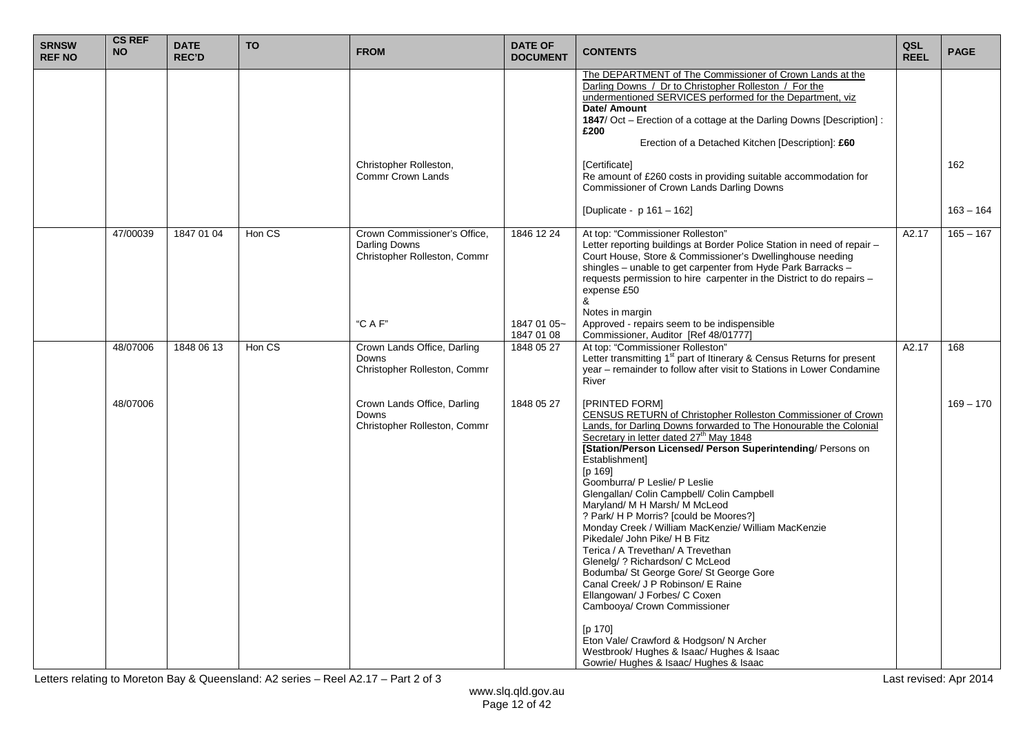| SRNSW REF NO | CS REF NO | DATE REC'D | TO | FROM | DATE OF DOCUMENT | CONTENTS | QSL REEL | PAGE |
|---|---|---|---|---|---|---|---|---|
| | | | | | | The DEPARTMENT of The Commissioner of Crown Lands at the Darling Downs / Dr to Christopher Rolleston / For the undermentioned SERVICES performed for the Department, viz<br>**Date/ Amount**<br>**1847**/ Oct – Erection of a cottage at the Darling Downs [Description] : **£200**<br>Erection of a Detached Kitchen [Description]: **£60** | | |
| | | | | Christopher Rolleston, Commr Crown Lands | | [Certificate]<br>Re amount of £260 costs in providing suitable accommodation for Commissioner of Crown Lands Darling Downs | | 162 |
| | | | | | | [Duplicate - p 161 – 162] | | 163 – 164 |
| | 47/00039 | 1847 01 04 | Hon CS | Crown Commissioner's Office, Darling Downs<br>Christopher Rolleston, Commr | 1846 12 24 | At top: "Commissioner Rolleston"<br>Letter reporting buildings at Border Police Station in need of repair – Court House, Store & Commissioner's Dwellinghouse needing shingles – unable to get carpenter from Hyde Park Barracks – requests permission to hire carpenter in the District to do repairs – expense £50<br>& | A2.17 | 165 – 167 |
| | | | | "C A F" | 1847 01 05~ 1847 01 08 | Notes in margin<br>Approved - repairs seem to be indispensible<br>Commissioner, Auditor [Ref 48/01777] | | |
| | 48/07006 | 1848 06 13 | Hon CS | Crown Lands Office, Darling Downs<br>Christopher Rolleston, Commr | 1848 05 27 | At top: "Commissioner Rolleston"<br>Letter transmitting 1st part of Itinerary & Census Returns for present year – remainder to follow after visit to Stations in Lower Condamine River | A2.17 | 168 |
| | 48/07006 | | | Crown Lands Office, Darling Downs<br>Christopher Rolleston, Commr | 1848 05 27 | [PRINTED FORM]<br>CENSUS RETURN of Christopher Rolleston Commissioner of Crown Lands, for Darling Downs forwarded to The Honourable the Colonial Secretary in letter dated 27th May 1848<br>**[Station/Person Licensed/ Person Superintending**/ Persons on Establishment]<br>[p 169]<br>Goomburra/ P Leslie/ P Leslie<br>Glengallan/ Colin Campbell/ Colin Campbell<br>Maryland/ M H Marsh/ M McLeod<br>? Park/ H P Morris? [could be Moores?]<br>Monday Creek / William MacKenzie/ William MacKenzie<br>Pikedale/ John Pike/ H B Fitz<br>Terica / A Trevethan/ A Trevethan<br>Glenelg/ ? Richardson/ C McLeod<br>Bodumba/ St George Gore/ St George Gore<br>Canal Creek/ J P Robinson/ E Raine<br>Ellangowan/ J Forbes/ C Coxen<br>Cambooya/ Crown Commissioner<br><br>[p 170]<br>Eton Vale/ Crawford & Hodgson/ N Archer<br>Westbrook/ Hughes & Isaac/ Hughes & Isaac<br>Gowrie/ Hughes & Isaac/ Hughes & Isaac | | 169 – 170 |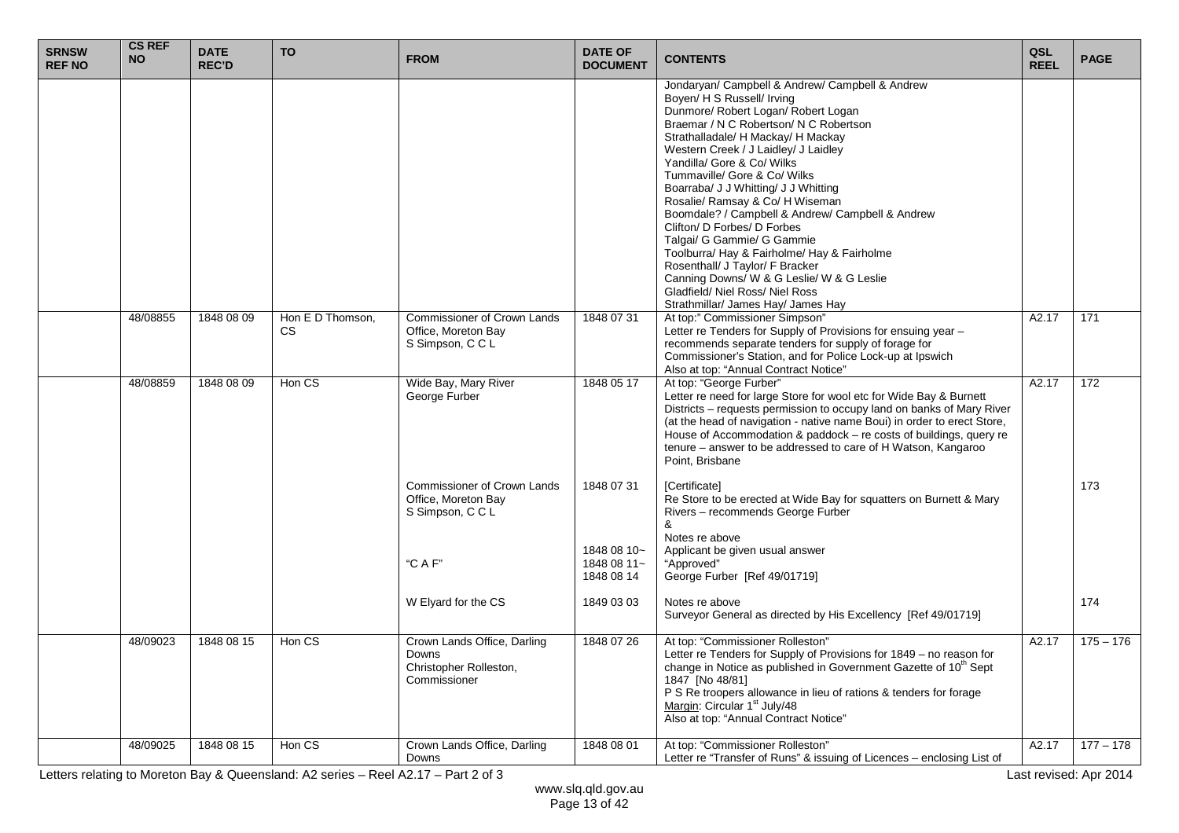| SRNSW REF NO | CS REF NO | DATE REC'D | TO | FROM | DATE OF DOCUMENT | CONTENTS | QSL REEL | PAGE |
|---|---|---|---|---|---|---|---|---|
| | | | | | | Jondaryan/ Campbell & Andrew/ Campbell & Andrew<br>Boyen/ H S Russell/ Irving<br>Dunmore/ Robert Logan/ Robert Logan<br>Braemar / N C Robertson/ N C Robertson<br>Strathalladale/ H Mackay/ H Mackay<br>Western Creek / J Laidley/ J Laidley<br>Yandilla/ Gore & Co/ Wilks<br>Tummaville/ Gore & Co/ Wilks<br>Boarraba/ J J Whitting/ J J Whitting<br>Rosalie/ Ramsay & Co/ H Wiseman<br>Boomdale? / Campbell & Andrew/ Campbell & Andrew<br>Clifton/ D Forbes/ D Forbes<br>Talgai/ G Gammie/ G Gammie<br>Toolburra/ Hay & Fairholme/ Hay & Fairholme<br>Rosenthall/ J Taylor/ F Bracker<br>Canning Downs/ W & G Leslie/ W & G Leslie<br>Gladfield/ Niel Ross/ Niel Ross<br>Strathmillar/ James Hay/ James Hay | | |
| | 48/08855 | 1848 08 09 | Hon E D Thomson, CS | Commissioner of Crown Lands Office, Moreton Bay<br>S Simpson, C C L | 1848 07 31 | At top:" Commissioner Simpson"<br>Letter re Tenders for Supply of Provisions for ensuing year – recommends separate tenders for supply of forage for Commissioner's Station, and for Police Lock-up at Ipswich<br>Also at top: "Annual Contract Notice" | A2.17 | 171 |
| | 48/08859 | 1848 08 09 | Hon CS | Wide Bay, Mary River<br>George Furber | 1848 05 17 | At top: "George Furber"<br>Letter re need for large Store for wool etc for Wide Bay & Burnett Districts – requests permission to occupy land on banks of Mary River (at the head of navigation - native name Boui) in order to erect Store, House of Accommodation & paddock – re costs of buildings, query re tenure – answer to be addressed to care of H Watson, Kangaroo Point, Brisbane | A2.17 | 172 |
| | | | | Commissioner of Crown Lands Office, Moreton Bay<br>S Simpson, C C L | 1848 07 31 | [Certificate]<br>Re Store to be erected at Wide Bay for squatters on Burnett & Mary Rivers – recommends George Furber<br>&<br>Notes re above | | 173 |
| | | | | "C A F" | 1848 08 10~<br>1848 08 11~<br>1848 08 14 | Applicant be given usual answer<br>"Approved"<br>George Furber [Ref 49/01719] | | |
| | | | | W Elyard for the CS | 1849 03 03 | Notes re above<br>Surveyor General as directed by His Excellency [Ref 49/01719] | | 174 |
| | 48/09023 | 1848 08 15 | Hon CS | Crown Lands Office, Darling Downs<br>Christopher Rolleston, Commissioner | 1848 07 26 | At top: "Commissioner Rolleston"<br>Letter re Tenders for Supply of Provisions for 1849 – no reason for change in Notice as published in Government Gazette of 10th Sept 1847 [No 48/81]<br>P S Re troopers allowance in lieu of rations & tenders for forage<br>Margin: Circular 1st July/48<br>Also at top: "Annual Contract Notice" | A2.17 | 175 – 176 |
| | 48/09025 | 1848 08 15 | Hon CS | Crown Lands Office, Darling Downs | 1848 08 01 | At top: "Commissioner Rolleston"<br>Letter re "Transfer of Runs" & issuing of Licences – enclosing List of | A2.17 | 177 – 178 |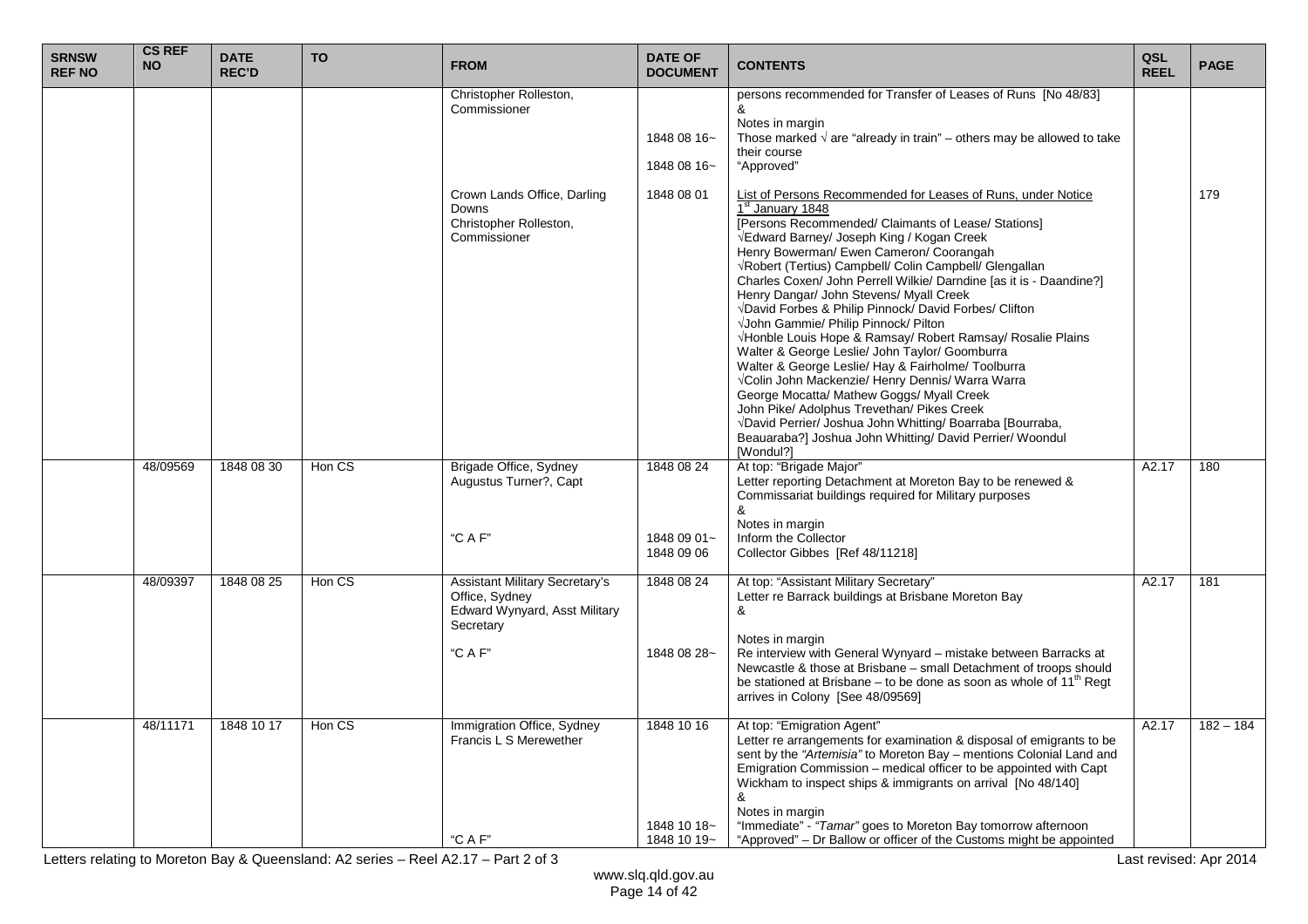| SRNSW REF NO | CS REF NO | DATE REC'D | TO | FROM | DATE OF DOCUMENT | CONTENTS | QSL REEL | PAGE |
|---|---|---|---|---|---|---|---|---|
| | | | | Christopher Rolleston, Commissioner<br><br><br><br> | <br><br>1848 08 16~<br><br>1848 08 16~ | persons recommended for Transfer of Leases of Runs [No 48/83]<br>&<br>Notes in margin<br>Those marked √ are "already in train" – others may be allowed to take their course<br>"Approved" | | |
| | | | | Crown Lands Office, Darling Downs<br>Christopher Rolleston, Commissioner | 1848 08 01 | List of Persons Recommended for Leases of Runs, under Notice 1st January 1848<br>[Persons Recommended/ Claimants of Lease/ Stations]<br>√Edward Barney/ Joseph King / Kogan Creek<br>Henry Bowerman/ Ewen Cameron/ Coorangah<br>√Robert (Tertius) Campbell/ Colin Campbell/ Glengallan<br>Charles Coxen/ John Perrell Wilkie/ Darndine [as it is - Daandine?]<br>Henry Dangar/ John Stevens/ Myall Creek<br>√David Forbes & Philip Pinnock/ David Forbes/ Clifton<br>√John Gammie/ Philip Pinnock/ Pilton<br>√Honble Louis Hope & Ramsay/ Robert Ramsay/ Rosalie Plains<br>Walter & George Leslie/ John Taylor/ Goomburra<br>Walter & George Leslie/ Hay & Fairholme/ Toolburra<br>√Colin John Mackenzie/ Henry Dennis/ Warra Warra<br>George Mocatta/ Mathew Goggs/ Myall Creek<br>John Pike/ Adolphus Trevethan/ Pikes Creek<br>√David Perrier/ Joshua John Whitting/ Boarraba [Bourraba, Beauaraba?] Joshua John Whitting/ David Perrier/ Woondul [Wondul?] | | 179 |
| | 48/09569 | 1848 08 30 | Hon CS | Brigade Office, Sydney<br>Augustus Turner?, Capt<br><br><br><br>"C A F" | 1848 08 24<br><br><br><br><br>1848 09 01~<br>1848 09 06 | At top: "Brigade Major"<br>Letter reporting Detachment at Moreton Bay to be renewed & Commissariat buildings required for Military purposes<br>&<br>Notes in margin<br>Inform the Collector<br>Collector Gibbes [Ref 48/11218] | A2.17 | 180 |
| | 48/09397 | 1848 08 25 | Hon CS | Assistant Military Secretary's Office, Sydney<br>Edward Wynyard, Asst Military Secretary<br><br>"C A F" | 1848 08 24<br><br><br><br><br>1848 08 28~ | At top: "Assistant Military Secretary"<br>Letter re Barrack buildings at Brisbane Moreton Bay<br>&<br>Notes in margin<br>Re interview with General Wynyard – mistake between Barracks at Newcastle & those at Brisbane – small Detachment of troops should be stationed at Brisbane – to be done as soon as whole of 11th Regt arrives in Colony [See 48/09569] | A2.17 | 181 |
| | 48/11171 | 1848 10 17 | Hon CS | Immigration Office, Sydney<br>Francis L S Merewether<br><br><br><br><br><br>"C A F" | 1848 10 16<br><br><br><br><br><br>1848 10 18~<br>1848 10 19~ | At top: "Emigration Agent"<br>Letter re arrangements for examination & disposal of emigrants to be sent by the *"Artemisia"* to Moreton Bay – mentions Colonial Land and Emigration Commission – medical officer to be appointed with Capt Wickham to inspect ships & immigrants on arrival [No 48/140]<br>&<br>Notes in margin<br>"Immediate" - *"Tamar"* goes to Moreton Bay tomorrow afternoon<br>"Approved" – Dr Ballow or officer of the Customs might be appointed | A2.17 | 182 – 184 |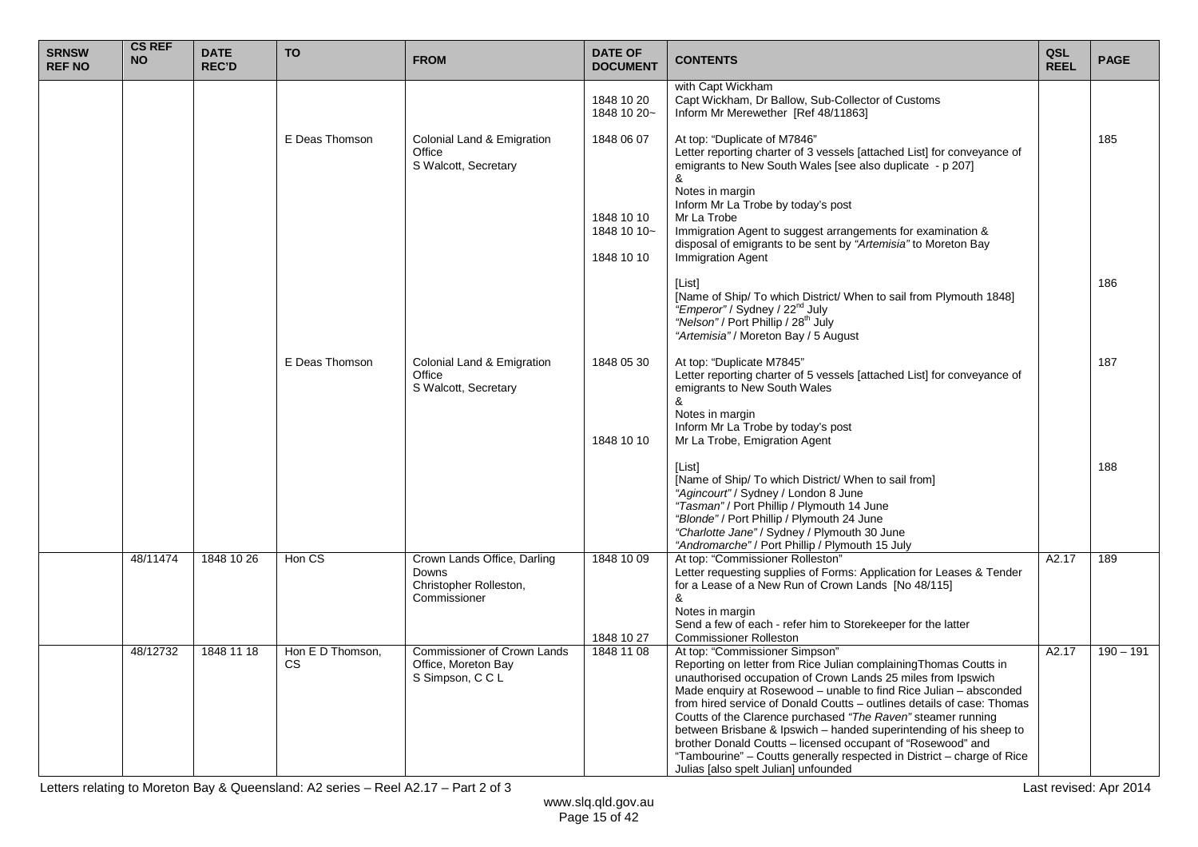| SRNSW REF NO | CS REF NO | DATE REC'D | TO | FROM | DATE OF DOCUMENT | CONTENTS | QSL REEL | PAGE |
|---|---|---|---|---|---|---|---|---|
| | | | | | 1848 10 20<br>1848 10 20~ | with Capt Wickham<br>Capt Wickham, Dr Ballow, Sub-Collector of Customs<br>Inform Mr Merewether [Ref 48/11863] | | |
| | | | E Deas Thomson | Colonial Land & Emigration Office<br>S Walcott, Secretary | 1848 06 07<br><br><br><br><br>1848 10 10<br>1848 10 10~<br><br>1848 10 10 | At top: "Duplicate of M7846"<br>Letter reporting charter of 3 vessels [attached List] for conveyance of emigrants to New South Wales [see also duplicate - p 207]<br>&<br>Notes in margin<br>Inform Mr La Trobe by today's post<br>Mr La Trobe<br>Immigration Agent to suggest arrangements for examination & disposal of emigrants to be sent by *"Artemisia"* to Moreton Bay<br>Immigration Agent | | 185 |
| | | | | | | [List]<br>[Name of Ship/ To which District/ When to sail from Plymouth 1848]<br>*"Emperor"* / Sydney / 22nd July<br>*"Nelson"* / Port Phillip / 28th July<br>*"Artemisia"* / Moreton Bay / 5 August | | 186 |
| | | | E Deas Thomson | Colonial Land & Emigration Office<br>S Walcott, Secretary | 1848 05 30<br><br><br><br><br>1848 10 10 | At top: "Duplicate M7845"<br>Letter reporting charter of 5 vessels [attached List] for conveyance of emigrants to New South Wales<br>&<br>Notes in margin<br>Inform Mr La Trobe by today's post<br>Mr La Trobe, Emigration Agent | | 187 |
| | | | | | | [List]<br>[Name of Ship/ To which District/ When to sail from]<br>*"Agincourt"* / Sydney / London 8 June<br>*"Tasman"* / Port Phillip / Plymouth 14 June<br>*"Blonde"* / Port Phillip / Plymouth 24 June<br>*"Charlotte Jane"* / Sydney / Plymouth 30 June<br>*"Andromarche"* / Port Phillip / Plymouth 15 July | | 188 |
| | 48/11474 | 1848 10 26 | Hon CS | Crown Lands Office, Darling Downs<br>Christopher Rolleston, Commissioner | 1848 10 09<br><br><br><br><br>1848 10 27 | At top: "Commissioner Rolleston"<br>Letter requesting supplies of Forms: Application for Leases & Tender for a Lease of a New Run of Crown Lands [No 48/115]<br>&<br>Notes in margin<br>Send a few of each - refer him to Storekeeper for the latter<br>Commissioner Rolleston | A2.17 | 189 |
| | 48/12732 | 1848 11 18 | Hon E D Thomson, CS | Commissioner of Crown Lands Office, Moreton Bay<br>S Simpson, C C L | 1848 11 08 | At top: "Commissioner Simpson"<br>Reporting on letter from Rice Julian complainingThomas Coutts in unauthorised occupation of Crown Lands 25 miles from Ipswich<br>Made enquiry at Rosewood – unable to find Rice Julian – absconded from hired service of Donald Coutts – outlines details of case: Thomas Coutts of the Clarence purchased *"The Raven"* steamer running between Brisbane & Ipswich – handed superintending of his sheep to brother Donald Coutts – licensed occupant of "Rosewood" and "Tambourine" – Coutts generally respected in District – charge of Rice Julias [also spelt Julian] unfounded | A2.17 | 190 – 191 |

Letters relating to Moreton Bay & Queensland: A2 series – Reel A2.17 – Part 2 of 3

Last revised: Apr 2014

www.slq.qld.gov.au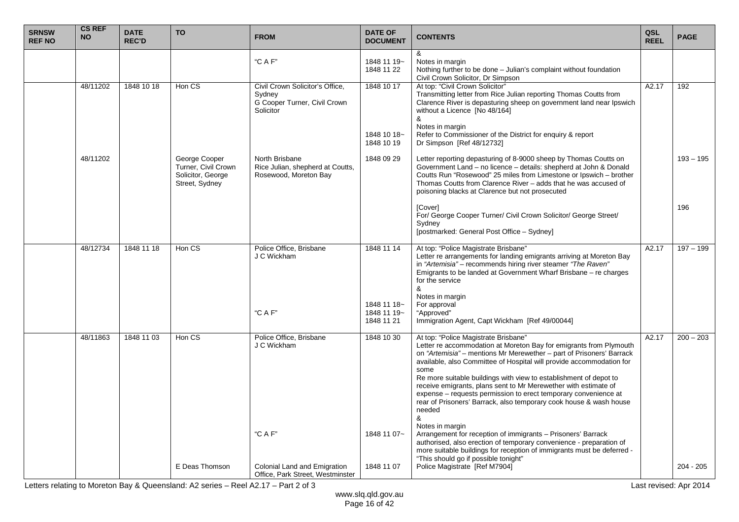| SRNSW REF NO | CS REF NO | DATE REC'D | TO | FROM | DATE OF DOCUMENT | CONTENTS | QSL REEL | PAGE |
|---|---|---|---|---|---|---|---|---|
| | | | | "C A F" | 1848 11 19~ 1848 11 22 | & Notes in margin Nothing further to be done – Julian's complaint without foundation Civil Crown Solicitor, Dr Simpson | | |
| | 48/11202 | 1848 10 18 | Hon CS | Civil Crown Solicitor's Office, Sydney G Cooper Turner, Civil Crown Solicitor | 1848 10 17 1848 10 18~ 1848 10 19 | At top: "Civil Crown Solicitor" Transmitting letter from Rice Julian reporting Thomas Coutts from Clarence River is depasturing sheep on government land near Ipswich without a Licence [No 48/164] & Notes in margin Refer to Commissioner of the District for enquiry & report Dr Simpson [Ref 48/12732] | A2.17 | 192 |
| | 48/11202 | | George Cooper Turner, Civil Crown Solicitor, George Street, Sydney | North Brisbane Rice Julian, shepherd at Coutts, Rosewood, Moreton Bay | 1848 09 29 | Letter reporting depasturing of 8-9000 sheep by Thomas Coutts on Government Land – no licence – details: shepherd at John & Donald Coutts Run "Rosewood" 25 miles from Limestone or Ipswich – brother Thomas Coutts from Clarence River – adds that he was accused of poisoning blacks at Clarence but not prosecuted | | 193 – 195 |
| | | | | | | [Cover] For/ George Cooper Turner/ Civil Crown Solicitor/ George Street/ Sydney [postmarked: General Post Office – Sydney] | | 196 |
| | 48/12734 | 1848 11 18 | Hon CS | Police Office, Brisbane J C Wickham "C A F" | 1848 11 14 1848 11 18~ 1848 11 19~ 1848 11 21 | At top: "Police Magistrate Brisbane" Letter re arrangements for landing emigrants arriving at Moreton Bay in *"Artemisia"* – recommends hiring river steamer *"The Raven"* Emigrants to be landed at Government Wharf Brisbane – re charges for the service & Notes in margin For approval "Approved" Immigration Agent, Capt Wickham [Ref 49/00044] | A2.17 | 197 – 199 |
| | 48/11863 | 1848 11 03 | Hon CS | Police Office, Brisbane J C Wickham "C A F" | 1848 10 30 1848 11 07~ | At top: "Police Magistrate Brisbane" Letter re accommodation at Moreton Bay for emigrants from Plymouth on *"Artemisia"* – mentions Mr Merewether – part of Prisoners' Barrack available, also Committee of Hospital will provide accommodation for some Re more suitable buildings with view to establishment of depot to receive emigrants, plans sent to Mr Merewether with estimate of expense – requests permission to erect temporary convenience at rear of Prisoners' Barrack, also temporary cook house & wash house needed & Notes in margin Arrangement for reception of immigrants – Prisoners' Barrack authorised, also erection of temporary convenience - preparation of more suitable buildings for reception of immigrants must be deferred - "This should go if possible tonight" Police Magistrate [Ref M7904] | A2.17 | 200 – 203 |
| | | | E Deas Thomson | Colonial Land and Emigration Office, Park Street, Westminster | 1848 11 07 | | | 204 - 205 |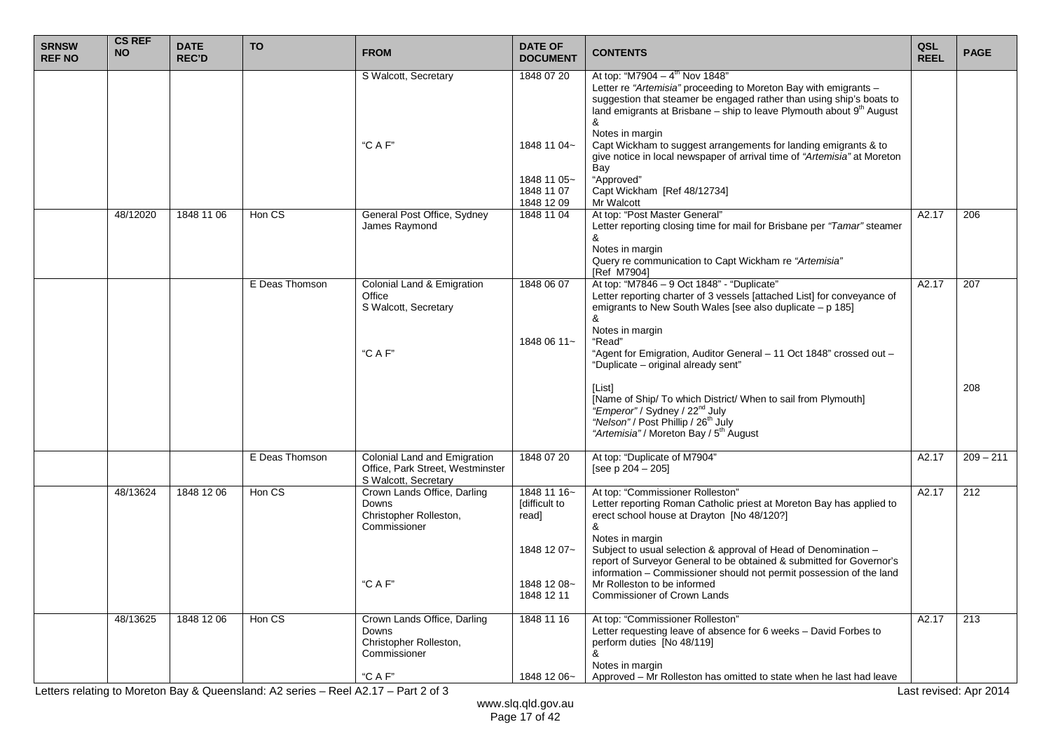| SRNSW REF NO | CS REF NO | DATE REC'D | TO | FROM | DATE OF DOCUMENT | CONTENTS | QSL REEL | PAGE |
|---|---|---|---|---|---|---|---|---|
| | | | | S Walcott, Secretary<br><br><br><br><br><br>"C A F" | 1848 07 20<br><br><br><br><br><br>1848 11 04~<br><br><br>1848 11 05~<br>1848 11 07<br>1848 12 09 | At top: "M7904 – 4th Nov 1848"<br>Letter re *"Artemisia"* proceeding to Moreton Bay with emigrants – suggestion that steamer be engaged rather than using ship's boats to land emigrants at Brisbane – ship to leave Plymouth about 9th August<br>&<br>Notes in margin<br>Capt Wickham to suggest arrangements for landing emigrants & to give notice in local newspaper of arrival time of *"Artemisia"* at Moreton Bay<br>"Approved"<br>Capt Wickham [Ref 48/12734]<br>Mr Walcott | | |
| | 48/12020 | 1848 11 06 | Hon CS | General Post Office, Sydney<br>James Raymond | 1848 11 04 | At top: "Post Master General"<br>Letter reporting closing time for mail for Brisbane per *"Tamar"* steamer<br>&<br>Notes in margin<br>Query re communication to Capt Wickham re *"Artemisia"*<br>[Ref M7904] | A2.17 | 206 |
| | | | E Deas Thomson | Colonial Land & Emigration Office<br>S Walcott, Secretary<br><br><br>"C A F" | 1848 06 07<br><br><br><br>1848 06 11~ | At top: "M7846 – 9 Oct 1848" - "Duplicate"<br>Letter reporting charter of 3 vessels [attached List] for conveyance of emigrants to New South Wales [see also duplicate – p 185]<br>&<br>Notes in margin<br>"Read"<br>"Agent for Emigration, Auditor General – 11 Oct 1848" crossed out – "Duplicate – original already sent"<br><br>[List]<br>[Name of Ship/ To which District/ When to sail from Plymouth]<br>*"Emperor"* / Sydney / 22nd July<br>*"Nelson"* / Post Phillip / 26th July<br>*"Artemisia"* / Moreton Bay / 5th August | A2.17 | 207<br><br><br><br><br><br><br><br>208 |
| | | | E Deas Thomson | Colonial Land and Emigration Office, Park Street, Westminster<br>S Walcott, Secretary | 1848 07 20 | At top: "Duplicate of M7904"<br>[see p 204 – 205] | A2.17 | 209 – 211 |
| | 48/13624 | 1848 12 06 | Hon CS | Crown Lands Office, Darling Downs<br>Christopher Rolleston, Commissioner<br><br><br><br>"C A F" | 1848 11 16~ [difficult to read]<br><br>1848 12 07~<br><br><br>1848 12 08~<br>1848 12 11 | At top: "Commissioner Rolleston"<br>Letter reporting Roman Catholic priest at Moreton Bay has applied to erect school house at Drayton [No 48/120?]<br>&<br>Notes in margin<br>Subject to usual selection & approval of Head of Denomination – report of Surveyor General to be obtained & submitted for Governor's information – Commissioner should not permit possession of the land<br>Mr Rolleston to be informed<br>Commissioner of Crown Lands | A2.17 | 212 |
| | 48/13625 | 1848 12 06 | Hon CS | Crown Lands Office, Darling Downs<br>Christopher Rolleston, Commissioner<br><br>"C A F" | 1848 11 16<br><br><br><br>1848 12 06~ | At top: "Commissioner Rolleston"<br>Letter requesting leave of absence for 6 weeks – David Forbes to perform duties [No 48/119]<br>&<br>Notes in margin<br>Approved – Mr Rolleston has omitted to state when he last had leave | A2.17 | 213 |

Letters relating to Moreton Bay & Queensland: A2 series – Reel A2.17 – Part 2 of 3

Last revised: Apr 2014

www.slq.qld.gov.au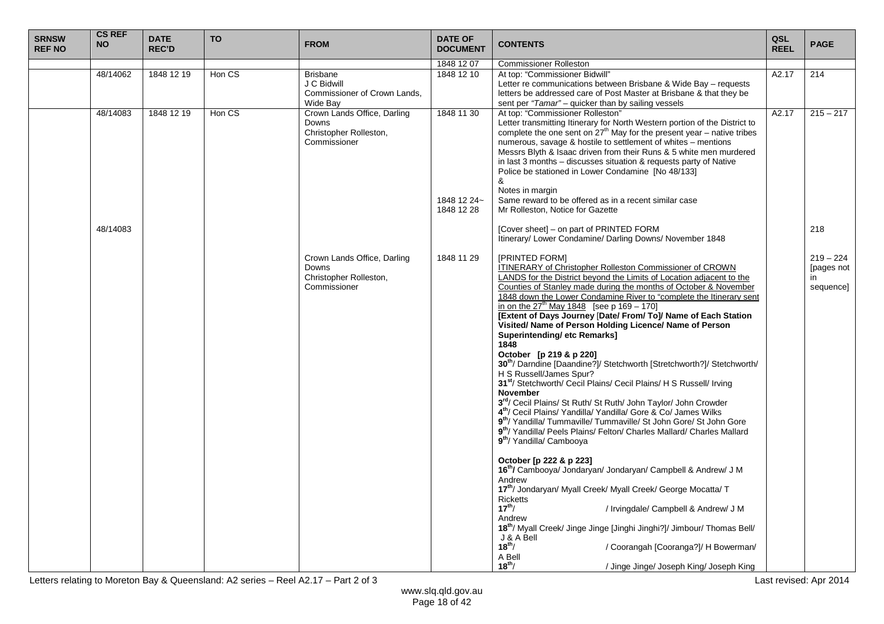| SRNSW REF NO | CS REF NO | DATE REC'D | TO | FROM | DATE OF DOCUMENT | CONTENTS | QSL REEL | PAGE |
|---|---|---|---|---|---|---|---|---|
| | | | | | 1848 12 07 | Commissioner Rolleston | | |
| | 48/14062 | 1848 12 19 | Hon CS | Brisbane<br>J C Bidwill<br>Commissioner of Crown Lands, Wide Bay | 1848 12 10 | At top: "Commissioner Bidwill"<br>Letter re communications between Brisbane & Wide Bay – requests letters be addressed care of Post Master at Brisbane & that they be sent per *"Tamar"* – quicker than by sailing vessels | A2.17 | 214 |
| | 48/14083 | 1848 12 19 | Hon CS | Crown Lands Office, Darling Downs<br>Christopher Rolleston, Commissioner | 1848 11 30<br><br><br><br><br><br><br><br>1848 12 24~<br>1848 12 28 | At top: "Commissioner Rolleston"<br>Letter transmitting Itinerary for North Western portion of the District to complete the one sent on 27th May for the present year – native tribes numerous, savage & hostile to settlement of whites – mentions Messrs Blyth & Isaac driven from their Runs & 5 white men murdered in last 3 months – discusses situation & requests party of Native Police be stationed in Lower Condamine [No 48/133]<br>&<br>Notes in margin<br>Same reward to be offered as in a recent similar case<br>Mr Rolleston, Notice for Gazette | A2.17 | 215 – 217 |
| | 48/14083 | | | | | [Cover sheet] – on part of PRINTED FORM<br>Itinerary/ Lower Condamine/ Darling Downs/ November 1848 | | 218 |
| | | | | Crown Lands Office, Darling Downs<br>Christopher Rolleston, Commissioner | 1848 11 29 | [PRINTED FORM]<br>ITINERARY of Christopher Rolleston Commissioner of CROWN LANDS for the District beyond the Limits of Location adjacent to the Counties of Stanley made during the months of October & November 1848 down the Lower Condamine River to "complete the Itinerary sent in on the 27th May 1848 [see p 169 – 170]<br>**[Extent of Days Journey [Date/ From/ To]/ Name of Each Station Visited/ Name of Person Holding Licence/ Name of Person Superintending/ etc Remarks]**<br>**1848**<br>**October [p 219 & p 220]**<br>**30th**/ Darndine [Daandine?]/ Stetchworth [Stretchworth?]/ Stetchworth/ H S Russell/James Spur?<br>**31st**/ Stetchworth/ Cecil Plains/ Cecil Plains/ H S Russell/ Irving<br>**November**<br>**3rd**/ Cecil Plains/ St Ruth/ St Ruth/ John Taylor/ John Crowder<br>**4th**/ Cecil Plains/ Yandilla/ Yandilla/ Gore & Co/ James Wilks<br>**9th**/ Yandilla/ Tummaville/ Tummaville/ St John Gore/ St John Gore<br>**9th**/ Yandilla/ Peels Plains/ Felton/ Charles Mallard/ Charles Mallard<br>**9th**/ Yandilla/ Cambooya<br><br>**October [p 222 & p 223]**<br>**16th/** Cambooya/ Jondaryan/ Jondaryan/ Campbell & Andrew/ J M Andrew<br>**17th**/ Jondaryan/ Myall Creek/ Myall Creek/ George Mocatta/ T Ricketts<br>**17th**/ / Irvingdale/ Campbell & Andrew/ J M Andrew<br>**18th**/ Myall Creek/ Jinge Jinge [Jinghi Jinghi?]/ Jimbour/ Thomas Bell/ J & A Bell<br>**18th**/ / Coorangah [Cooranga?]/ H Bowerman/ A Bell<br>**18th**/ / Jinge Jinge/ Joseph King/ Joseph King | | 219 – 224 [pages not in sequence] |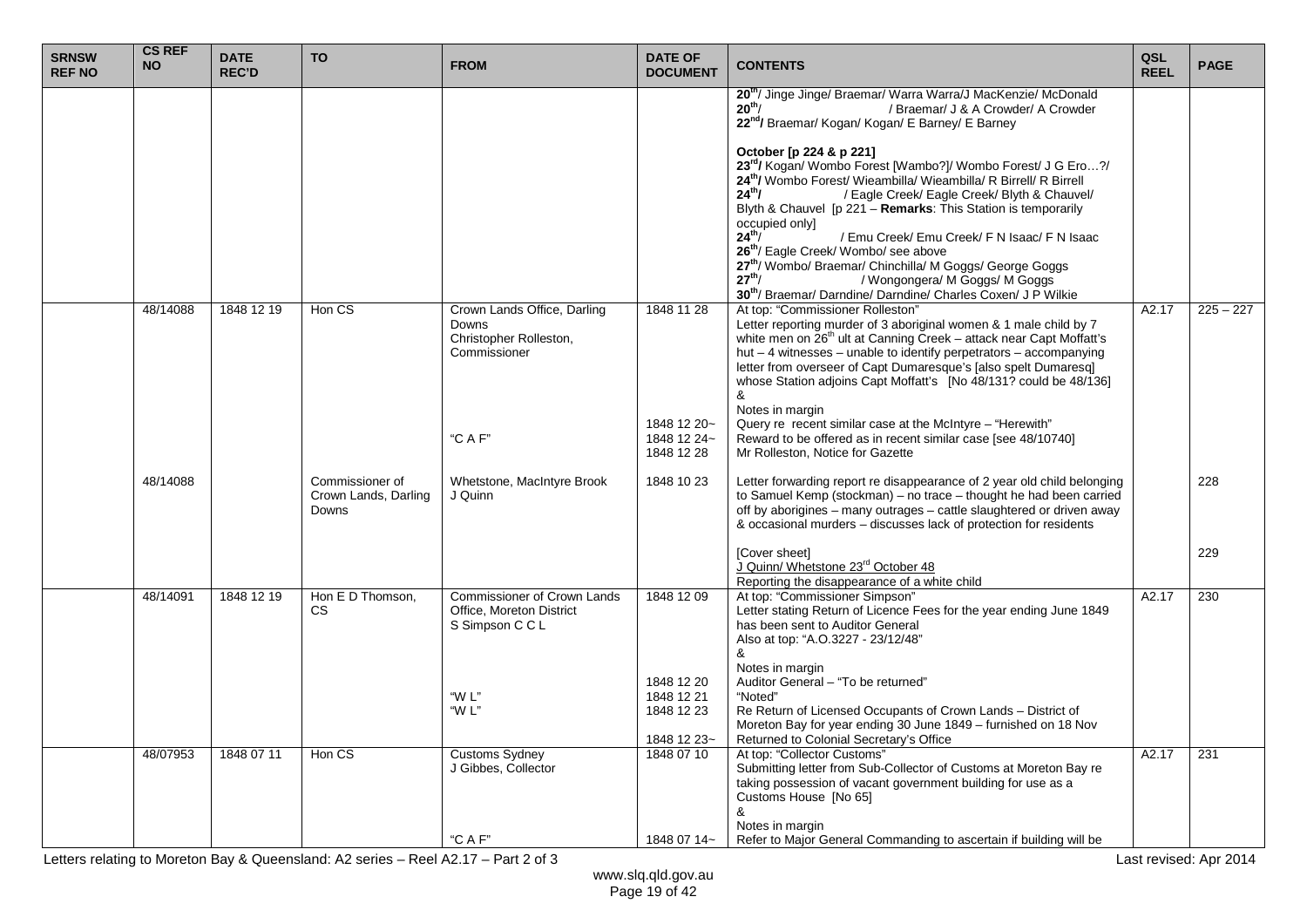| SRNSW REF NO | CS REF NO | DATE REC'D | TO | FROM | DATE OF DOCUMENT | CONTENTS | QSL REEL | PAGE |
|---|---|---|---|---|---|---|---|---|
| | | | | | | 20th/ Jinge Jinge/ Braemar/ Warra Warra/J MacKenzie/ McDonald<br>20th/ / Braemar/ J & A Crowder/ A Crowder<br>**22nd/** Braemar/ Kogan/ Kogan/ E Barney/ E Barney<br><br>**October [p 224 & p 221]**<br>**23rd/** Kogan/ Wombo Forest [Wambo?]/ Wombo Forest/ J G Ero…?/<br>**24th/** Wombo Forest/ Wieambilla/ Wieambilla/ R Birrell/ R Birrell<br>**24th/** / Eagle Creek/ Eagle Creek/ Blyth & Chauvel/ Blyth & Chauvel [p 221 – **Remarks**: This Station is temporarily occupied only]<br>24th/ / Emu Creek/ Emu Creek/ F N Isaac/ F N Isaac<br>26th/ Eagle Creek/ Wombo/ see above<br>27th/ Wombo/ Braemar/ Chinchilla/ M Goggs/ George Goggs<br>27th/ / Wongongera/ M Goggs/ M Goggs<br>30th/ Braemar/ Darndine/ Darndine/ Charles Coxen/ J P Wilkie | | |
| | 48/14088 | 1848 12 19 | Hon CS | Crown Lands Office, Darling Downs<br>Christopher Rolleston, Commissioner<br><br><br><br><br><br><br>"C A F" | 1848 11 28<br><br><br><br><br><br><br><br>1848 12 20~<br>1848 12 24~<br>1848 12 28 | At top: "Commissioner Rolleston"<br>Letter reporting murder of 3 aboriginal women & 1 male child by 7 white men on 26th ult at Canning Creek – attack near Capt Moffatt's hut – 4 witnesses – unable to identify perpetrators – accompanying letter from overseer of Capt Dumaresque's [also spelt Dumaresq] whose Station adjoins Capt Moffatt's [No 48/131? could be 48/136]<br>&<br>Notes in margin<br>Query re recent similar case at the McIntyre – "Herewith"<br>Reward to be offered as in recent similar case [see 48/10740]<br>Mr Rolleston, Notice for Gazette | A2.17 | 225 – 227 |
| | 48/14088 | | Commissioner of Crown Lands, Darling Downs | Whetstone, MacIntyre Brook<br>J Quinn | 1848 10 23 | Letter forwarding report re disappearance of 2 year old child belonging to Samuel Kemp (stockman) – no trace – thought he had been carried off by aborigines – many outrages – cattle slaughtered or driven away & occasional murders – discusses lack of protection for residents<br><br>[Cover sheet]<br>J Quinn/ Whetstone 23rd October 48<br>Reporting the disappearance of a white child | | 228<br><br><br><br><br>229 |
| | 48/14091 | 1848 12 19 | Hon E D Thomson, CS | Commissioner of Crown Lands Office, Moreton District<br>S Simpson C C L<br><br><br><br><br><br>"W L"<br>"W L" | 1848 12 09<br><br><br><br><br><br>1848 12 20<br>1848 12 21<br>1848 12 23<br><br>1848 12 23~ | At top: "Commissioner Simpson"<br>Letter stating Return of Licence Fees for the year ending June 1849 has been sent to Auditor General<br>Also at top: "A.O.3227 - 23/12/48"<br>&<br>Notes in margin<br>Auditor General – "To be returned"<br>"Noted"<br>Re Return of Licensed Occupants of Crown Lands – District of Moreton Bay for year ending 30 June 1849 – furnished on 18 Nov<br>Returned to Colonial Secretary's Office | A2.17 | 230 |
| | 48/07953 | 1848 07 11 | Hon CS | Customs Sydney<br>J Gibbes, Collector<br><br><br><br><br>"C A F" | 1848 07 10<br><br><br><br><br><br>1848 07 14~ | At top: "Collector Customs"<br>Submitting letter from Sub-Collector of Customs at Moreton Bay re taking possession of vacant government building for use as a Customs House [No 65]<br>&<br>Notes in margin<br>Refer to Major General Commanding to ascertain if building will be | A2.17 | 231 |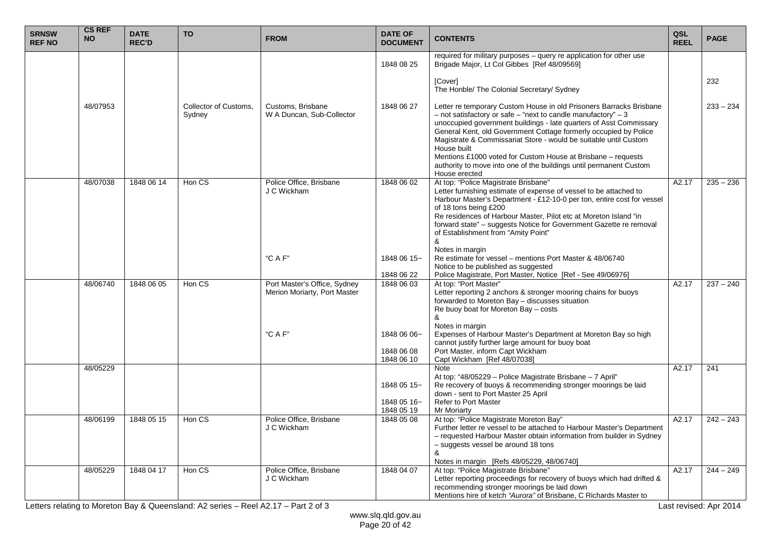| SRNSW REF NO | CS REF NO | DATE REC'D | TO | FROM | DATE OF DOCUMENT | CONTENTS | QSL REEL | PAGE |
|---|---|---|---|---|---|---|---|---|
| | | | | | 1848 08 25 | required for military purposes – query re application for other use<br>Brigade Major, Lt Col Gibbes [Ref 48/09569] | | |
| | | | | | | [Cover]<br>The Honble/ The Colonial Secretary/ Sydney | | 232 |
| | 48/07953 | | Collector of Customs, Sydney | Customs, Brisbane<br>W A Duncan, Sub-Collector | 1848 06 27 | Letter re temporary Custom House in old Prisoners Barracks Brisbane – not satisfactory or safe – "next to candle manufactory" – 3 unoccupied government buildings - late quarters of Asst Commissary General Kent, old Government Cottage formerly occupied by Police Magistrate & Commissariat Store - would be suitable until Custom House built<br>Mentions £1000 voted for Custom House at Brisbane – requests authority to move into one of the buildings until permanent Custom House erected | | 233 – 234 |
| | 48/07038 | 1848 06 14 | Hon CS | Police Office, Brisbane<br>J C Wickham | 1848 06 02 | At top: "Police Magistrate Brisbane"<br>Letter furnishing estimate of expense of vessel to be attached to Harbour Master's Department - £12-10-0 per ton, entire cost for vessel of 18 tons being £200<br>Re residences of Harbour Master, Pilot etc at Moreton Island "in forward state" – suggests Notice for Government Gazette re removal of Establishment from "Amity Point"<br>&<br>Notes in margin | A2.17 | 235 – 236 |
| | | | | "C A F" | 1848 06 15~<br><br>1848 06 22 | Re estimate for vessel – mentions Port Master & 48/06740<br>Notice to be published as suggested<br>Police Magistrate, Port Master, Notice [Ref - See 49/06976] | | |
| | 48/06740 | 1848 06 05 | Hon CS | Port Master's Office, Sydney<br>Merion Moriarty, Port Master | 1848 06 03 | At top: "Port Master"<br>Letter reporting 2 anchors & stronger mooring chains for buoys forwarded to Moreton Bay – discusses situation<br>Re buoy boat for Moreton Bay – costs<br>&<br>Notes in margin | A2.17 | 237 – 240 |
| | | | | "C A F" | 1848 06 06~<br><br>1848 06 08<br>1848 06 10 | Expenses of Harbour Master's Department at Moreton Bay so high cannot justify further large amount for buoy boat<br>Port Master, inform Capt Wickham<br>Capt Wickham [Ref 48/07038] | | |
| | 48/05229 | | | | <br><br>1848 05 15~<br><br>1848 05 16~<br>1848 05 19 | Note<br>At top: "48/05229 – Police Magistrate Brisbane – 7 April"<br>Re recovery of buoys & recommending stronger moorings be laid down - sent to Port Master 25 April<br>Refer to Port Master<br>Mr Moriarty | A2.17 | 241 |
| | 48/06199 | 1848 05 15 | Hon CS | Police Office, Brisbane<br>J C Wickham | 1848 05 08 | At top: "Police Magistrate Moreton Bay"<br>Further letter re vessel to be attached to Harbour Master's Department – requested Harbour Master obtain information from builder in Sydney – suggests vessel be around 18 tons<br>&<br>Notes in margin [Refs 48/05229, 48/06740] | A2.17 | 242 – 243 |
| | 48/05229 | 1848 04 17 | Hon CS | Police Office, Brisbane<br>J C Wickham | 1848 04 07 | At top: "Police Magistrate Brisbane"<br>Letter reporting proceedings for recovery of buoys which had drifted & recommending stronger moorings be laid down<br>Mentions hire of ketch *"Aurora"* of Brisbane, C Richards Master to | A2.17 | 244 – 249 |

Letters relating to Moreton Bay & Queensland: A2 series – Reel A2.17 – Part 2 of 3

Last revised: Apr 2014

www.slq.qld.gov.au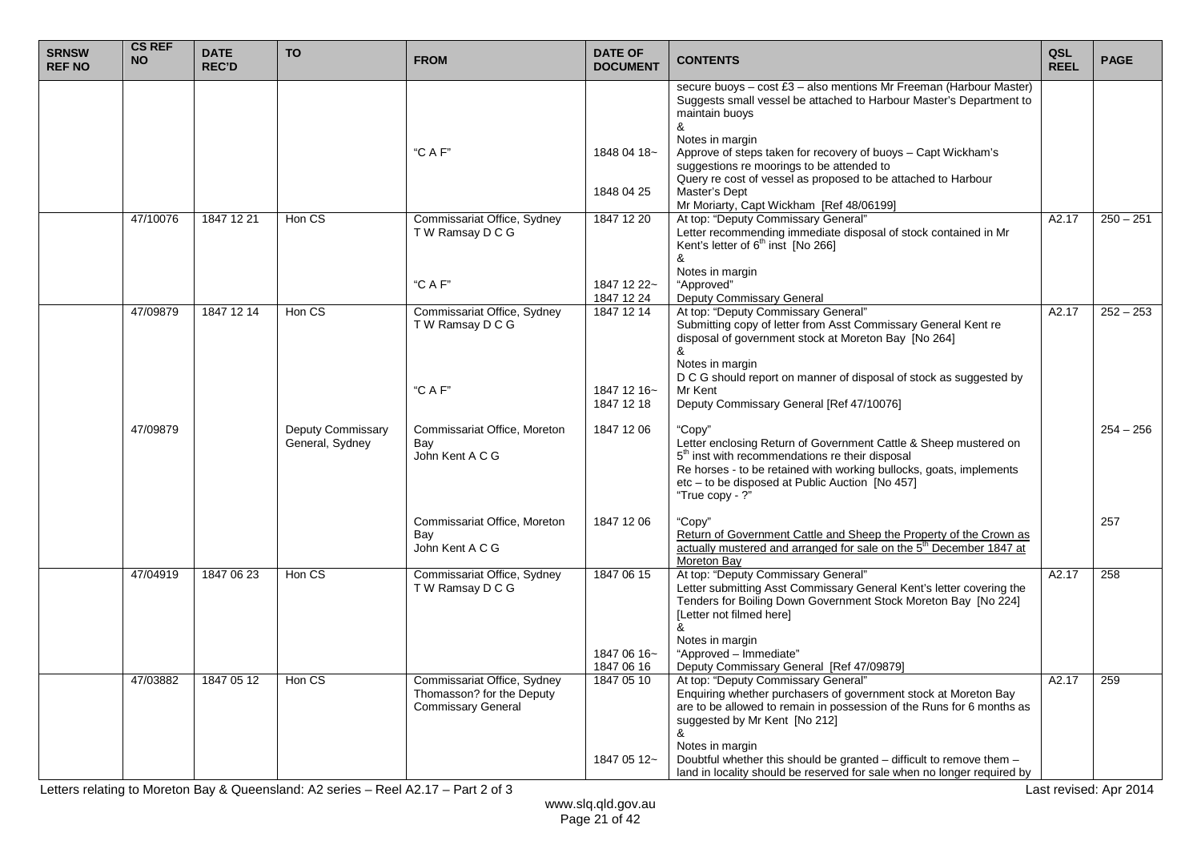| SRNSW REF NO | CS REF NO | DATE REC'D | TO | FROM | DATE OF DOCUMENT | CONTENTS | QSL REEL | PAGE |
|---|---|---|---|---|---|---|---|---|
| | | | | "C A F" | 1848 04 18~<br>1848 04 25 | secure buoys – cost £3 – also mentions Mr Freeman (Harbour Master)<br>Suggests small vessel be attached to Harbour Master's Department to maintain buoys<br>&<br>Notes in margin<br>Approve of steps taken for recovery of buoys – Capt Wickham's suggestions re moorings to be attended to<br>Query re cost of vessel as proposed to be attached to Harbour Master's Dept<br>Mr Moriarty, Capt Wickham [Ref 48/06199] | | |
| | 47/10076 | 1847 12 21 | Hon CS | Commissariat Office, Sydney<br>T W Ramsay D C G<br><br>"C A F" | 1847 12 20<br><br>1847 12 22~<br>1847 12 24 | At top: "Deputy Commissary General"<br>Letter recommending immediate disposal of stock contained in Mr Kent's letter of 6th inst [No 266]<br>&<br>Notes in margin<br>"Approved"<br>Deputy Commissary General | A2.17 | 250 – 251 |
| | 47/09879 | 1847 12 14 | Hon CS | Commissariat Office, Sydney<br>T W Ramsay D C G<br><br>"C A F" | 1847 12 14<br><br>1847 12 16~<br>1847 12 18 | At top: "Deputy Commissary General"<br>Submitting copy of letter from Asst Commissary General Kent re disposal of government stock at Moreton Bay [No 264]<br>&<br>Notes in margin<br>D C G should report on manner of disposal of stock as suggested by Mr Kent<br>Deputy Commissary General [Ref 47/10076] | A2.17 | 252 – 253 |
| | 47/09879 | | Deputy Commissary General, Sydney | Commissariat Office, Moreton Bay<br>John Kent A C G | 1847 12 06 | "Copy"<br>Letter enclosing Return of Government Cattle & Sheep mustered on 5th inst with recommendations re their disposal<br>Re horses - to be retained with working bullocks, goats, implements etc – to be disposed at Public Auction [No 457]<br>"True copy - ?" | | 254 – 256 |
| | | | | Commissariat Office, Moreton Bay<br>John Kent A C G | 1847 12 06 | "Copy"<br>Return of Government Cattle and Sheep the Property of the Crown as actually mustered and arranged for sale on the 5th December 1847 at Moreton Bay | | 257 |
| | 47/04919 | 1847 06 23 | Hon CS | Commissariat Office, Sydney<br>T W Ramsay D C G | 1847 06 15<br><br>1847 06 16~<br>1847 06 16 | At top: "Deputy Commissary General"<br>Letter submitting Asst Commissary General Kent's letter covering the Tenders for Boiling Down Government Stock Moreton Bay [No 224]<br>[Letter not filmed here]<br>&<br>Notes in margin<br>"Approved – Immediate"<br>Deputy Commissary General [Ref 47/09879] | A2.17 | 258 |
| | 47/03882 | 1847 05 12 | Hon CS | Commissariat Office, Sydney<br>Thomasson? for the Deputy Commissary General | 1847 05 10<br><br>1847 05 12~ | At top: "Deputy Commissary General"<br>Enquiring whether purchasers of government stock at Moreton Bay are to be allowed to remain in possession of the Runs for 6 months as suggested by Mr Kent [No 212]<br>&<br>Notes in margin<br>Doubtful whether this should be granted – difficult to remove them – land in locality should be reserved for sale when no longer required by | A2.17 | 259 |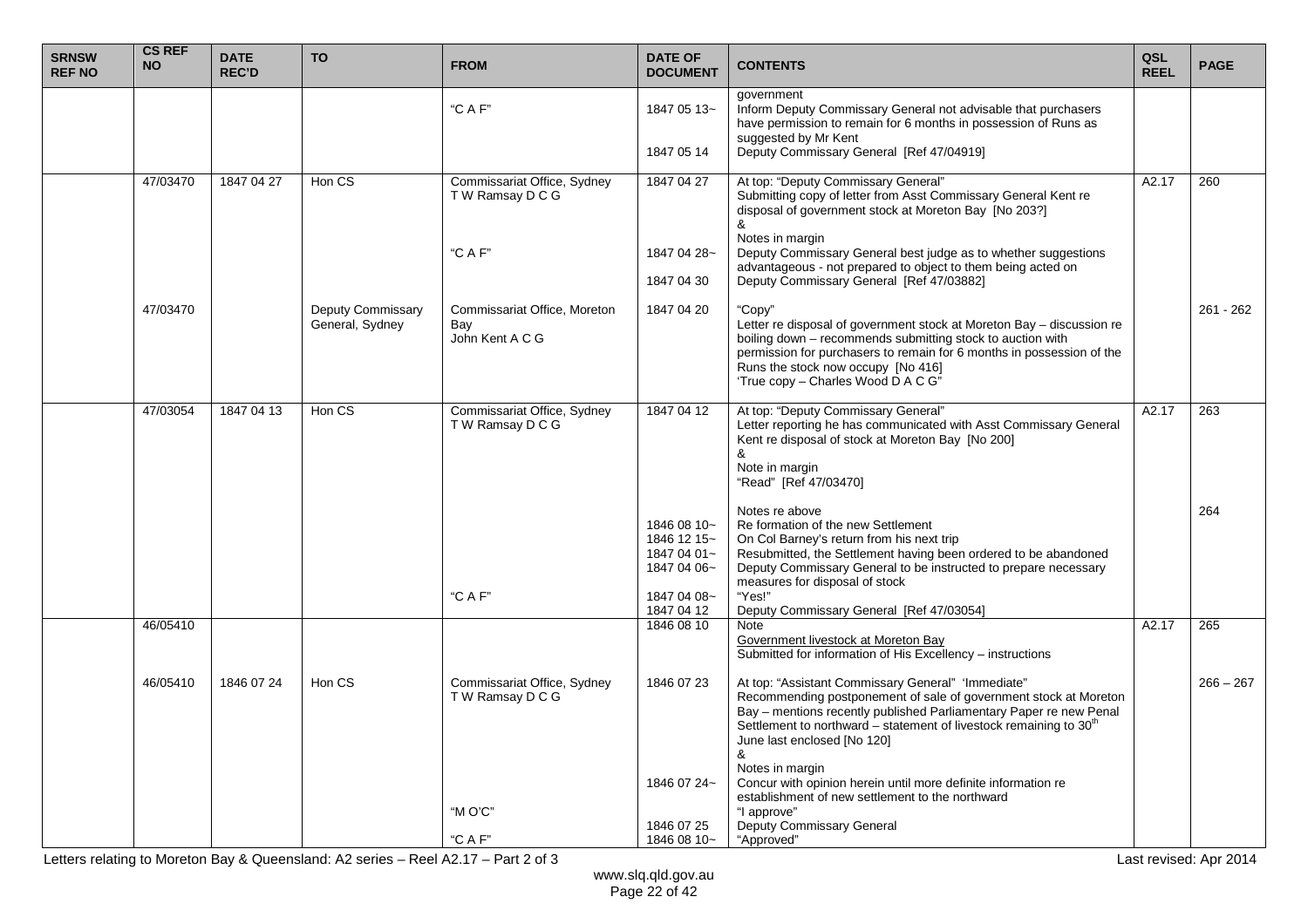| SRNSW REF NO | CS REF NO | DATE REC'D | TO | FROM | DATE OF DOCUMENT | CONTENTS | QSL REEL | PAGE |
|---|---|---|---|---|---|---|---|---|
| | | | | | | government | | |
| | | | | "C A F" | 1847 05 13~ | Inform Deputy Commissary General not advisable that purchasers have permission to remain for 6 months in possession of Runs as suggested by Mr Kent | | |
| | | | | | 1847 05 14 | Deputy Commissary General [Ref 47/04919] | | |
| | 47/03470 | 1847 04 27 | Hon CS | Commissariat Office, Sydney T W Ramsay D C G | 1847 04 27 | At top: "Deputy Commissary General" Submitting copy of letter from Asst Commissary General Kent re disposal of government stock at Moreton Bay [No 203?] & Notes in margin | A2.17 | 260 |
| | | | | "C A F" | 1847 04 28~ | Deputy Commissary General best judge as to whether suggestions advantageous - not prepared to object to them being acted on | | |
| | | | | | 1847 04 30 | Deputy Commissary General [Ref 47/03882] | | |
| | 47/03470 | | Deputy Commissary General, Sydney | Commissariat Office, Moreton Bay John Kent A C G | 1847 04 20 | "Copy" Letter re disposal of government stock at Moreton Bay – discussion re boiling down – recommends submitting stock to auction with permission for purchasers to remain for 6 months in possession of the Runs the stock now occupy [No 416] 'True copy – Charles Wood D A C G" | | 261 - 262 |
| | 47/03054 | 1847 04 13 | Hon CS | Commissariat Office, Sydney T W Ramsay D C G | 1847 04 12 | At top: "Deputy Commissary General" Letter reporting he has communicated with Asst Commissary General Kent re disposal of stock at Moreton Bay [No 200] & Note in margin "Read" [Ref 47/03470] | A2.17 | 263 |
| | | | | | | Notes re above | | 264 |
| | | | | | 1846 08 10~ | Re formation of the new Settlement | | |
| | | | | | 1846 12 15~ | On Col Barney's return from his next trip | | |
| | | | | | 1847 04 01~ | Resubmitted, the Settlement having been ordered to be abandoned | | |
| | | | | | 1847 04 06~ | Deputy Commissary General to be instructed to prepare necessary measures for disposal of stock | | |
| | | | | "C A F" | 1847 04 08~ | "Yes!" | | |
| | | | | | 1847 04 12 | Deputy Commissary General [Ref 47/03054] | | |
| | 46/05410 | | | | 1846 08 10 | Note Government livestock at Moreton Bay Submitted for information of His Excellency – instructions | A2.17 | 265 |
| | 46/05410 | 1846 07 24 | Hon CS | Commissariat Office, Sydney T W Ramsay D C G | 1846 07 23 | At top: "Assistant Commissary General" 'Immediate" Recommending postponement of sale of government stock at Moreton Bay – mentions recently published Parliamentary Paper re new Penal Settlement to northward – statement of livestock remaining to 30th June last enclosed [No 120] & Notes in margin | | 266 – 267 |
| | | | | | 1846 07 24~ | Concur with opinion herein until more definite information re establishment of new settlement to the northward | | |
| | | | | "M O'C" | | "I approve" | | |
| | | | | | 1846 07 25 | Deputy Commissary General | | |
| | | | | "C A F" | 1846 08 10~ | "Approved" | | |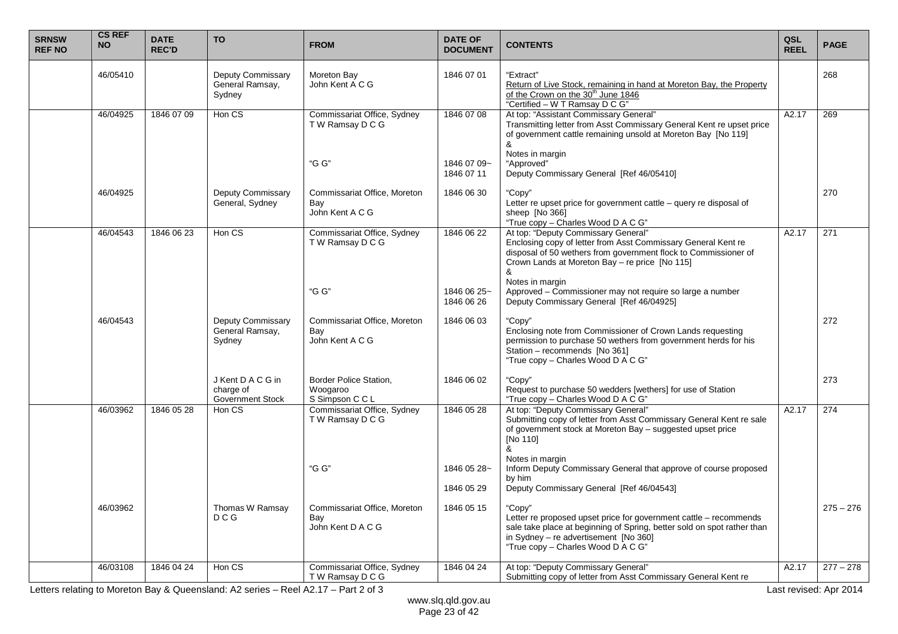| SRNSW REF NO | CS REF NO | DATE REC'D | TO | FROM | DATE OF DOCUMENT | CONTENTS | QSL REEL | PAGE |
|---|---|---|---|---|---|---|---|---|
| | 46/05410 | | Deputy Commissary General Ramsay, Sydney | Moreton Bay<br>John Kent A C G | 1846 07 01 | "Extract"<br>Return of Live Stock, remaining in hand at Moreton Bay, the Property of the Crown on the 30th June 1846<br>"Certified – W T Ramsay D C G" | | 268 |
| | 46/04925 | 1846 07 09 | Hon CS | Commissariat Office, Sydney<br>T W Ramsay D C G<br><br>"G G" | 1846 07 08<br><br>1846 07 09~<br>1846 07 11 | At top: "Assistant Commissary General"<br>Transmitting letter from Asst Commissary General Kent re upset price of government cattle remaining unsold at Moreton Bay [No 119]<br>&<br>Notes in margin<br>"Approved"<br>Deputy Commissary General [Ref 46/05410] | A2.17 | 269 |
| | 46/04925 | | Deputy Commissary General, Sydney | Commissariat Office, Moreton Bay<br>John Kent A C G | 1846 06 30 | "Copy"<br>Letter re upset price for government cattle – query re disposal of sheep [No 366]<br>"True copy – Charles Wood D A C G" | | 270 |
| | 46/04543 | 1846 06 23 | Hon CS | Commissariat Office, Sydney<br>T W Ramsay D C G<br><br>"G G" | 1846 06 22<br><br>1846 06 25~<br>1846 06 26 | At top: "Deputy Commissary General"<br>Enclosing copy of letter from Asst Commissary General Kent re disposal of 50 wethers from government flock to Commissioner of Crown Lands at Moreton Bay – re price [No 115]<br>&<br>Notes in margin<br>Approved – Commissioner may not require so large a number<br>Deputy Commissary General [Ref 46/04925] | A2.17 | 271 |
| | 46/04543 | | Deputy Commissary General Ramsay, Sydney | Commissariat Office, Moreton Bay<br>John Kent A C G | 1846 06 03 | "Copy"<br>Enclosing note from Commissioner of Crown Lands requesting permission to purchase 50 wethers from government herds for his Station – recommends [No 361]<br>"True copy – Charles Wood D A C G" | | 272 |
| | | | J Kent D A C G in charge of Government Stock | Border Police Station, Woogaroo<br>S Simpson C C L | 1846 06 02 | "Copy"<br>Request to purchase 50 wedders [wethers] for use of Station<br>"True copy – Charles Wood D A C G" | | 273 |
| | 46/03962 | 1846 05 28 | Hon CS | Commissariat Office, Sydney<br>T W Ramsay D C G<br><br>"G G" | 1846 05 28<br><br>1846 05 28~<br>1846 05 29 | At top: "Deputy Commissary General"<br>Submitting copy of letter from Asst Commissary General Kent re sale of government stock at Moreton Bay – suggested upset price [No 110]<br>&<br>Notes in margin<br>Inform Deputy Commissary General that approve of course proposed by him<br>Deputy Commissary General [Ref 46/04543] | A2.17 | 274 |
| | 46/03962 | | Thomas W Ramsay D C G | Commissariat Office, Moreton Bay<br>John Kent D A C G | 1846 05 15 | "Copy"<br>Letter re proposed upset price for government cattle – recommends sale take place at beginning of Spring, better sold on spot rather than in Sydney – re advertisement [No 360]<br>"True copy – Charles Wood D A C G" | | 275 – 276 |
| | 46/03108 | 1846 04 24 | Hon CS | Commissariat Office, Sydney<br>T W Ramsay D C G | 1846 04 24 | At top: "Deputy Commissary General"<br>Submitting copy of letter from Asst Commissary General Kent re | A2.17 | 277 – 278 |

Letters relating to Moreton Bay & Queensland: A2 series – Reel A2.17 – Part 2 of 3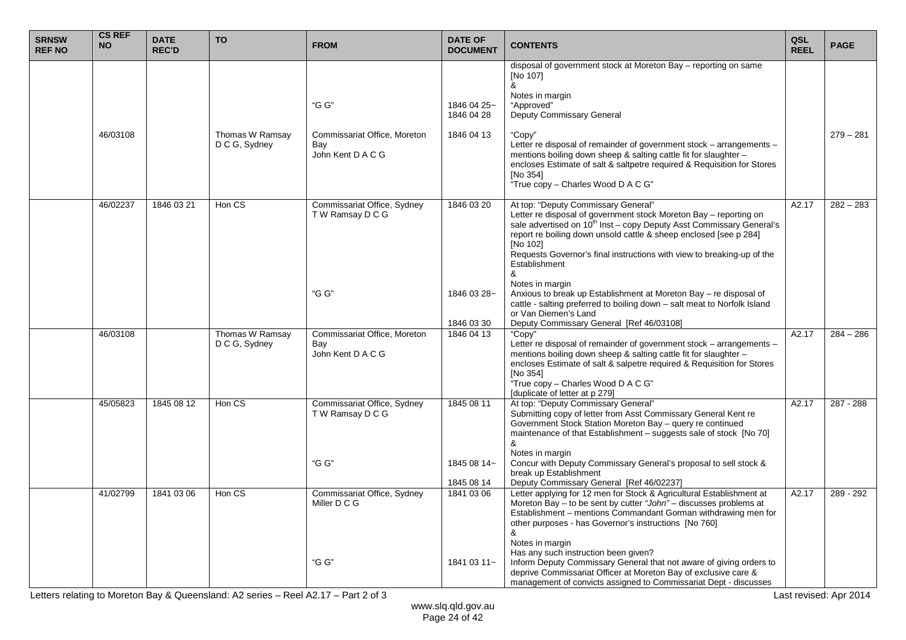| SRNSW REF NO | CS REF NO | DATE REC'D | TO | FROM | DATE OF DOCUMENT | CONTENTS | QSL REEL | PAGE |
|---|---|---|---|---|---|---|---|---|
| | | | | | | disposal of government stock at Moreton Bay – reporting on same [No 107] & | | |
| | | | | "G G" | 1846 04 25~ 1846 04 28 | Notes in margin "Approved" Deputy Commissary General | | |
| | 46/03108 | | Thomas W Ramsay D C G, Sydney | Commissariat Office, Moreton Bay John Kent D A C G | 1846 04 13 | "Copy" Letter re disposal of remainder of government stock – arrangements – mentions boiling down sheep & salting cattle fit for slaughter – encloses Estimate of salt & saltpetre required & Requisition for Stores [No 354] "True copy – Charles Wood D A C G" | | 279 – 281 |
| | 46/02237 | 1846 03 21 | Hon CS | Commissariat Office, Sydney T W Ramsay D C G | 1846 03 20 | At top: "Deputy Commissary General" Letter re disposal of government stock Moreton Bay – reporting on sale advertised on 10th Inst – copy Deputy Asst Commissary General's report re boiling down unsold cattle & sheep enclosed [see p 284] [No 102] Requests Governor's final instructions with view to breaking-up of the Establishment & | A2.17 | 282 – 283 |
| | | | | "G G" | 1846 03 28~ 1846 03 30 | Notes in margin Anxious to break up Establishment at Moreton Bay – re disposal of cattle - salting preferred to boiling down – salt meat to Norfolk Island or Van Diemen's Land Deputy Commissary General [Ref 46/03108] | | |
| | 46/03108 | | Thomas W Ramsay D C G, Sydney | Commissariat Office, Moreton Bay John Kent D A C G | 1846 04 13 | "Copy" Letter re disposal of remainder of government stock – arrangements – mentions boiling down sheep & salting cattle fit for slaughter – encloses Estimate of salt & salpetre required & Requisition for Stores [No 354] "True copy – Charles Wood D A C G" [duplicate of letter at p 279] | A2.17 | 284 – 286 |
| | 45/05823 | 1845 08 12 | Hon CS | Commissariat Office, Sydney T W Ramsay D C G | 1845 08 11 | At top: "Deputy Commissary General" Submitting copy of letter from Asst Commissary General Kent re Government Stock Station Moreton Bay – query re continued maintenance of that Establishment – suggests sale of stock [No 70] & | A2.17 | 287 - 288 |
| | | | | "G G" | 1845 08 14~ 1845 08 14 | Notes in margin Concur with Deputy Commissary General's proposal to sell stock & break up Establishment Deputy Commissary General [Ref 46/02237] | | |
| | 41/02799 | 1841 03 06 | Hon CS | Commissariat Office, Sydney Miller D C G | 1841 03 06 | Letter applying for 12 men for Stock & Agricultural Establishment at Moreton Bay – to be sent by cutter *"John"* – discusses problems at Establishment – mentions Commandant Gorman withdrawing men for other purposes - has Governor's instructions [No 760] & Notes in margin Has any such instruction been given? | A2.17 | 289 - 292 |
| | | | | "G G" | 1841 03 11~ | Inform Deputy Commissary General that not aware of giving orders to deprive Commissariat Officer at Moreton Bay of exclusive care & management of convicts assigned to Commissariat Dept - discusses | | |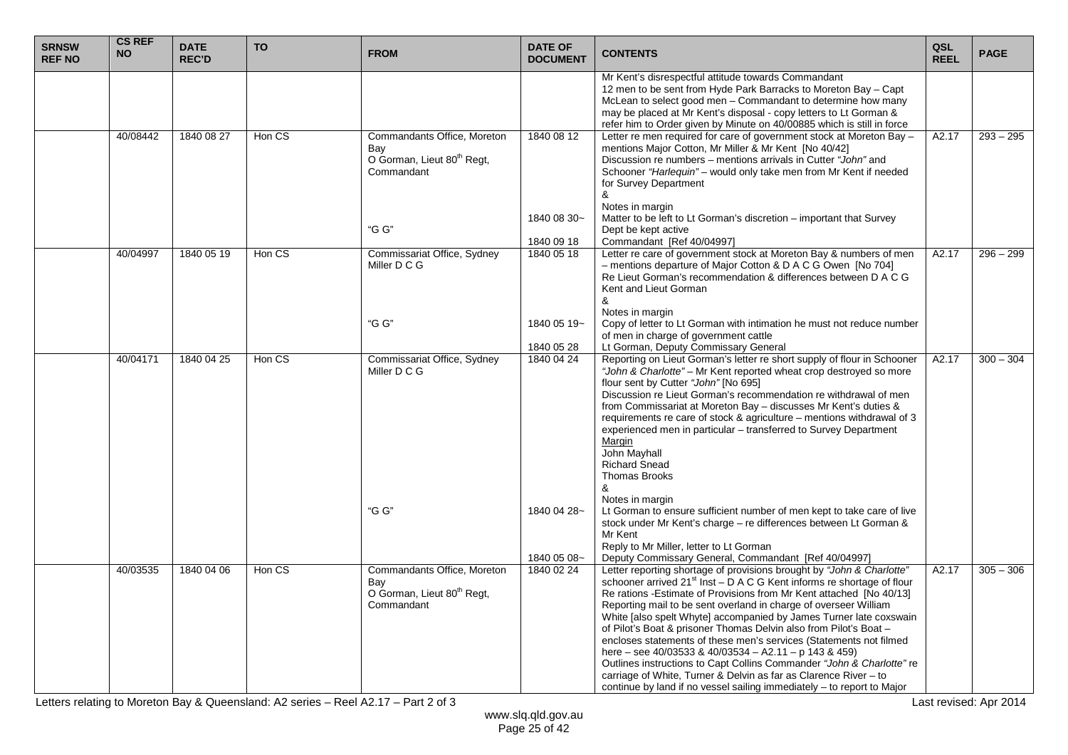| SRNSW REF NO | CS REF NO | DATE REC'D | TO | FROM | DATE OF DOCUMENT | CONTENTS | QSL REEL | PAGE |
|---|---|---|---|---|---|---|---|---|
| | | | | | | Mr Kent's disrespectful attitude towards Commandant<br>12 men to be sent from Hyde Park Barracks to Moreton Bay – Capt McLean to select good men – Commandant to determine how many may be placed at Mr Kent's disposal - copy letters to Lt Gorman & refer him to Order given by Minute on 40/00885 which is still in force | | |
| | 40/08442 | 1840 08 27 | Hon CS | Commandants Office, Moreton Bay<br>O Gorman, Lieut 80th Regt, Commandant<br><br>"G G" | 1840 08 12<br><br>1840 08 30~<br><br>1840 09 18 | Letter re men required for care of government stock at Moreton Bay – mentions Major Cotton, Mr Miller & Mr Kent [No 40/42]<br>Discussion re numbers – mentions arrivals in Cutter *"John"* and Schooner *"Harlequin"* – would only take men from Mr Kent if needed for Survey Department<br>&<br>Notes in margin<br>Matter to be left to Lt Gorman's discretion – important that Survey Dept be kept active<br>Commandant [Ref 40/04997] | A2.17 | 293 – 295 |
| | 40/04997 | 1840 05 19 | Hon CS | Commissariat Office, Sydney<br>Miller D C G<br><br>"G G" | 1840 05 18<br><br>1840 05 19~<br><br>1840 05 28 | Letter re care of government stock at Moreton Bay & numbers of men – mentions departure of Major Cotton & D A C G Owen [No 704]<br>Re Lieut Gorman's recommendation & differences between D A C G Kent and Lieut Gorman<br>&<br>Notes in margin<br>Copy of letter to Lt Gorman with intimation he must not reduce number of men in charge of government cattle<br>Lt Gorman, Deputy Commissary General | A2.17 | 296 – 299 |
| | 40/04171 | 1840 04 25 | Hon CS | Commissariat Office, Sydney<br>Miller D C G<br><br>"G G" | 1840 04 24<br><br>1840 04 28~<br><br>1840 05 08~ | Reporting on Lieut Gorman's letter re short supply of flour in Schooner *"John & Charlotte"* – Mr Kent reported wheat crop destroyed so more flour sent by Cutter *"John"* [No 695]<br>Discussion re Lieut Gorman's recommendation re withdrawal of men from Commissariat at Moreton Bay – discusses Mr Kent's duties & requirements re care of stock & agriculture – mentions withdrawal of 3 experienced men in particular – transferred to Survey Department<br>Margin<br>John Mayhall<br>Richard Snead<br>Thomas Brooks<br>&<br>Notes in margin<br>Lt Gorman to ensure sufficient number of men kept to take care of live stock under Mr Kent's charge – re differences between Lt Gorman & Mr Kent<br>Reply to Mr Miller, letter to Lt Gorman<br>Deputy Commissary General, Commandant [Ref 40/04997] | A2.17 | 300 – 304 |
| | 40/03535 | 1840 04 06 | Hon CS | Commandants Office, Moreton Bay<br>O Gorman, Lieut 80th Regt, Commandant | 1840 02 24 | Letter reporting shortage of provisions brought by *"John & Charlotte"* schooner arrived 21st Inst – D A C G Kent informs re shortage of flour Re rations -Estimate of Provisions from Mr Kent attached [No 40/13]<br>Reporting mail to be sent overland in charge of overseer William White [also spelt Whyte] accompanied by James Turner late coxswain of Pilot's Boat & prisoner Thomas Delvin also from Pilot's Boat – encloses statements of these men's services (Statements not filmed here – see 40/03533 & 40/03534 – A2.11 – p 143 & 459)<br>Outlines instructions to Capt Collins Commander *"John & Charlotte"* re carriage of White, Turner & Delvin as far as Clarence River – to continue by land if no vessel sailing immediately – to report to Major | A2.17 | 305 – 306 |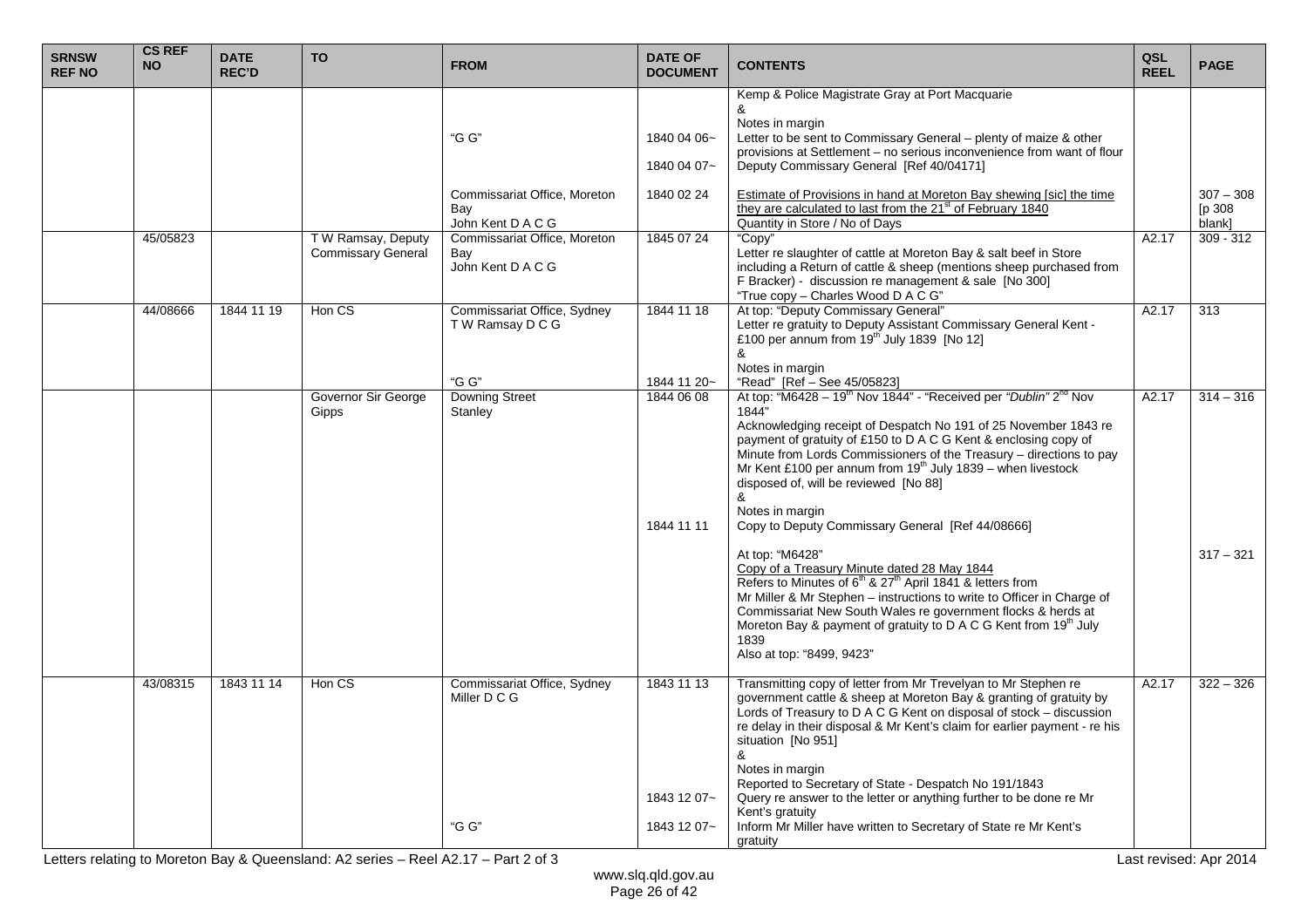| SRNSW REF NO | CS REF NO | DATE REC'D | TO | FROM | DATE OF DOCUMENT | CONTENTS | QSL REEL | PAGE |
|---|---|---|---|---|---|---|---|---|
| | | | | "G G" | 1840 04 06~ 1840 04 07~ | Kemp & Police Magistrate Gray at Port Macquarie & Notes in margin Letter to be sent to Commissary General – plenty of maize & other provisions at Settlement – no serious inconvenience from want of flour Deputy Commissary General [Ref 40/04171] | | |
| | | | | Commissariat Office, Moreton Bay John Kent D A C G | 1840 02 24 | Estimate of Provisions in hand at Moreton Bay shewing [sic] the time they are calculated to last from the 21st of February 1840 Quantity in Store / No of Days | | 307 – 308 [p 308 blank] |
| | 45/05823 | | T W Ramsay, Deputy Commissary General | Commissariat Office, Moreton Bay John Kent D A C G | 1845 07 24 | "Copy" Letter re slaughter of cattle at Moreton Bay & salt beef in Store including a Return of cattle & sheep (mentions sheep purchased from F Bracker) - discussion re management & sale [No 300] "True copy – Charles Wood D A C G" | A2.17 | 309 - 312 |
| | 44/08666 | 1844 11 19 | Hon CS | Commissariat Office, Sydney T W Ramsay D C G<br><br>"G G" | 1844 11 18<br><br>1844 11 20~ | At top: "Deputy Commissary General" Letter re gratuity to Deputy Assistant Commissary General Kent - £100 per annum from 19th July 1839 [No 12] & Notes in margin "Read" [Ref – See 45/05823] | A2.17 | 313 |
| | | | Governor Sir George Gipps | Downing Street Stanley | 1844 06 08<br><br>1844 11 11 | At top: "M6428 – 19th Nov 1844" - "Received per *"Dublin"* 2nd Nov 1844" Acknowledging receipt of Despatch No 191 of 25 November 1843 re payment of gratuity of £150 to D A C G Kent & enclosing copy of Minute from Lords Commissioners of the Treasury – directions to pay Mr Kent £100 per annum from 19th July 1839 – when livestock disposed of, will be reviewed [No 88] & Notes in margin Copy to Deputy Commissary General [Ref 44/08666] | A2.17 | 314 – 316 |
| | | | | | | At top: "M6428" Copy of a Treasury Minute dated 28 May 1844 Refers to Minutes of 6th & 27th April 1841 & letters from Mr Miller & Mr Stephen – instructions to write to Officer in Charge of Commissariat New South Wales re government flocks & herds at Moreton Bay & payment of gratuity to D A C G Kent from 19th July 1839 Also at top: "8499, 9423" | | 317 – 321 |
| | 43/08315 | 1843 11 14 | Hon CS | Commissariat Office, Sydney Miller D C G<br><br>"G G" | 1843 11 13<br><br>1843 12 07~<br><br>1843 12 07~ | Transmitting copy of letter from Mr Trevelyan to Mr Stephen re government cattle & sheep at Moreton Bay & granting of gratuity by Lords of Treasury to D A C G Kent on disposal of stock – discussion re delay in their disposal & Mr Kent's claim for earlier payment - re his situation [No 951] & Notes in margin Reported to Secretary of State - Despatch No 191/1843 Query re answer to the letter or anything further to be done re Mr Kent's gratuity Inform Mr Miller have written to Secretary of State re Mr Kent's gratuity | A2.17 | 322 – 326 |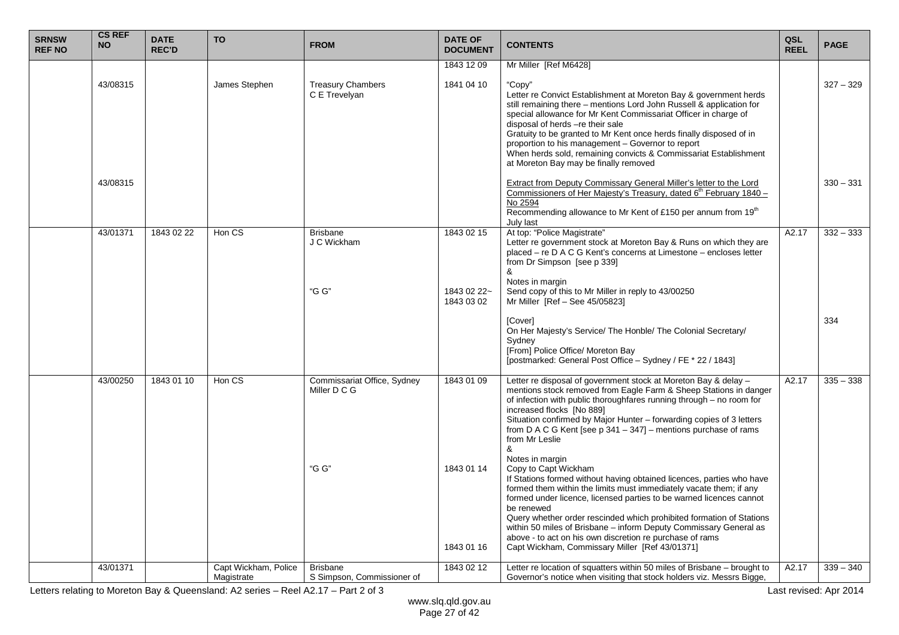| SRNSW REF NO | CS REF NO | DATE REC'D | TO | FROM | DATE OF DOCUMENT | CONTENTS | QSL REEL | PAGE |
|---|---|---|---|---|---|---|---|---|
| | | | | | 1843 12 09 | Mr Miller [Ref M6428] | | |
| | 43/08315 | | James Stephen | Treasury Chambers<br>C E Trevelyan | 1841 04 10 | "Copy"<br>Letter re Convict Establishment at Moreton Bay & government herds still remaining there – mentions Lord John Russell & application for special allowance for Mr Kent Commissariat Officer in charge of disposal of herds –re their sale<br>Gratuity to be granted to Mr Kent once herds finally disposed of in proportion to his management – Governor to report<br>When herds sold, remaining convicts & Commissariat Establishment at Moreton Bay may be finally removed | | 327 – 329 |
| | 43/08315 | | | | | <u>Extract from Deputy Commissary General Miller's letter to the Lord Commissioners of Her Majesty's Treasury, dated 6th February 1840 – No 2594</u><br>Recommending allowance to Mr Kent of £150 per annum from 19th July last | | 330 – 331 |
| | 43/01371 | 1843 02 22 | Hon CS | Brisbane<br>J C Wickham | 1843 02 15 | At top: "Police Magistrate"<br>Letter re government stock at Moreton Bay & Runs on which they are placed – re D A C G Kent's concerns at Limestone – encloses letter from Dr Simpson [see p 339]<br>& | A2.17 | 332 – 333 |
| | | | | "G G" | 1843 02 22~<br>1843 03 02 | Notes in margin<br>Send copy of this to Mr Miller in reply to 43/00250<br>Mr Miller [Ref – See 45/05823] | | |
| | | | | | | [Cover]<br>On Her Majesty's Service/ The Honble/ The Colonial Secretary/ Sydney<br>[From] Police Office/ Moreton Bay<br>[postmarked: General Post Office – Sydney / FE * 22 / 1843] | | 334 |
| | 43/00250 | 1843 01 10 | Hon CS | Commissariat Office, Sydney<br>Miller D C G | 1843 01 09 | Letter re disposal of government stock at Moreton Bay & delay – mentions stock removed from Eagle Farm & Sheep Stations in danger of infection with public thoroughfares running through – no room for increased flocks [No 889]<br>Situation confirmed by Major Hunter – forwarding copies of 3 letters from D A C G Kent [see p 341 – 347] – mentions purchase of rams from Mr Leslie<br>& | A2.17 | 335 – 338 |
| | | | | "G G" | 1843 01 14 | Notes in margin<br>Copy to Capt Wickham<br>If Stations formed without having obtained licences, parties who have formed them within the limits must immediately vacate them; if any formed under licence, licensed parties to be warned licences cannot be renewed<br>Query whether order rescinded which prohibited formation of Stations within 50 miles of Brisbane – inform Deputy Commissary General as above - to act on his own discretion re purchase of rams | | |
| | | | | | 1843 01 16 | Capt Wickham, Commissary Miller [Ref 43/01371] | | |
| | 43/01371 | | Capt Wickham, Police Magistrate | Brisbane<br>S Simpson, Commissioner of | 1843 02 12 | Letter re location of squatters within 50 miles of Brisbane – brought to Governor's notice when visiting that stock holders viz. Messrs Bigge, | A2.17 | 339 – 340 |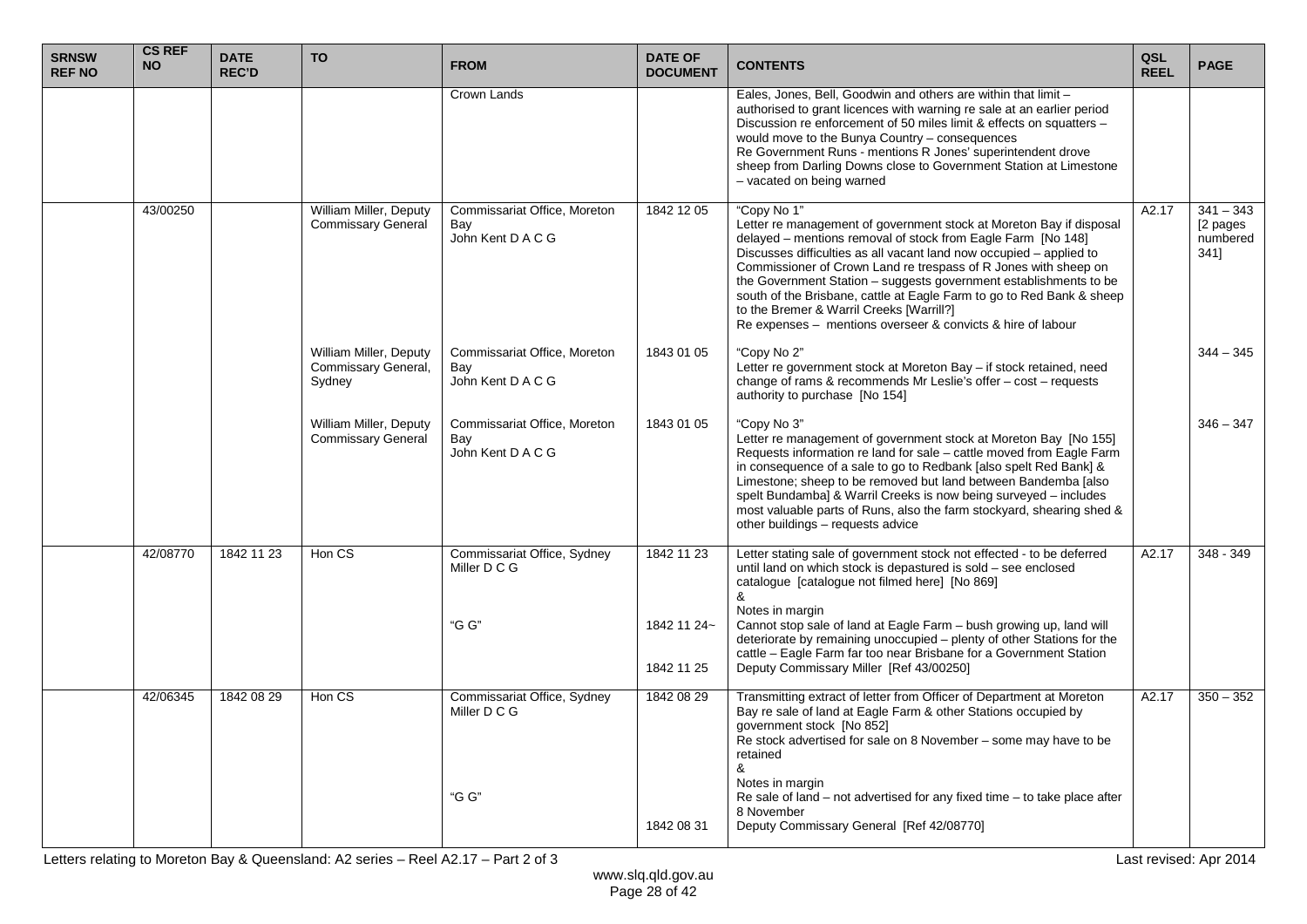| SRNSW REF NO | CS REF NO | DATE REC'D | TO | FROM | DATE OF DOCUMENT | CONTENTS | QSL REEL | PAGE |
|---|---|---|---|---|---|---|---|---|
| | | | | Crown Lands | | Eales, Jones, Bell, Goodwin and others are within that limit – authorised to grant licences with warning re sale at an earlier period<br>Discussion re enforcement of 50 miles limit & effects on squatters – would move to the Bunya Country – consequences<br>Re Government Runs - mentions R Jones' superintendent drove sheep from Darling Downs close to Government Station at Limestone – vacated on being warned | | |
| | 43/00250 | | William Miller, Deputy Commissary General | Commissariat Office, Moreton Bay<br>John Kent D A C G | 1842 12 05 | "Copy No 1"<br>Letter re management of government stock at Moreton Bay if disposal delayed – mentions removal of stock from Eagle Farm [No 148]<br>Discusses difficulties as all vacant land now occupied – applied to Commissioner of Crown Land re trespass of R Jones with sheep on the Government Station – suggests government establishments to be south of the Brisbane, cattle at Eagle Farm to go to Red Bank & sheep to the Bremer & Warril Creeks [Warrill?]<br>Re expenses – mentions overseer & convicts & hire of labour | A2.17 | 341 – 343 [2 pages numbered 341] |
| | | | William Miller, Deputy Commissary General, Sydney | Commissariat Office, Moreton Bay<br>John Kent D A C G | 1843 01 05 | "Copy No 2"<br>Letter re government stock at Moreton Bay – if stock retained, need change of rams & recommends Mr Leslie's offer – cost – requests authority to purchase [No 154] | | 344 – 345 |
| | | | William Miller, Deputy Commissary General | Commissariat Office, Moreton Bay<br>John Kent D A C G | 1843 01 05 | "Copy No 3"<br>Letter re management of government stock at Moreton Bay [No 155]<br>Requests information re land for sale – cattle moved from Eagle Farm in consequence of a sale to go to Redbank [also spelt Red Bank] & Limestone; sheep to be removed but land between Bandemba [also spelt Bundamba] & Warril Creeks is now being surveyed – includes most valuable parts of Runs, also the farm stockyard, shearing shed & other buildings – requests advice | | 346 – 347 |
| | 42/08770 | 1842 11 23 | Hon CS | Commissariat Office, Sydney<br>Miller D C G<br><br><br><br>"G G" | 1842 11 23<br><br><br><br><br>1842 11 24~<br><br>1842 11 25 | Letter stating sale of government stock not effected - to be deferred until land on which stock is depastured is sold – see enclosed catalogue [catalogue not filmed here] [No 869]<br>&<br>Notes in margin<br>Cannot stop sale of land at Eagle Farm – bush growing up, land will deteriorate by remaining unoccupied – plenty of other Stations for the cattle – Eagle Farm far too near Brisbane for a Government Station<br>Deputy Commissary Miller [Ref 43/00250] | A2.17 | 348 - 349 |
| | 42/06345 | 1842 08 29 | Hon CS | Commissariat Office, Sydney<br>Miller D C G<br><br><br><br><br>"G G" | 1842 08 29<br><br><br><br><br><br><br>1842 08 31 | Transmitting extract of letter from Officer of Department at Moreton Bay re sale of land at Eagle Farm & other Stations occupied by government stock [No 852]<br>Re stock advertised for sale on 8 November – some may have to be retained<br>&<br>Notes in margin<br>Re sale of land – not advertised for any fixed time – to take place after 8 November<br>Deputy Commissary General [Ref 42/08770] | A2.17 | 350 – 352 |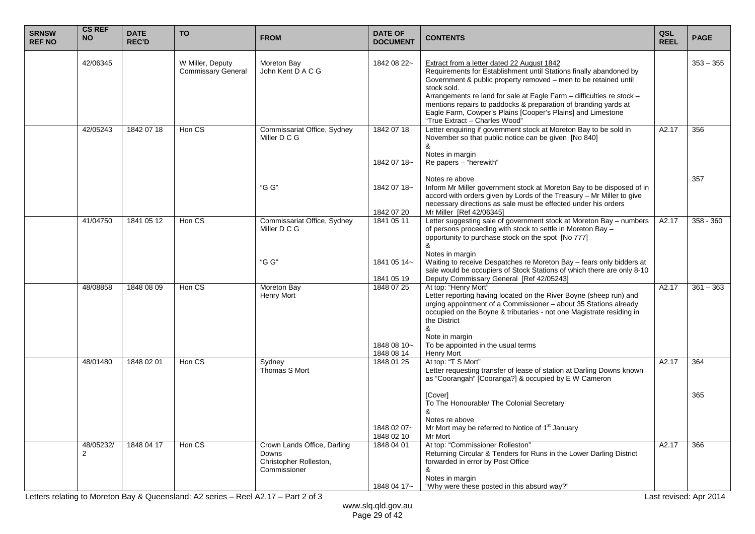| SRNSW REF NO | CS REF NO | DATE REC'D | TO | FROM | DATE OF DOCUMENT | CONTENTS | QSL REEL | PAGE |
|---|---|---|---|---|---|---|---|---|
| | 42/06345 | | W Miller, Deputy Commissary General | Moreton Bay<br>John Kent D A C G | 1842 08 22~ | Extract from a letter dated 22 August 1842<br>Requirements for Establishment until Stations finally abandoned by Government & public property removed – men to be retained until stock sold.<br>Arrangements re land for sale at Eagle Farm – difficulties re stock – mentions repairs to paddocks & preparation of branding yards at Eagle Farm, Cowper's Plains [Cooper's Plains] and Limestone<br>"True Extract – Charles Wood" | | 353 – 355 |
| | 42/05243 | 1842 07 18 | Hon CS | Commissariat Office, Sydney<br>Miller D C G | 1842 07 18<br><br><br>1842 07 18~ | Letter enquiring if government stock at Moreton Bay to be sold in November so that public notice can be given [No 840]<br>&<br>Notes in margin<br>Re papers – "herewith" | A2.17 | 356 |
| | | | | "G G" | 1842 07 18~<br><br><br>1842 07 20 | Notes re above<br>Inform Mr Miller government stock at Moreton Bay to be disposed of in accord with orders given by Lords of the Treasury – Mr Miller to give necessary directions as sale must be effected under his orders<br>Mr Miller [Ref 42/06345] | | 357 |
| | 41/04750 | 1841 05 12 | Hon CS | Commissariat Office, Sydney<br>Miller D C G | 1841 05 11 | Letter suggesting sale of government stock at Moreton Bay – numbers of persons proceeding with stock to settle in Moreton Bay – opportunity to purchase stock on the spot [No 777]<br>& | A2.17 | 358 - 360 |
| | | | | "G G" | 1841 05 14~<br><br>1841 05 19 | Notes in margin<br>Waiting to receive Despatches re Moreton Bay – fears only bidders at sale would be occupiers of Stock Stations of which there are only 8-10<br>Deputy Commissary General [Ref 42/05243] | | |
| | 48/08858 | 1848 08 09 | Hon CS | Moreton Bay<br>Henry Mort | 1848 07 25<br><br><br><br><br><br><br>1848 08 10~<br>1848 08 14 | At top: "Henry Mort"<br>Letter reporting having located on the River Boyne (sheep run) and urging appointment of a Commissioner – about 35 Stations already occupied on the Boyne & tributaries - not one Magistrate residing in the District<br>&<br>Note in margin<br>To be appointed in the usual terms<br>Henry Mort | A2.17 | 361 – 363 |
| | 48/01480 | 1848 02 01 | Hon CS | Sydney<br>Thomas S Mort | 1848 01 25 | At top: "T S Mort"<br>Letter requesting transfer of lease of station at Darling Downs known as "Coorangah" [Cooranga?] & occupied by E W Cameron | A2.17 | 364 |
| | | | | | <br><br><br><br>1848 02 07~<br>1848 02 10 | [Cover]<br>To The Honourable/ The Colonial Secretary<br>&<br>Notes re above<br>Mr Mort may be referred to Notice of 1st January<br>Mr Mort | | 365 |
| | 48/05232/2 | 1848 04 17 | Hon CS | Crown Lands Office, Darling Downs<br>Christopher Rolleston, Commissioner | 1848 04 01<br><br><br><br><br>1848 04 17~ | At top: "Commissioner Rolleston"<br>Returning Circular & Tenders for Runs in the Lower Darling District forwarded in error by Post Office<br>&<br>Notes in margin<br>"Why were these posted in this absurd way?" | A2.17 | 366 |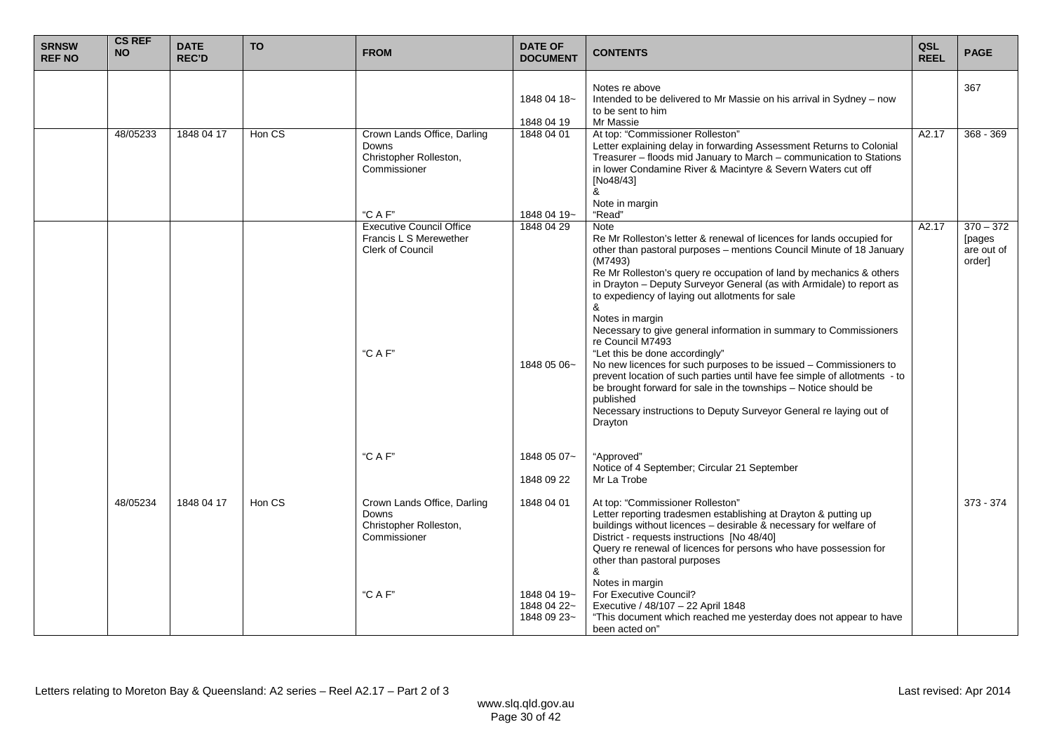| SRNSW REF NO | CS REF NO | DATE REC'D | TO | FROM | DATE OF DOCUMENT | CONTENTS | QSL REEL | PAGE |
|---|---|---|---|---|---|---|---|---|
| | | | | | 1848 04 18~<br>1848 04 19 | Notes re above<br>Intended to be delivered to Mr Massie on his arrival in Sydney – now to be sent to him<br>Mr Massie | | 367 |
| | 48/05233 | 1848 04 17 | Hon CS | Crown Lands Office, Darling Downs<br>Christopher Rolleston, Commissioner<br><br>"C A F" | 1848 04 01<br><br>1848 04 19~ | At top: "Commissioner Rolleston"<br>Letter explaining delay in forwarding Assessment Returns to Colonial Treasurer – floods mid January to March – communication to Stations in lower Condamine River & Macintyre & Severn Waters cut off [No48/43]<br>&<br>Note in margin<br>"Read" | A2.17 | 368 - 369 |
| | | | | Executive Council Office<br>Francis L S Merewether<br>Clerk of Council<br><br>"C A F"<br><br>"C A F" | 1848 04 29<br><br>1848 05 06~<br><br>1848 05 07~<br>1848 09 22 | Note<br>Re Mr Rolleston's letter & renewal of licences for lands occupied for other than pastoral purposes – mentions Council Minute of 18 January (M7493)<br>Re Mr Rolleston's query re occupation of land by mechanics & others in Drayton – Deputy Surveyor General (as with Armidale) to report as to expediency of laying out allotments for sale<br>&<br>Notes in margin<br>Necessary to give general information in summary to Commissioners re Council M7493<br>"Let this be done accordingly"<br>No new licences for such purposes to be issued – Commissioners to prevent location of such parties until have fee simple of allotments - to be brought forward for sale in the townships – Notice should be published<br>Necessary instructions to Deputy Surveyor General re laying out of Drayton<br><br>"Approved"<br>Notice of 4 September; Circular 21 September<br>Mr La Trobe | A2.17 | 370 – 372 [pages are out of order] |
| | 48/05234 | 1848 04 17 | Hon CS | Crown Lands Office, Darling Downs<br>Christopher Rolleston, Commissioner<br><br>"C A F" | 1848 04 01<br><br>1848 04 19~<br>1848 04 22~<br>1848 09 23~ | At top: "Commissioner Rolleston"<br>Letter reporting tradesmen establishing at Drayton & putting up buildings without licences – desirable & necessary for welfare of District - requests instructions [No 48/40]<br>Query re renewal of licences for persons who have possession for other than pastoral purposes<br>&<br>Notes in margin<br>For Executive Council?<br>Executive / 48/107 – 22 April 1848<br>"This document which reached me yesterday does not appear to have been acted on" | | 373 - 374 |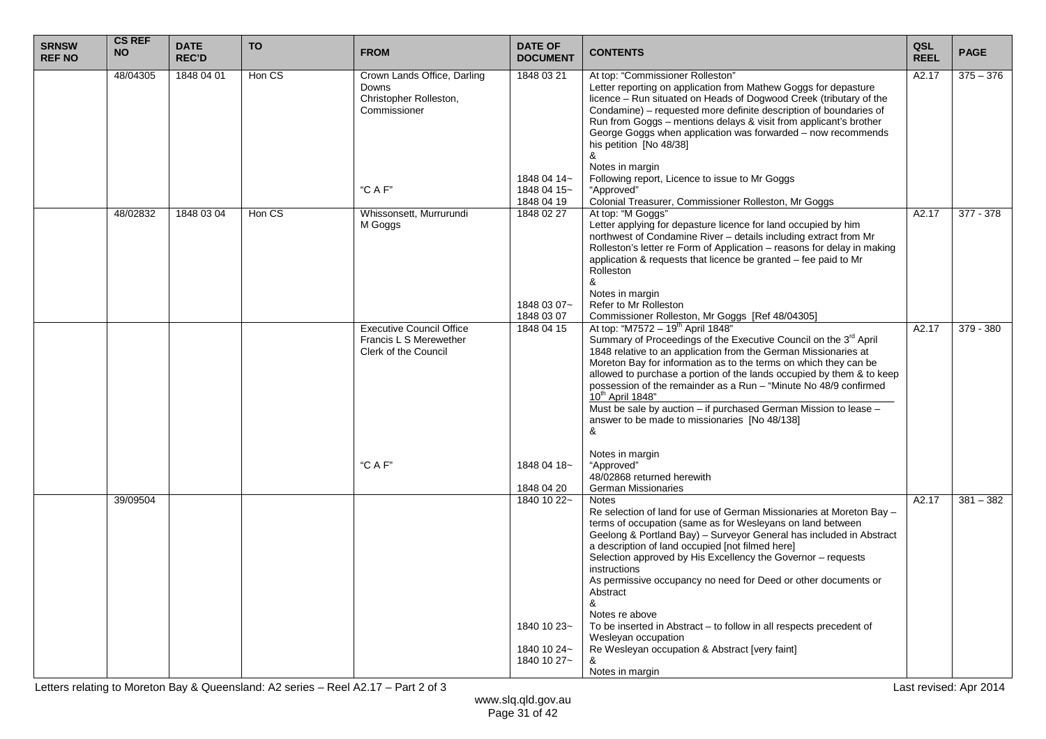| SRNSW REF NO | CS REF NO | DATE REC'D | TO | FROM | DATE OF DOCUMENT | CONTENTS | QSL REEL | PAGE |
|---|---|---|---|---|---|---|---|---|
| | 48/04305 | 1848 04 01 | Hon CS | Crown Lands Office, Darling Downs<br>Christopher Rolleston, Commissioner<br><br><br><br><br><br><br><br>"C A F" | 1848 03 21<br><br><br><br><br><br><br><br><br>1848 04 14~<br>1848 04 15~<br>1848 04 19 | At top: "Commissioner Rolleston"<br>Letter reporting on application from Mathew Goggs for depasture licence – Run situated on Heads of Dogwood Creek (tributary of the Condamine) – requested more definite description of boundaries of Run from Goggs – mentions delays & visit from applicant's brother George Goggs when application was forwarded – now recommends his petition [No 48/38]<br>&<br>Notes in margin<br>Following report, Licence to issue to Mr Goggs<br>"Approved"<br>Colonial Treasurer, Commissioner Rolleston, Mr Goggs | A2.17 | 375 – 376 |
| | 48/02832 | 1848 03 04 | Hon CS | Whissonsett, Murrurundi<br>M Goggs | 1848 02 27<br><br><br><br><br><br><br><br>1848 03 07~<br>1848 03 07 | At top: "M Goggs"<br>Letter applying for depasture licence for land occupied by him northwest of Condamine River – details including extract from Mr Rolleston's letter re Form of Application – reasons for delay in making application & requests that licence be granted – fee paid to Mr Rolleston<br>&<br>Notes in margin<br>Refer to Mr Rolleston<br>Commissioner Rolleston, Mr Goggs [Ref 48/04305] | A2.17 | 377 - 378 |
| | | | | Executive Council Office<br>Francis L S Merewether<br>Clerk of the Council<br><br><br><br><br><br><br><br><br><br><br>"C A F" | 1848 04 15<br><br><br><br><br><br><br><br><br><br><br><br><br>1848 04 18~<br><br>1848 04 20 | At top: "M7572 – 19th April 1848"<br>Summary of Proceedings of the Executive Council on the 3rd April 1848 relative to an application from the German Missionaries at Moreton Bay for information as to the terms on which they can be allowed to purchase a portion of the lands occupied by them & to keep possession of the remainder as a Run – "Minute No 48/9 confirmed 10th April 1848"<br>Must be sale by auction – if purchased German Mission to lease – answer to be made to missionaries [No 48/138]<br>&<br><br>Notes in margin<br>"Approved"<br>48/02868 returned herewith<br>German Missionaries | A2.17 | 379 - 380 |
| | 39/09504 | | | | 1840 10 22~<br><br><br><br><br><br><br><br><br><br><br><br><br>1840 10 23~<br><br>1840 10 24~<br>1840 10 27~ | Notes<br>Re selection of land for use of German Missionaries at Moreton Bay – terms of occupation (same as for Wesleyans on land between Geelong & Portland Bay) – Surveyor General has included in Abstract a description of land occupied [not filmed here]<br>Selection approved by His Excellency the Governor – requests instructions<br>As permissive occupancy no need for Deed or other documents or Abstract<br>&<br>Notes re above<br>To be inserted in Abstract – to follow in all respects precedent of Wesleyan occupation<br>Re Wesleyan occupation & Abstract [very faint]<br>&<br>Notes in margin | A2.17 | 381 – 382 |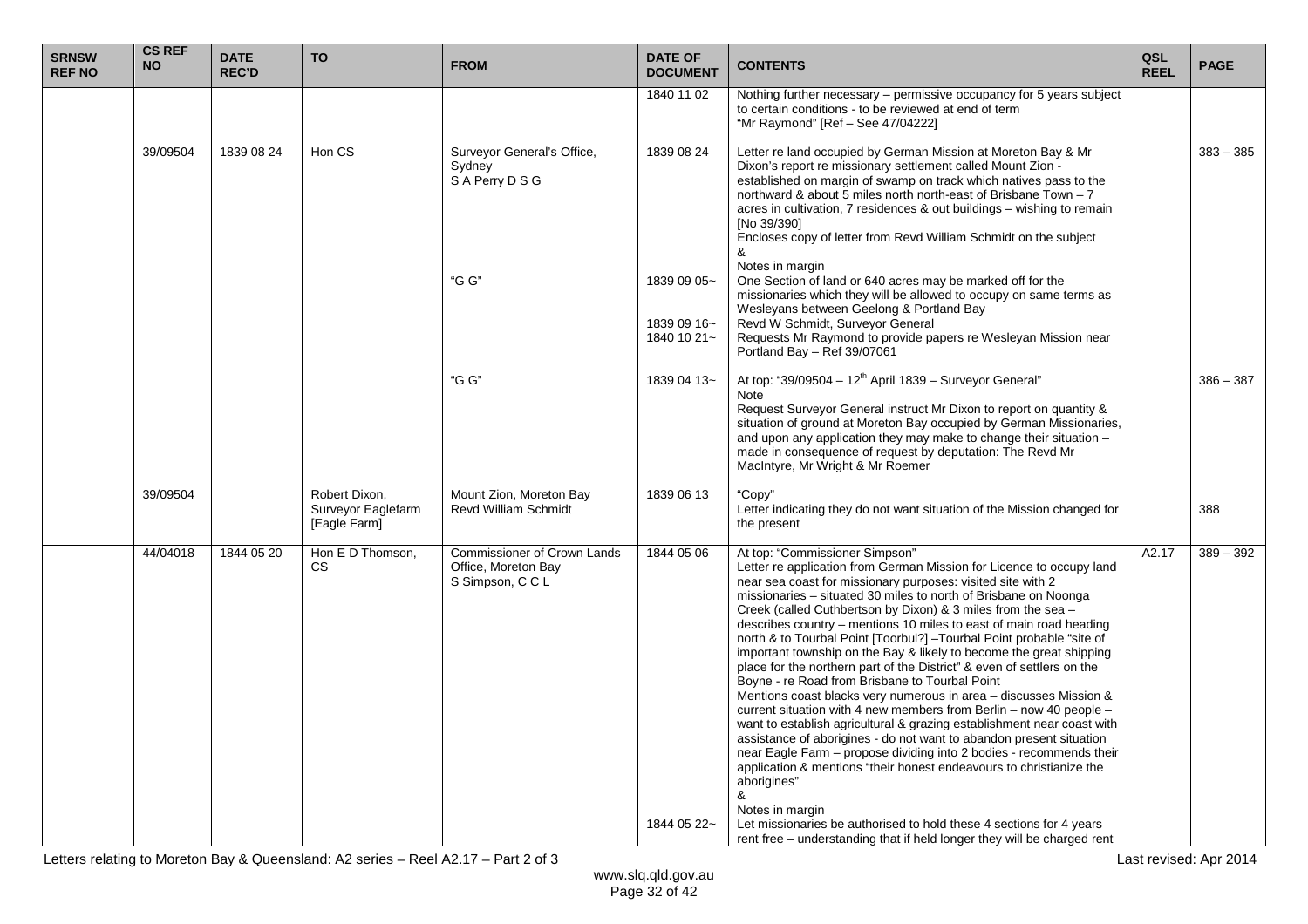| SRNSW REF NO | CS REF NO | DATE REC'D | TO | FROM | DATE OF DOCUMENT | CONTENTS | QSL REEL | PAGE |
|---|---|---|---|---|---|---|---|---|
| | | | | | 1840 11 02 | Nothing further necessary – permissive occupancy for 5 years subject to certain conditions - to be reviewed at end of term<br>"Mr Raymond" [Ref – See 47/04222] | | |
| | 39/09504 | 1839 08 24 | Hon CS | Surveyor General's Office, Sydney<br>S A Perry D S G | 1839 08 24 | Letter re land occupied by German Mission at Moreton Bay & Mr Dixon's report re missionary settlement called Mount Zion - established on margin of swamp on track which natives pass to the northward & about 5 miles north north-east of Brisbane Town – 7 acres in cultivation, 7 residences & out buildings – wishing to remain [No 39/390]<br>Encloses copy of letter from Revd William Schmidt on the subject<br>&<br>Notes in margin | | 383 – 385 |
| | | | | "G G" | 1839 09 05~ | One Section of land or 640 acres may be marked off for the missionaries which they will be allowed to occupy on same terms as Wesleyans between Geelong & Portland Bay | | |
| | | | | | 1839 09 16~ | Revd W Schmidt, Surveyor General | | |
| | | | | | 1840 10 21~ | Requests Mr Raymond to provide papers re Wesleyan Mission near Portland Bay – Ref 39/07061 | | |
| | | | | "G G" | 1839 04 13~ | At top: "39/09504 – 12th April 1839 – Surveyor General"<br>Note<br>Request Surveyor General instruct Mr Dixon to report on quantity & situation of ground at Moreton Bay occupied by German Missionaries, and upon any application they may make to change their situation – made in consequence of request by deputation: The Revd Mr MacIntyre, Mr Wright & Mr Roemer | | 386 – 387 |
| | 39/09504 | | Robert Dixon, Surveyor Eaglefarm [Eagle Farm] | Mount Zion, Moreton Bay<br>Revd William Schmidt | 1839 06 13 | "Copy"<br>Letter indicating they do not want situation of the Mission changed for the present | | 388 |
| | 44/04018 | 1844 05 20 | Hon E D Thomson, CS | Commissioner of Crown Lands Office, Moreton Bay<br>S Simpson, C C L | 1844 05 06 | At top: "Commissioner Simpson"<br>Letter re application from German Mission for Licence to occupy land near sea coast for missionary purposes: visited site with 2 missionaries – situated 30 miles to north of Brisbane on Noonga Creek (called Cuthbertson by Dixon) & 3 miles from the sea – describes country – mentions 10 miles to east of main road heading north & to Tourbal Point [Toorbul?] –Tourbal Point probable "site of important township on the Bay & likely to become the great shipping place for the northern part of the District" & even of settlers on the Boyne - re Road from Brisbane to Tourbal Point<br>Mentions coast blacks very numerous in area – discusses Mission & current situation with 4 new members from Berlin – now 40 people – want to establish agricultural & grazing establishment near coast with assistance of aborigines - do not want to abandon present situation near Eagle Farm – propose dividing into 2 bodies - recommends their application & mentions "their honest endeavours to christianize the aborigines"<br>&<br>Notes in margin | A2.17 | 389 – 392 |
| | | | | | 1844 05 22~ | Let missionaries be authorised to hold these 4 sections for 4 years rent free – understanding that if held longer they will be charged rent | | |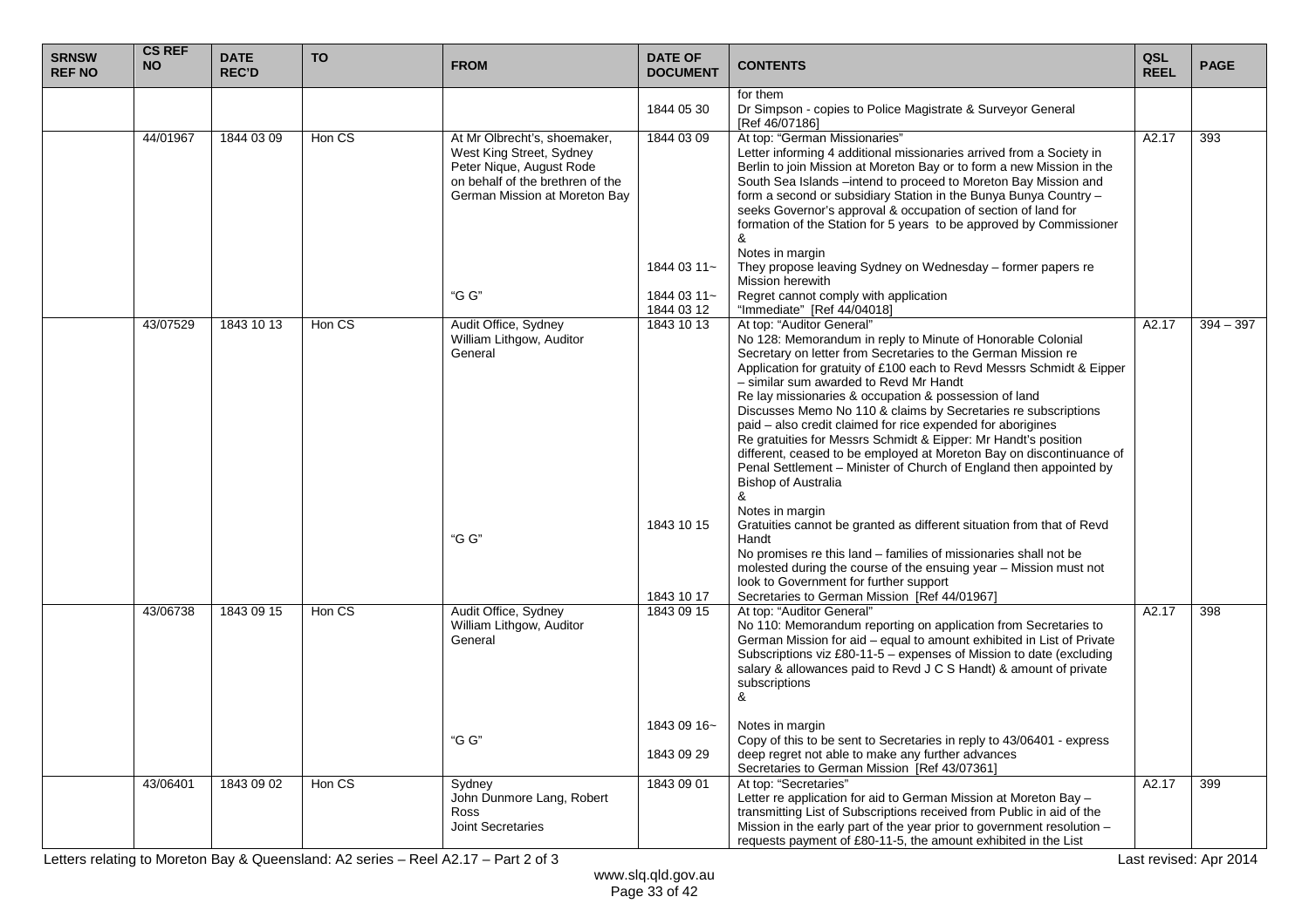| SRNSW REF NO | CS REF NO | DATE REC'D | TO | FROM | DATE OF DOCUMENT | CONTENTS | QSL REEL | PAGE |
|---|---|---|---|---|---|---|---|---|
| | | | | | 1844 05 30 | for them<br>Dr Simpson - copies to Police Magistrate & Surveyor General [Ref 46/07186] | | |
| | 44/01967 | 1844 03 09 | Hon CS | At Mr Olbrecht's, shoemaker, West King Street, Sydney<br>Peter Nique, August Rode on behalf of the brethren of the German Mission at Moreton Bay<br><br>"G G" | 1844 03 09<br><br>1844 03 11~<br><br>1844 03 11~<br>1844 03 12 | At top: "German Missionaries"<br>Letter informing 4 additional missionaries arrived from a Society in Berlin to join Mission at Moreton Bay or to form a new Mission in the South Sea Islands –intend to proceed to Moreton Bay Mission and form a second or subsidiary Station in the Bunya Bunya Country – seeks Governor's approval & occupation of section of land for formation of the Station for 5 years to be approved by Commissioner<br>&<br>Notes in margin<br>They propose leaving Sydney on Wednesday – former papers re Mission herewith<br>Regret cannot comply with application<br>"Immediate" [Ref 44/04018] | A2.17 | 393 |
| | 43/07529 | 1843 10 13 | Hon CS | Audit Office, Sydney<br>William Lithgow, Auditor General<br><br>"G G" | 1843 10 13<br><br>1843 10 15<br><br>1843 10 17 | At top: "Auditor General"<br>No 128: Memorandum in reply to Minute of Honorable Colonial Secretary on letter from Secretaries to the German Mission re Application for gratuity of £100 each to Revd Messrs Schmidt & Eipper – similar sum awarded to Revd Mr Handt<br>Re lay missionaries & occupation & possession of land<br>Discusses Memo No 110 & claims by Secretaries re subscriptions paid – also credit claimed for rice expended for aborigines<br>Re gratuities for Messrs Schmidt & Eipper: Mr Handt's position different, ceased to be employed at Moreton Bay on discontinuance of Penal Settlement – Minister of Church of England then appointed by Bishop of Australia<br>&<br>Notes in margin<br>Gratuities cannot be granted as different situation from that of Revd Handt<br>No promises re this land – families of missionaries shall not be molested during the course of the ensuing year – Mission must not look to Government for further support<br>Secretaries to German Mission [Ref 44/01967] | A2.17 | 394 – 397 |
| | 43/06738 | 1843 09 15 | Hon CS | Audit Office, Sydney<br>William Lithgow, Auditor General<br><br>"G G" | 1843 09 15<br><br>1843 09 16~<br><br>1843 09 29 | At top: "Auditor General"<br>No 110: Memorandum reporting on application from Secretaries to German Mission for aid – equal to amount exhibited in List of Private Subscriptions viz £80-11-5 – expenses of Mission to date (excluding salary & allowances paid to Revd J C S Handt) & amount of private subscriptions<br>&<br>Notes in margin<br>Copy of this to be sent to Secretaries in reply to 43/06401 - express deep regret not able to make any further advances<br>Secretaries to German Mission [Ref 43/07361] | A2.17 | 398 |
| | 43/06401 | 1843 09 02 | Hon CS | Sydney<br>John Dunmore Lang, Robert Ross<br>Joint Secretaries | 1843 09 01 | At top: "Secretaries"<br>Letter re application for aid to German Mission at Moreton Bay – transmitting List of Subscriptions received from Public in aid of the Mission in the early part of the year prior to government resolution – requests payment of £80-11-5, the amount exhibited in the List | A2.17 | 399 |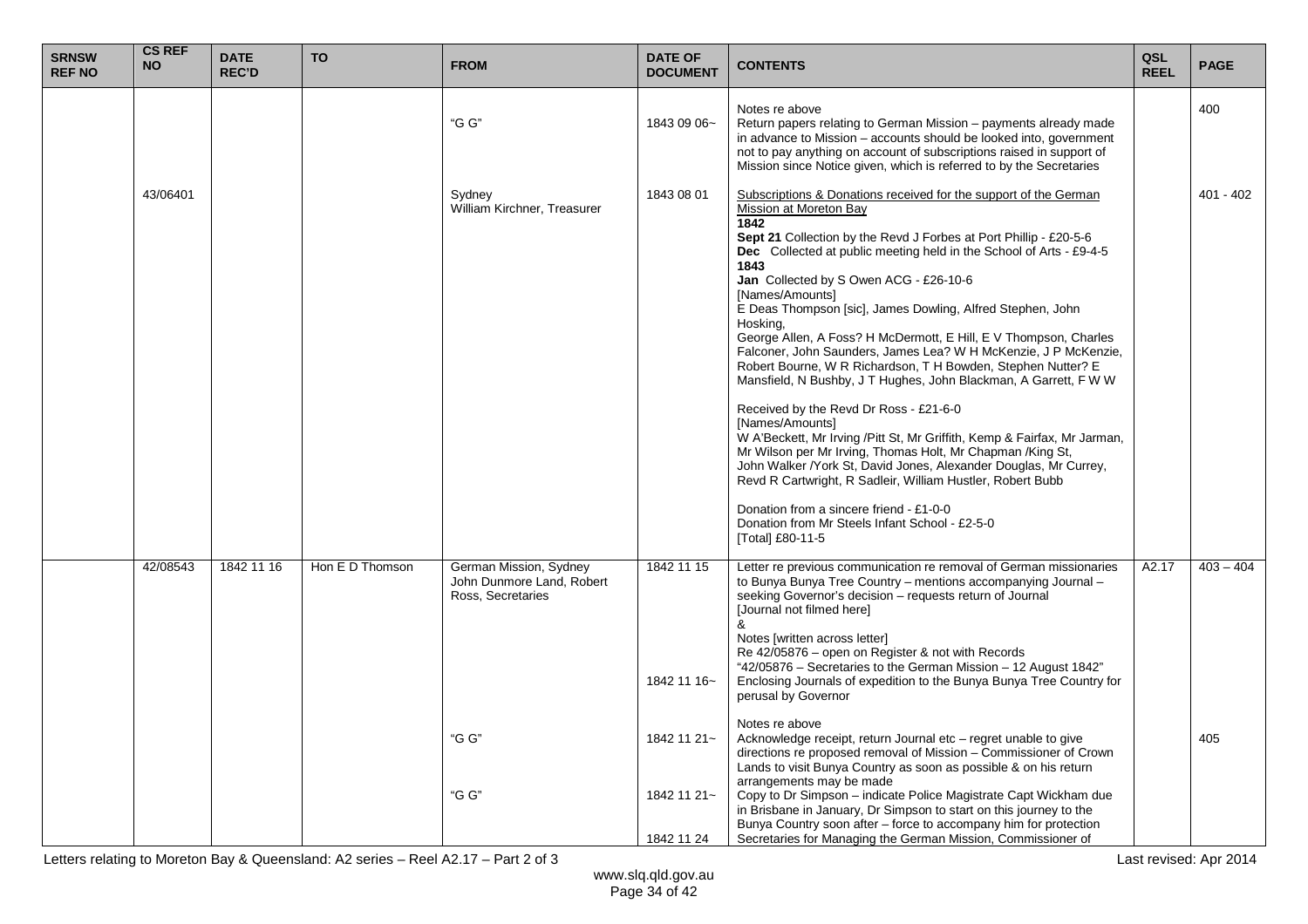| SRNSW REF NO | CS REF NO | DATE REC'D | TO | FROM | DATE OF DOCUMENT | CONTENTS | QSL REEL | PAGE |
|---|---|---|---|---|---|---|---|---|
| | | | | | | Notes re above | | |
| | | | | "G G" | 1843 09 06~ | Return papers relating to German Mission – payments already made in advance to Mission – accounts should be looked into, government not to pay anything on account of subscriptions raised in support of Mission since Notice given, which is referred to by the Secretaries | | 400 |
| | 43/06401 | | | Sydney<br>William Kirchner, Treasurer | 1843 08 01 | Subscriptions & Donations received for the support of the German Mission at Moreton Bay<br>**1842**<br>**Sept 21** Collection by the Revd J Forbes at Port Phillip - £20-5-6<br>**Dec** Collected at public meeting held in the School of Arts - £9-4-5<br>**1843**<br>**Jan** Collected by S Owen ACG - £26-10-6<br>[Names/Amounts]<br>E Deas Thompson [sic], James Dowling, Alfred Stephen, John Hosking,<br>George Allen, A Foss? H McDermott, E Hill, E V Thompson, Charles Falconer, John Saunders, James Lea? W H McKenzie, J P McKenzie, Robert Bourne, W R Richardson, T H Bowden, Stephen Nutter? E Mansfield, N Bushby, J T Hughes, John Blackman, A Garrett, F W W<br><br>Received by the Revd Dr Ross - £21-6-0<br>[Names/Amounts]<br>W A'Beckett, Mr Irving /Pitt St, Mr Griffith, Kemp & Fairfax, Mr Jarman, Mr Wilson per Mr Irving, Thomas Holt, Mr Chapman /King St,<br>John Walker /York St, David Jones, Alexander Douglas, Mr Currey, Revd R Cartwright, R Sadleir, William Hustler, Robert Bubb<br><br>Donation from a sincere friend - £1-0-0<br>Donation from Mr Steels Infant School - £2-5-0<br>[Total] £80-11-5 | | 401 - 402 |
| | 42/08543 | 1842 11 16 | Hon E D Thomson | German Mission, Sydney<br>John Dunmore Land, Robert Ross, Secretaries | 1842 11 15 | Letter re previous communication re removal of German missionaries to Bunya Bunya Tree Country – mentions accompanying Journal – seeking Governor's decision – requests return of Journal<br>[Journal not filmed here]<br>&<br>Notes [written across letter]<br>Re 42/05876 – open on Register & not with Records<br>"42/05876 – Secretaries to the German Mission – 12 August 1842" | A2.17 | 403 – 404 |
| | | | | | 1842 11 16~ | Enclosing Journals of expedition to the Bunya Bunya Tree Country for perusal by Governor | | |
| | | | | | | Notes re above | | |
| | | | | "G G" | 1842 11 21~ | Acknowledge receipt, return Journal etc – regret unable to give directions re proposed removal of Mission – Commissioner of Crown Lands to visit Bunya Country as soon as possible & on his return arrangements may be made | | 405 |
| | | | | "G G" | 1842 11 21~ | Copy to Dr Simpson – indicate Police Magistrate Capt Wickham due in Brisbane in January, Dr Simpson to start on this journey to the Bunya Country soon after – force to accompany him for protection | | |
| | | | | | 1842 11 24 | Secretaries for Managing the German Mission, Commissioner of | | |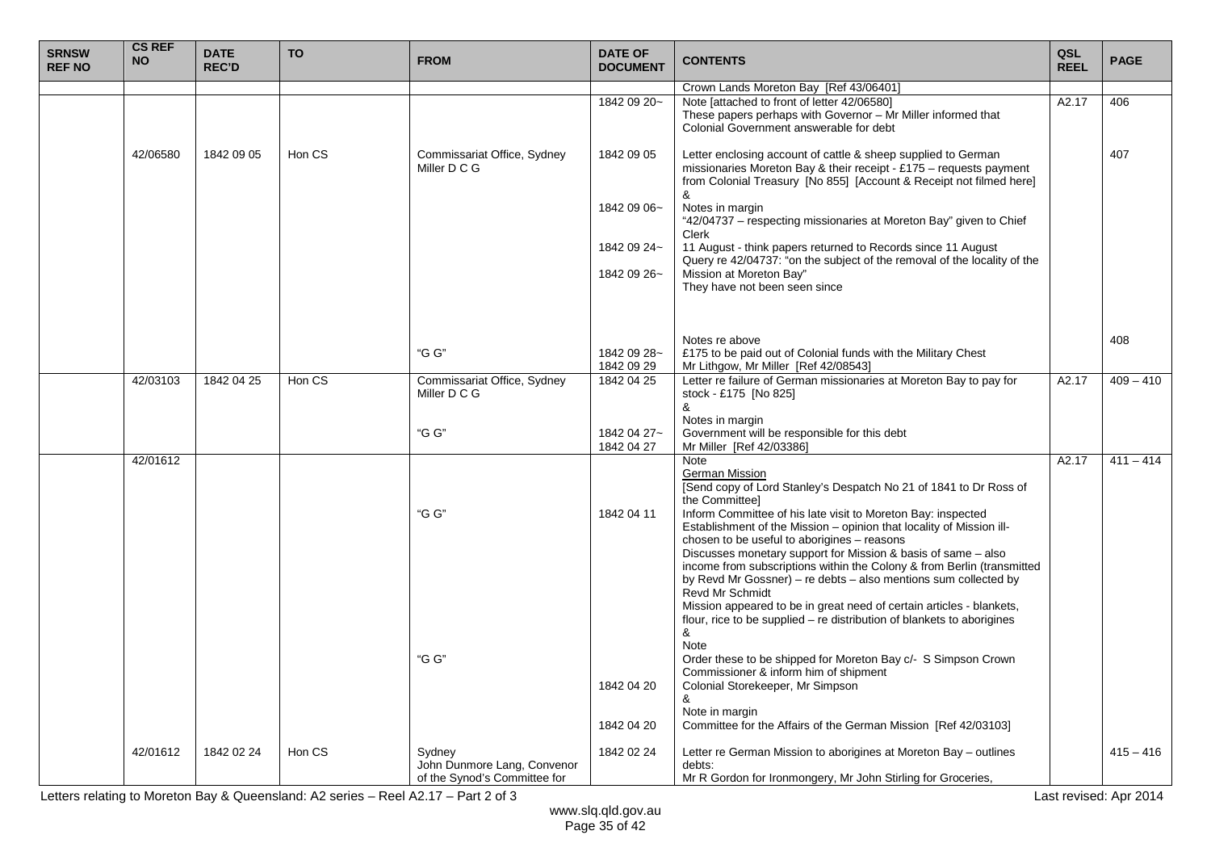| SRNSW REF NO | CS REF NO | DATE REC'D | TO | FROM | DATE OF DOCUMENT | CONTENTS | QSL REEL | PAGE |
|---|---|---|---|---|---|---|---|---|
| | | | | | | Crown Lands Moreton Bay [Ref 43/06401] | | |
| | | | | | 1842 09 20~ | Note [attached to front of letter 42/06580]<br>These papers perhaps with Governor – Mr Miller informed that Colonial Government answerable for debt | A2.17 | 406 |
| | 42/06580 | 1842 09 05 | Hon CS | Commissariat Office, Sydney<br>Miller D C G | 1842 09 05<br><br><br><br>1842 09 06~<br><br>1842 09 24~<br><br>1842 09 26~ | Letter enclosing account of cattle & sheep supplied to German missionaries Moreton Bay & their receipt - £175 – requests payment from Colonial Treasury [No 855] [Account & Receipt not filmed here]<br>&<br>Notes in margin<br>"42/04737 – respecting missionaries at Moreton Bay" given to Chief Clerk<br>11 August - think papers returned to Records since 11 August<br>Query re 42/04737: "on the subject of the removal of the locality of the Mission at Moreton Bay"<br>They have not been seen since | | 407 |
| | | | | "G G" | 1842 09 28~<br>1842 09 29 | Notes re above<br>£175 to be paid out of Colonial funds with the Military Chest<br>Mr Lithgow, Mr Miller [Ref 42/08543] | | 408 |
| | 42/03103 | 1842 04 25 | Hon CS | Commissariat Office, Sydney<br>Miller D C G<br><br><br>"G G" | 1842 04 25<br><br><br><br>1842 04 27~<br>1842 04 27 | Letter re failure of German missionaries at Moreton Bay to pay for stock - £175 [No 825]<br>&<br>Notes in margin<br>Government will be responsible for this debt<br>Mr Miller [Ref 42/03386] | A2.17 | 409 – 410 |
| | 42/01612 | | | "G G"<br><br><br><br><br><br><br><br><br><br>"G G" | 1842 04 11<br><br><br><br><br><br><br><br><br><br><br>1842 04 20<br><br>1842 04 20 | Note<br>German Mission<br>[Send copy of Lord Stanley's Despatch No 21 of 1841 to Dr Ross of the Committee]<br>Inform Committee of his late visit to Moreton Bay: inspected Establishment of the Mission – opinion that locality of Mission ill-chosen to be useful to aborigines – reasons<br>Discusses monetary support for Mission & basis of same – also income from subscriptions within the Colony & from Berlin (transmitted by Revd Mr Gossner) – re debts – also mentions sum collected by Revd Mr Schmidt<br>Mission appeared to be in great need of certain articles - blankets, flour, rice to be supplied – re distribution of blankets to aborigines<br>&<br>Note<br>Order these to be shipped for Moreton Bay c/- S Simpson Crown Commissioner & inform him of shipment<br>Colonial Storekeeper, Mr Simpson<br>&<br>Note in margin<br>Committee for the Affairs of the German Mission [Ref 42/03103] | A2.17 | 411 – 414 |
| | 42/01612 | 1842 02 24 | Hon CS | Sydney<br>John Dunmore Lang, Convenor of the Synod's Committee for | 1842 02 24 | Letter re German Mission to aborigines at Moreton Bay – outlines debts:<br>Mr R Gordon for Ironmongery, Mr John Stirling for Groceries, | | 415 – 416 |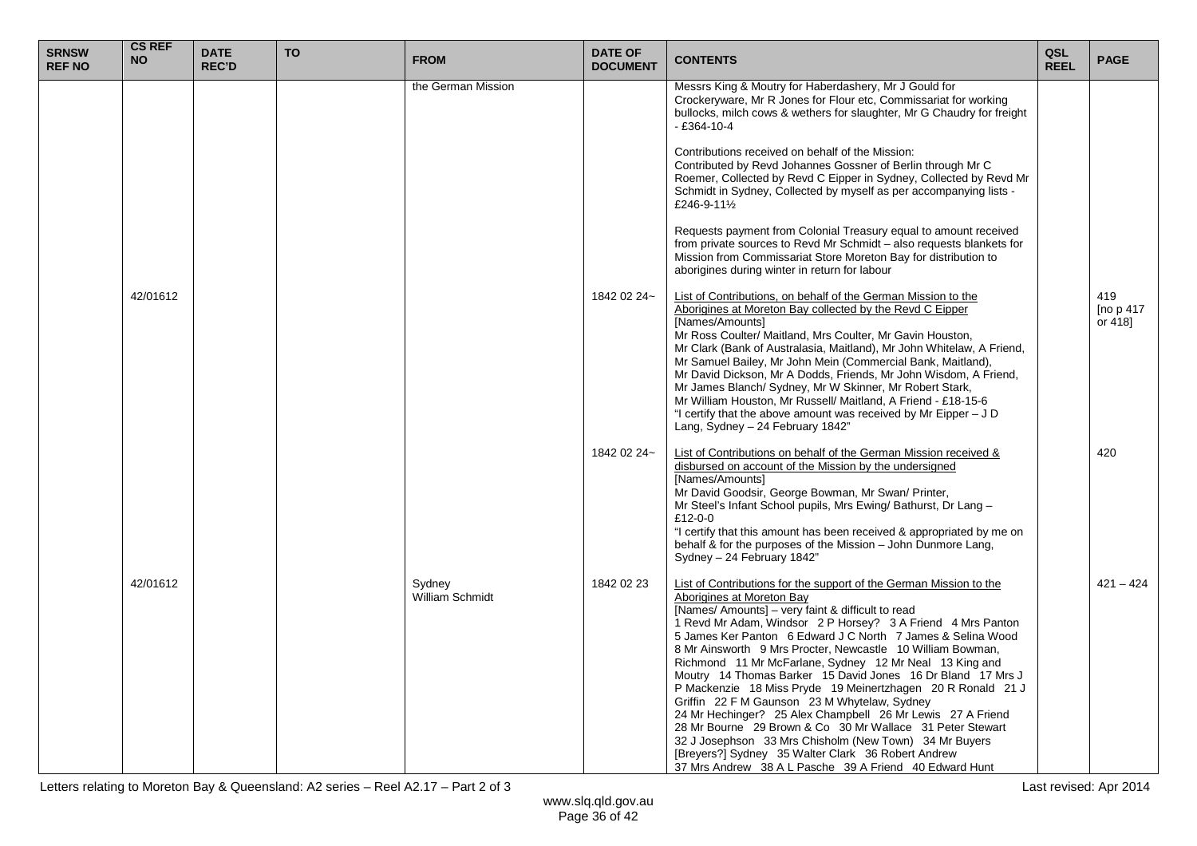| SRNSW REF NO | CS REF NO | DATE REC'D | TO | FROM | DATE OF DOCUMENT | CONTENTS | QSL REEL | PAGE |
|---|---|---|---|---|---|---|---|---|
| | | | | the German Mission | | Messrs King & Moutry for Haberdashery, Mr J Gould for Crockeryware, Mr R Jones for Flour etc, Commissariat for working bullocks, milch cows & wethers for slaughter, Mr G Chaudry for freight - £364-10-4<br><br>Contributions received on behalf of the Mission:<br>Contributed by Revd Johannes Gossner of Berlin through Mr C Roemer, Collected by Revd C Eipper in Sydney, Collected by Revd Mr Schmidt in Sydney, Collected by myself as per accompanying lists - £246-9-11½<br><br>Requests payment from Colonial Treasury equal to amount received from private sources to Revd Mr Schmidt – also requests blankets for Mission from Commissariat Store Moreton Bay for distribution to aborigines during winter in return for labour | | |
| | 42/01612 | | | | 1842 02 24~ | List of Contributions, on behalf of the German Mission to the Aborigines at Moreton Bay collected by the Revd C Eipper<br>[Names/Amounts]<br>Mr Ross Coulter/ Maitland, Mrs Coulter, Mr Gavin Houston, Mr Clark (Bank of Australasia, Maitland), Mr John Whitelaw, A Friend, Mr Samuel Bailey, Mr John Mein (Commercial Bank, Maitland), Mr David Dickson, Mr A Dodds, Friends, Mr John Wisdom, A Friend, Mr James Blanch/ Sydney, Mr W Skinner, Mr Robert Stark, Mr William Houston, Mr Russell/ Maitland, A Friend - £18-15-6<br>"I certify that the above amount was received by Mr Eipper – J D Lang, Sydney – 24 February 1842" | | 419 [no p 417 or 418] |
| | | | | | 1842 02 24~ | List of Contributions on behalf of the German Mission received & disbursed on account of the Mission by the undersigned<br>[Names/Amounts]<br>Mr David Goodsir, George Bowman, Mr Swan/ Printer, Mr Steel's Infant School pupils, Mrs Ewing/ Bathurst, Dr Lang – £12-0-0<br>"I certify that this amount has been received & appropriated by me on behalf & for the purposes of the Mission – John Dunmore Lang, Sydney – 24 February 1842" | | 420 |
| | 42/01612 | | | Sydney<br>William Schmidt | 1842 02 23 | List of Contributions for the support of the German Mission to the Aborigines at Moreton Bay<br>[Names/ Amounts] – very faint & difficult to read<br>1 Revd Mr Adam, Windsor 2 P Horsey? 3 A Friend 4 Mrs Panton 5 James Ker Panton 6 Edward J C North 7 James & Selina Wood 8 Mr Ainsworth 9 Mrs Procter, Newcastle 10 William Bowman, Richmond 11 Mr McFarlane, Sydney 12 Mr Neal 13 King and Moutry 14 Thomas Barker 15 David Jones 16 Dr Bland 17 Mrs J P Mackenzie 18 Miss Pryde 19 Meinertzhagen 20 R Ronald 21 J Griffin 22 F M Gaunson 23 M Whytelaw, Sydney 24 Mr Hechinger? 25 Alex Champbell 26 Mr Lewis 27 A Friend 28 Mr Bourne 29 Brown & Co 30 Mr Wallace 31 Peter Stewart 32 J Josephson 33 Mrs Chisholm (New Town) 34 Mr Buyers [Breyers?] Sydney 35 Walter Clark 36 Robert Andrew 37 Mrs Andrew 38 A L Pasche 39 A Friend 40 Edward Hunt | | 421 – 424 |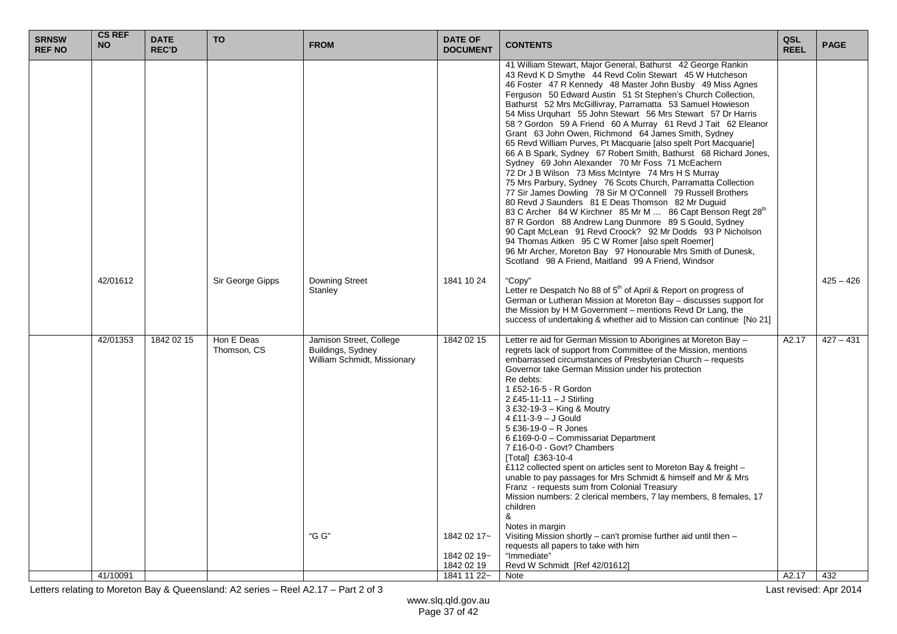| SRNSW REF NO | CS REF NO | DATE REC'D | TO | FROM | DATE OF DOCUMENT | CONTENTS | QSL REEL | PAGE |
|---|---|---|---|---|---|---|---|---|
| | | | | | | 41 William Stewart, Major General, Bathurst 42 George Rankin 43 Revd K D Smythe 44 Revd Colin Stewart 45 W Hutcheson 46 Foster 47 R Kennedy 48 Master John Busby 49 Miss Agnes Ferguson 50 Edward Austin 51 St Stephen's Church Collection, Bathurst 52 Mrs McGillivray, Parramatta 53 Samuel Howieson 54 Miss Urquhart 55 John Stewart 56 Mrs Stewart 57 Dr Harris 58 ? Gordon 59 A Friend 60 A Murray 61 Revd J Tait 62 Eleanor Grant 63 John Owen, Richmond 64 James Smith, Sydney 65 Revd William Purves, Pt Macquarie [also spelt Port Macquarie] 66 A B Spark, Sydney 67 Robert Smith, Bathurst 68 Richard Jones, Sydney 69 John Alexander 70 Mr Foss 71 McEachern 72 Dr J B Wilson 73 Miss McIntyre 74 Mrs H S Murray 75 Mrs Parbury, Sydney 76 Scots Church, Parramatta Collection 77 Sir James Dowling 78 Sir M O'Connell 79 Russell Brothers 80 Revd J Saunders 81 E Deas Thomson 82 Mr Duguid 83 C Archer 84 W Kirchner 85 Mr M … 86 Capt Benson Regt 28th 87 R Gordon 88 Andrew Lang Dunmore 89 S Gould, Sydney 90 Capt McLean 91 Revd Croock? 92 Mr Dodds 93 P Nicholson 94 Thomas Aitken 95 C W Romer [also spelt Roemer] 96 Mr Archer, Moreton Bay 97 Honourable Mrs Smith of Dunesk, Scotland 98 A Friend, Maitland 99 A Friend, Windsor | | |
| | 42/01612 | | Sir George Gipps | Downing Street<br>Stanley | 1841 10 24 | "Copy"<br>Letter re Despatch No 88 of 5th of April & Report on progress of German or Lutheran Mission at Moreton Bay – discusses support for the Mission by H M Government – mentions Revd Dr Lang, the success of undertaking & whether aid to Mission can continue [No 21] | | 425 – 426 |
| | 42/01353 | 1842 02 15 | Hon E Deas Thomson, CS | Jamison Street, College Buildings, Sydney<br>William Schmidt, Missionary<br><br>"G G" | 1842 02 15<br><br>1842 02 17~<br><br>1842 02 19~<br>1842 02 19 | Letter re aid for German Mission to Aborigines at Moreton Bay – regrets lack of support from Committee of the Mission, mentions embarrassed circumstances of Presbyterian Church – requests Governor take German Mission under his protection<br>Re debts:<br>1 £52-16-5 - R Gordon<br>2 £45-11-11 – J Stirling<br>3 £32-19-3 – King & Moutry<br>4 £11-3-9 – J Gould<br>5 £36-19-0 – R Jones<br>6 £169-0-0 – Commissariat Department<br>7 £16-0-0 - Govt? Chambers<br>[Total] £363-10-4<br>£112 collected spent on articles sent to Moreton Bay & freight – unable to pay passages for Mrs Schmidt & himself and Mr & Mrs Franz - requests sum from Colonial Treasury<br>Mission numbers: 2 clerical members, 7 lay members, 8 females, 17 children<br>&<br>Notes in margin<br>Visiting Mission shortly – can't promise further aid until then – requests all papers to take with him<br>"Immediate"<br>Revd W Schmidt [Ref 42/01612] | A2.17 | 427 – 431 |
| | 41/10091 | | | | 1841 11 22~ | Note | A2.17 | 432 |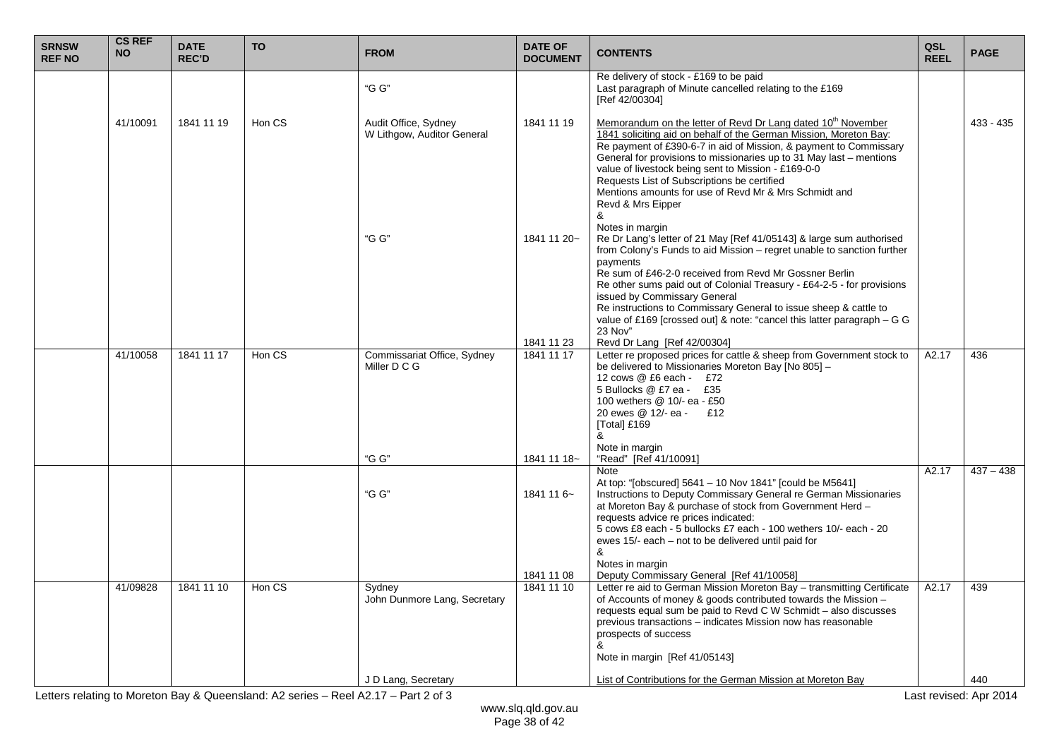| SRNSW REF NO | CS REF NO | DATE REC'D | TO | FROM | DATE OF DOCUMENT | CONTENTS | QSL REEL | PAGE |
|---|---|---|---|---|---|---|---|---|
| | | | | "G G" | | Re delivery of stock - £169 to be paid<br>Last paragraph of Minute cancelled relating to the £169<br>[Ref 42/00304] | | |
| | 41/10091 | 1841 11 19 | Hon CS | Audit Office, Sydney<br>W Lithgow, Auditor General | 1841 11 19 | Memorandum on the letter of Revd Dr Lang dated 10th November 1841 soliciting aid on behalf of the German Mission, Moreton Bay:<br>Re payment of £390-6-7 in aid of Mission, & payment to Commissary General for provisions to missionaries up to 31 May last – mentions value of livestock being sent to Mission - £169-0-0<br>Requests List of Subscriptions be certified<br>Mentions amounts for use of Revd Mr & Mrs Schmidt and Revd & Mrs Eipper<br>& | | 433 - 435 |
| | | | | "G G" | 1841 11 20~<br><br>1841 11 23 | Notes in margin<br>Re Dr Lang's letter of 21 May [Ref 41/05143] & large sum authorised from Colony's Funds to aid Mission – regret unable to sanction further payments<br>Re sum of £46-2-0 received from Revd Mr Gossner Berlin<br>Re other sums paid out of Colonial Treasury - £64-2-5 - for provisions issued by Commissary General<br>Re instructions to Commissary General to issue sheep & cattle to value of £169 [crossed out] & note: "cancel this latter paragraph – G G 23 Nov"<br>Revd Dr Lang [Ref 42/00304] | | |
| | 41/10058 | 1841 11 17 | Hon CS | Commissariat Office, Sydney<br>Miller D C G | 1841 11 17 | Letter re proposed prices for cattle & sheep from Government stock to be delivered to Missionaries Moreton Bay [No 805] –<br>12 cows @ £6 each - £72<br>5 Bullocks @ £7 ea - £35<br>100 wethers @ 10/- ea - £50<br>20 ewes @ 12/- ea - £12<br>[Total] £169<br>& | A2.17 | 436 |
| | | | | "G G" | 1841 11 18~ | Note in margin<br>"Read" [Ref 41/10091] | | |
| | | | | "G G" | 1841 11 6~<br><br>1841 11 08 | Note<br>At top: "[obscured] 5641 – 10 Nov 1841" [could be M5641]<br>Instructions to Deputy Commissary General re German Missionaries at Moreton Bay & purchase of stock from Government Herd – requests advice re prices indicated:<br>5 cows £8 each - 5 bullocks £7 each - 100 wethers 10/- each - 20 ewes 15/- each – not to be delivered until paid for<br>&<br>Notes in margin<br>Deputy Commissary General [Ref 41/10058] | A2.17 | 437 – 438 |
| | 41/09828 | 1841 11 10 | Hon CS | Sydney<br>John Dunmore Lang, Secretary | 1841 11 10 | Letter re aid to German Mission Moreton Bay – transmitting Certificate of Accounts of money & goods contributed towards the Mission – requests equal sum be paid to Revd C W Schmidt – also discusses previous transactions – indicates Mission now has reasonable prospects of success<br>&<br>Note in margin [Ref 41/05143] | A2.17 | 439 |
| | | | | J D Lang, Secretary | | List of Contributions for the German Mission at Moreton Bay | | 440 |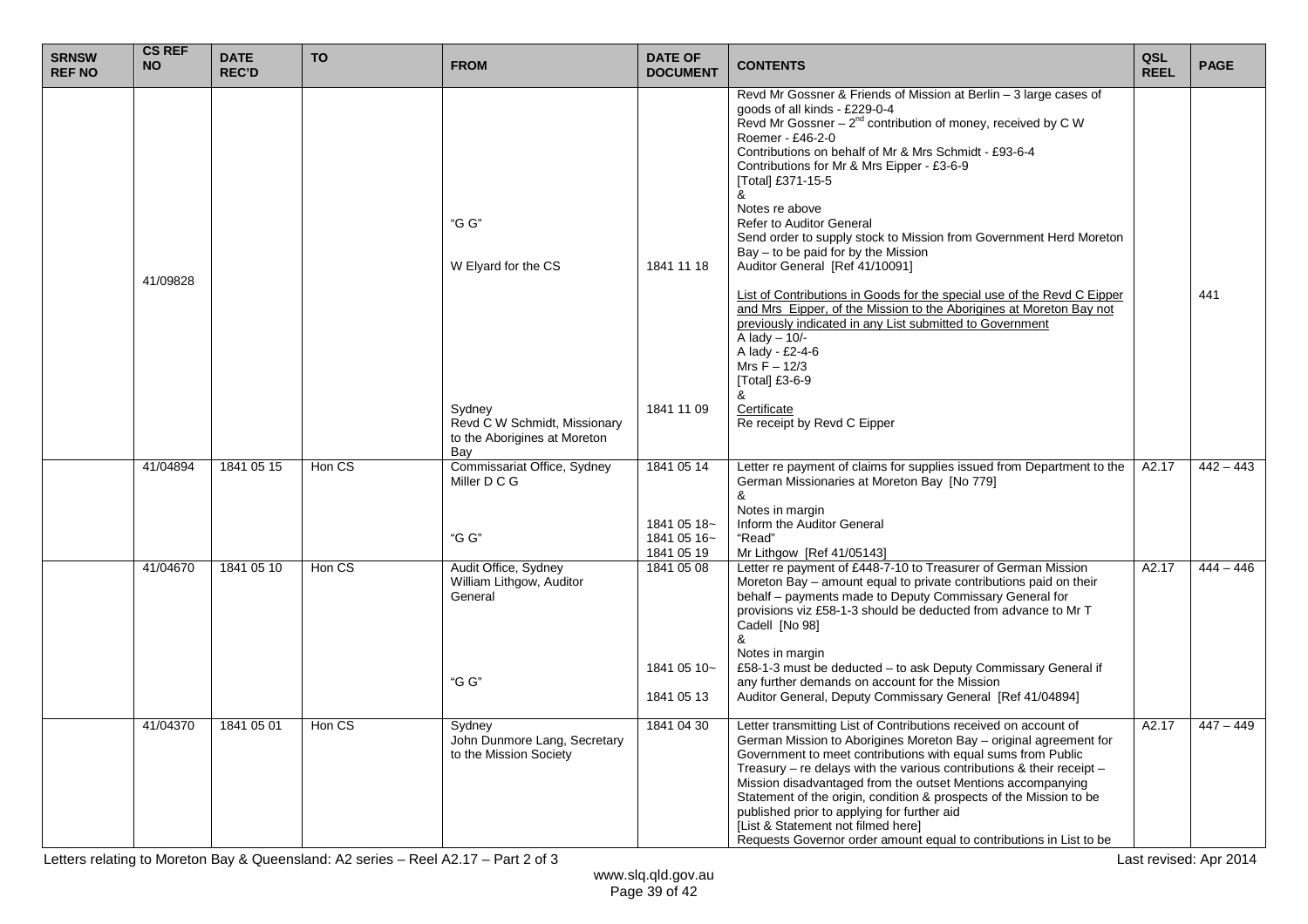| SRNSW REF NO | CS REF NO | DATE REC'D | TO | FROM | DATE OF DOCUMENT | CONTENTS | QSL REEL | PAGE |
|---|---|---|---|---|---|---|---|---|
| | 41/09828 | | | "G G"<br><br>W Elyard for the CS<br><br>Sydney<br>Revd C W Schmidt, Missionary to the Aborigines at Moreton Bay | <br><br>1841 11 18<br><br>1841 11 09 | Revd Mr Gossner & Friends of Mission at Berlin – 3 large cases of goods of all kinds - £229-0-4<br>Revd Mr Gossner – 2nd contribution of money, received by C W Roemer - £46-2-0<br>Contributions on behalf of Mr & Mrs Schmidt - £93-6-4<br>Contributions for Mr & Mrs Eipper - £3-6-9<br>[Total] £371-15-5<br>&<br>Notes re above<br>Refer to Auditor General<br>Send order to supply stock to Mission from Government Herd Moreton Bay – to be paid for by the Mission<br>Auditor General [Ref 41/10091]<br><br>List of Contributions in Goods for the special use of the Revd C Eipper and Mrs Eipper, of the Mission to the Aborigines at Moreton Bay not previously indicated in any List submitted to Government<br>A lady – 10/-<br>A lady - £2-4-6<br>Mrs F – 12/3<br>[Total] £3-6-9<br>&<br>Certificate<br>Re receipt by Revd C Eipper | | 441 |
| | 41/04894 | 1841 05 15 | Hon CS | Commissariat Office, Sydney<br>Miller D C G<br><br>"G G" | 1841 05 14<br><br>1841 05 18~<br>1841 05 16~<br>1841 05 19 | Letter re payment of claims for supplies issued from Department to the German Missionaries at Moreton Bay [No 779]<br>&<br>Notes in margin<br>Inform the Auditor General<br>"Read"<br>Mr Lithgow [Ref 41/05143] | A2.17 | 442 – 443 |
| | 41/04670 | 1841 05 10 | Hon CS | Audit Office, Sydney<br>William Lithgow, Auditor General<br><br>"G G" | 1841 05 08<br><br>1841 05 10~<br>1841 05 13 | Letter re payment of £448-7-10 to Treasurer of German Mission Moreton Bay – amount equal to private contributions paid on their behalf – payments made to Deputy Commissary General for provisions viz £58-1-3 should be deducted from advance to Mr T Cadell [No 98]<br>&<br>Notes in margin<br>£58-1-3 must be deducted – to ask Deputy Commissary General if any further demands on account for the Mission<br>Auditor General, Deputy Commissary General [Ref 41/04894] | A2.17 | 444 – 446 |
| | 41/04370 | 1841 05 01 | Hon CS | Sydney<br>John Dunmore Lang, Secretary to the Mission Society | 1841 04 30 | Letter transmitting List of Contributions received on account of German Mission to Aborigines Moreton Bay – original agreement for Government to meet contributions with equal sums from Public Treasury – re delays with the various contributions & their receipt – Mission disadvantaged from the outset Mentions accompanying Statement of the origin, condition & prospects of the Mission to be published prior to applying for further aid<br>[List & Statement not filmed here]<br>Requests Governor order amount equal to contributions in List to be | A2.17 | 447 – 449 |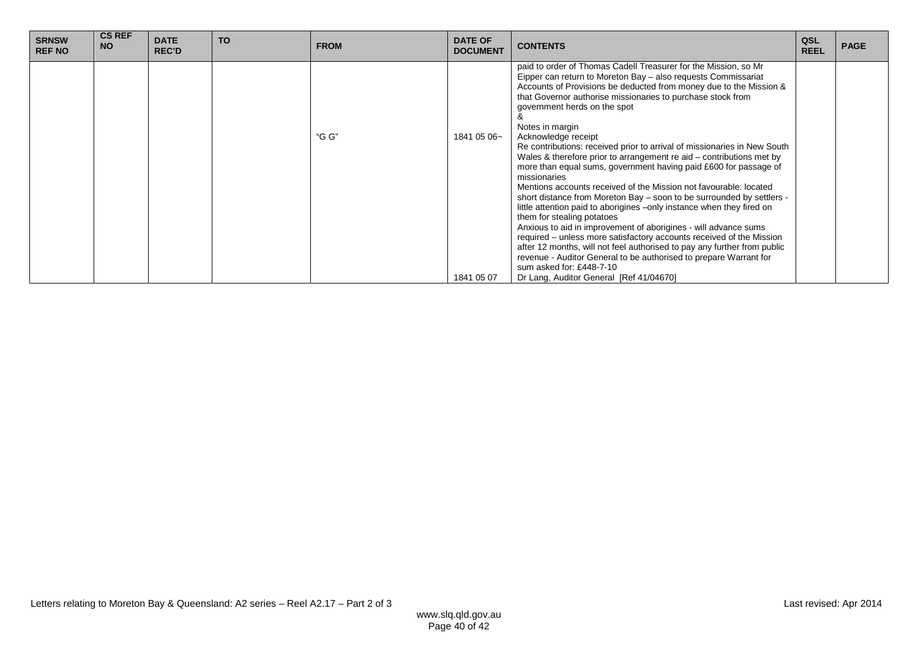| SRNSW REF NO | CS REF NO | DATE REC'D | TO | FROM | DATE OF DOCUMENT | CONTENTS | QSL REEL | PAGE |
|---|---|---|---|---|---|---|---|---|
| | | | | "G G" | 1841 05 06~<br><br>1841 05 07 | paid to order of Thomas Cadell Treasurer for the Mission, so Mr Eipper can return to Moreton Bay – also requests Commissariat Accounts of Provisions be deducted from money due to the Mission & that Governor authorise missionaries to purchase stock from government herds on the spot<br>&<br>Notes in margin<br>Acknowledge receipt<br>Re contributions: received prior to arrival of missionaries in New South Wales & therefore prior to arrangement re aid – contributions met by more than equal sums, government having paid £600 for passage of missionaries<br>Mentions accounts received of the Mission not favourable: located short distance from Moreton Bay – soon to be surrounded by settlers - little attention paid to aborigines –only instance when they fired on them for stealing potatoes<br>Anxious to aid in improvement of aborigines - will advance sums required – unless more satisfactory accounts received of the Mission after 12 months, will not feel authorised to pay any further from public revenue - Auditor General to be authorised to prepare Warrant for sum asked for: £448-7-10<br>Dr Lang, Auditor General [Ref 41/04670] | | |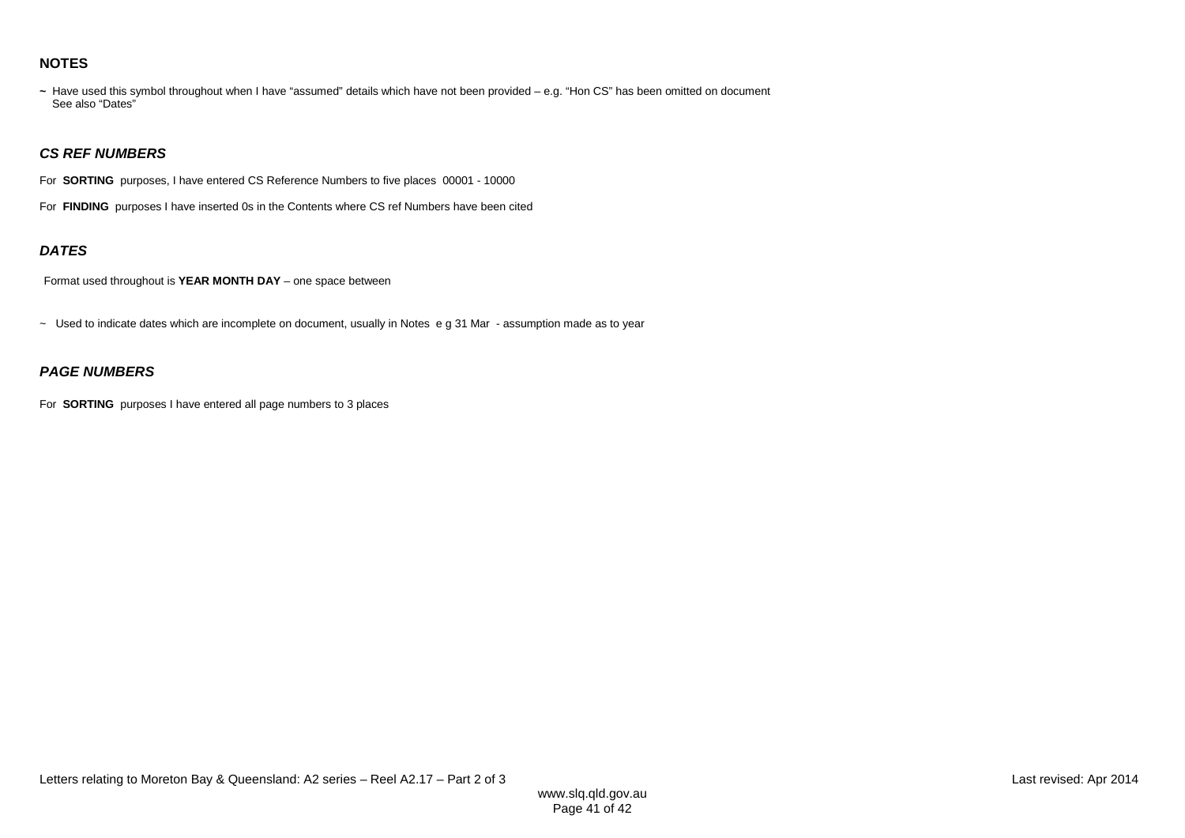## NOTES

**~** Have used this symbol throughout when I have "assumed" details which have not been provided – e.g. "Hon CS" has been omitted on document
See also "Dates"

### *CS REF NUMBERS*

For **SORTING** purposes, I have entered CS Reference Numbers to five places 00001 - 10000

For **FINDING** purposes I have inserted 0s in the Contents where CS ref Numbers have been cited

### *DATES*

Format used throughout is **YEAR MONTH DAY** – one space between

~ Used to indicate dates which are incomplete on document, usually in Notes e g 31 Mar - assumption made as to year

### *PAGE NUMBERS*

For **SORTING** purposes I have entered all page numbers to 3 places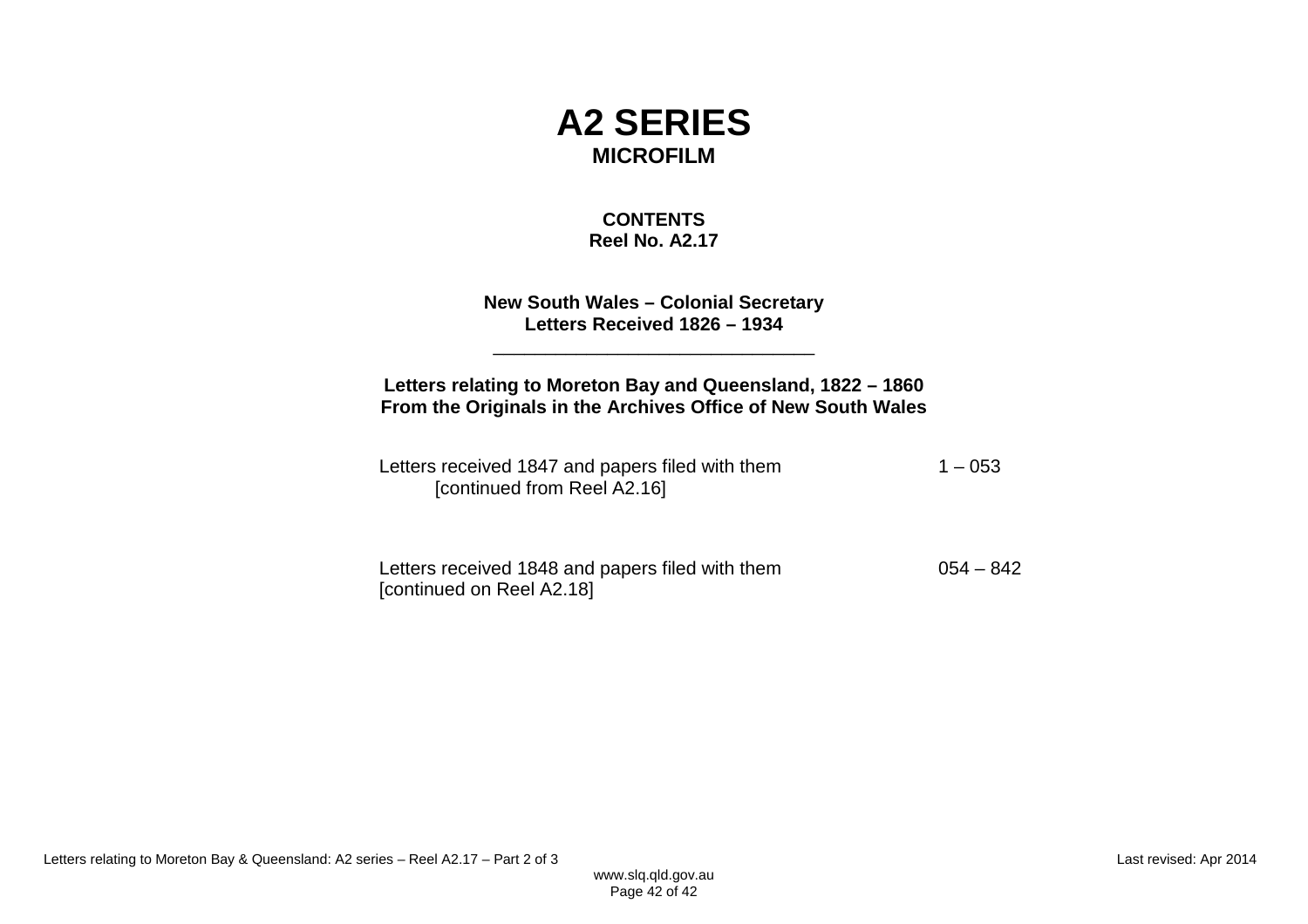# A2 SERIES

## MICROFILM

**CONTENTS**
**Reel No. A2.17**

**New South Wales – Colonial Secretary**
**Letters Received 1826 – 1934**

---

**Letters relating to Moreton Bay and Queensland, 1822 – 1860**
**From the Originals in the Archives Office of New South Wales**

| | |
|---|---|
| Letters received 1847 and papers filed with them [continued from Reel A2.16] | 1 – 053 |
| Letters received 1848 and papers filed with them [continued on Reel A2.18] | 054 – 842 |